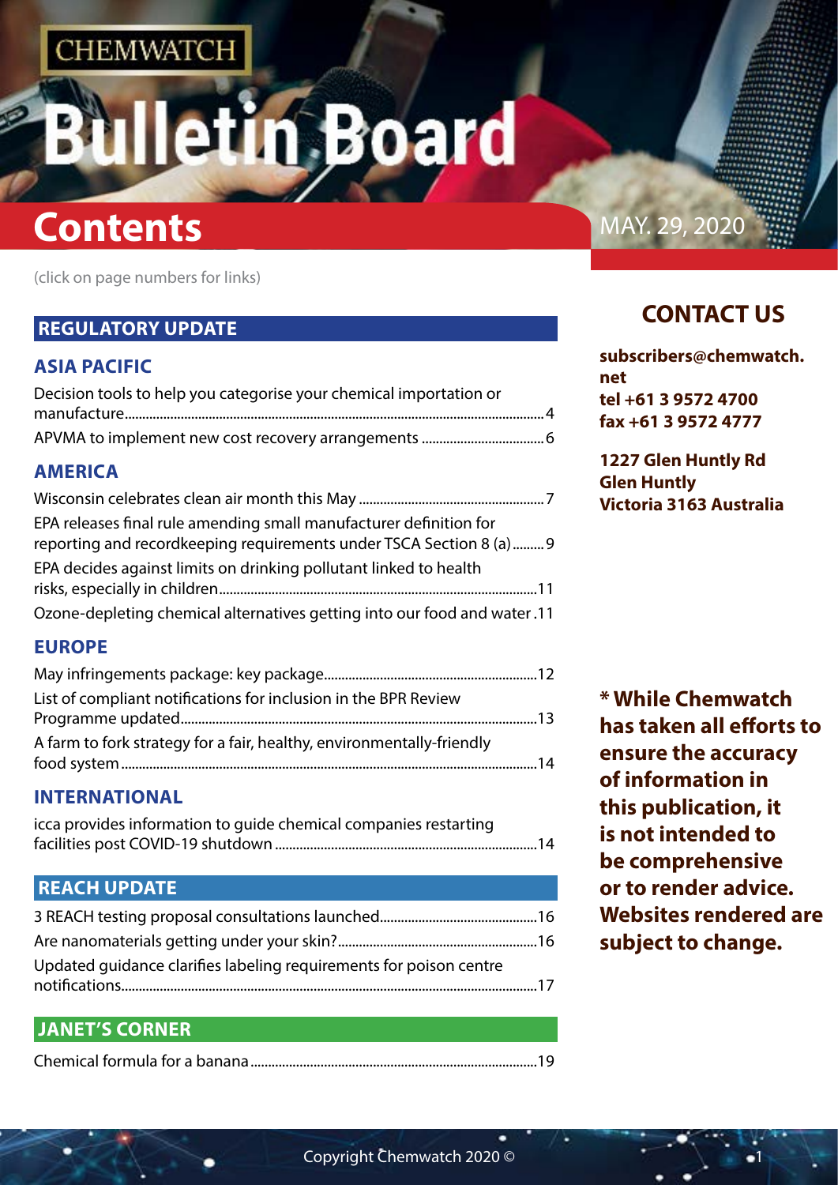CHEMWATCH

# Bulletin Board

## Contents

MAY. 29, 2020

(click on page numbers for links)

### REGULATORY UPDATE

#### ASIA PACIFIC

Decision tools to help you categorise your chemical importation or manufacture....4

APVMA to implement new cost recovery arrangements....6

#### AMERICA

Wisconsin celebrates clean air month this May....7

EPA releases final rule amending small manufacturer definition for reporting and recordkeeping requirements under TSCA Section 8 (a)....9

EPA decides against limits on drinking pollutant linked to health risks, especially in children....11

Ozone-depleting chemical alternatives getting into our food and water....11

#### EUROPE

May infringements package: key package....12

List of compliant notifications for inclusion in the BPR Review Programme updated....13

A farm to fork strategy for a fair, healthy, environmentally-friendly food system....14

#### INTERNATIONAL

icca provides information to guide chemical companies restarting facilities post COVID-19 shutdown....14

### REACH UPDATE

3 REACH testing proposal consultations launched....16

Are nanomaterials getting under your skin?....16

Updated guidance clarifies labeling requirements for poison centre notifications....17

### JANET'S CORNER

Chemical formula for a banana....19

## CONTACT US

**subscribers@chemwatch.net**
**tel +61 3 9572 4700**
**fax +61 3 9572 4777**

**1227 Glen Huntly Rd**
**Glen Huntly**
**Victoria 3163 Australia**

**\* While Chemwatch has taken all efforts to ensure the accuracy of information in this publication, it is not intended to be comprehensive or to render advice. Websites rendered are subject to change.**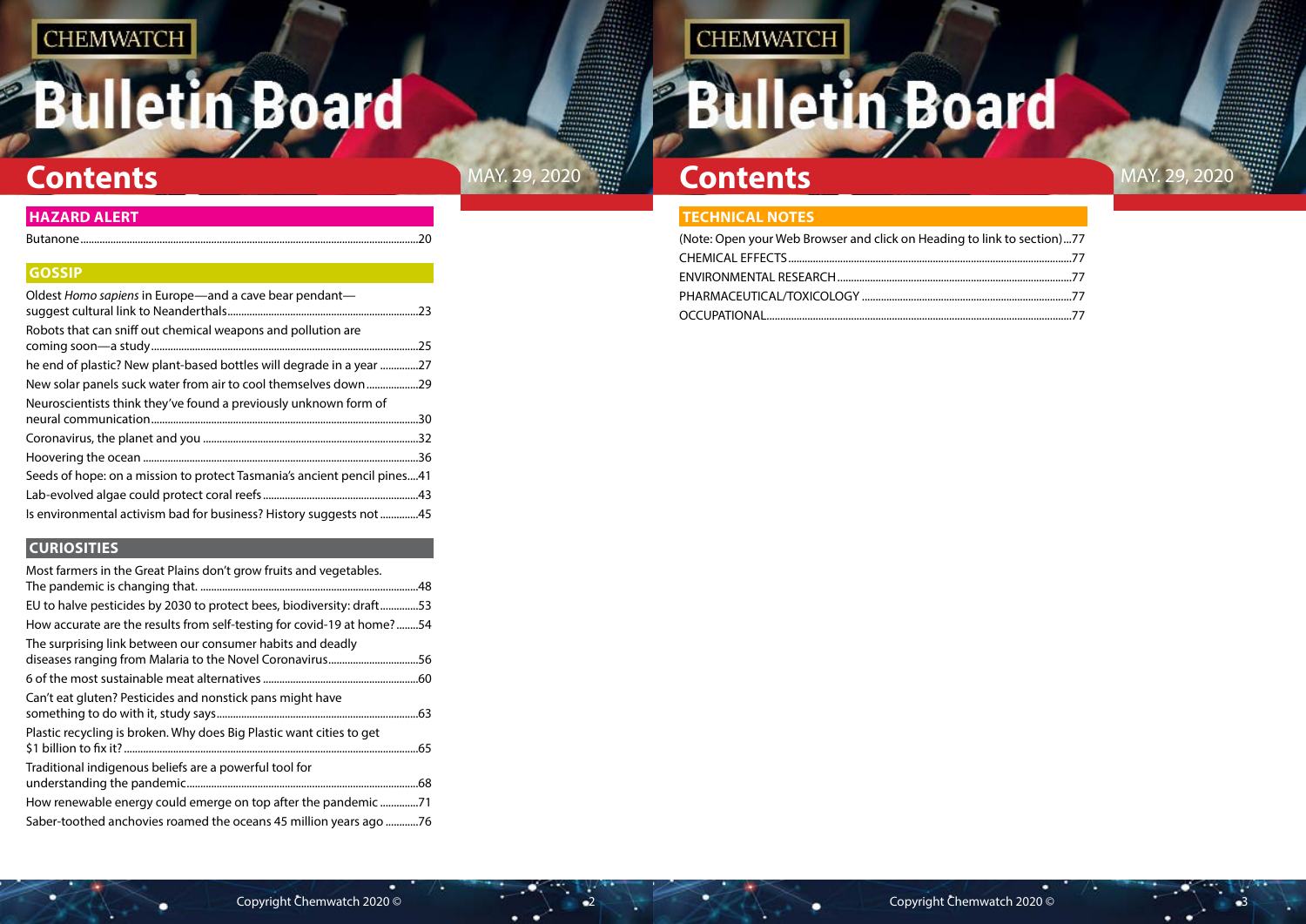## Contents

MAY. 29, 2020

### HAZARD ALERT

Butanone....20

### GOSSIP

Oldest *Homo sapiens* in Europe—and a cave bear pendant—suggest cultural link to Neanderthals....23

Robots that can sniff out chemical weapons and pollution are coming soon—a study....25

he end of plastic? New plant-based bottles will degrade in a year....27

New solar panels suck water from air to cool themselves down....29

Neuroscientists think they've found a previously unknown form of neural communication....30

Coronavirus, the planet and you....32

Hoovering the ocean....36

Seeds of hope: on a mission to protect Tasmania's ancient pencil pines....41

Lab-evolved algae could protect coral reefs....43

Is environmental activism bad for business? History suggests not....45

### CURIOSITIES

Most farmers in the Great Plains don't grow fruits and vegetables. The pandemic is changing that....48

EU to halve pesticides by 2030 to protect bees, biodiversity: draft....53

How accurate are the results from self-testing for covid-19 at home?....54

The surprising link between our consumer habits and deadly diseases ranging from Malaria to the Novel Coronavirus....56

6 of the most sustainable meat alternatives....60

Can't eat gluten? Pesticides and nonstick pans might have something to do with it, study says....63

Plastic recycling is broken. Why does Big Plastic want cities to get $1 billion to fix it?....65

Traditional indigenous beliefs are a powerful tool for understanding the pandemic....68

How renewable energy could emerge on top after the pandemic....71

Saber-toothed anchovies roamed the oceans 45 million years ago....76

### TECHNICAL NOTES

(Note: Open your Web Browser and click on Heading to link to section)...77

CHEMICAL EFFECTS....77

ENVIRONMENTAL RESEARCH....77

PHARMACEUTICAL/TOXICOLOGY....77

OCCUPATIONAL....77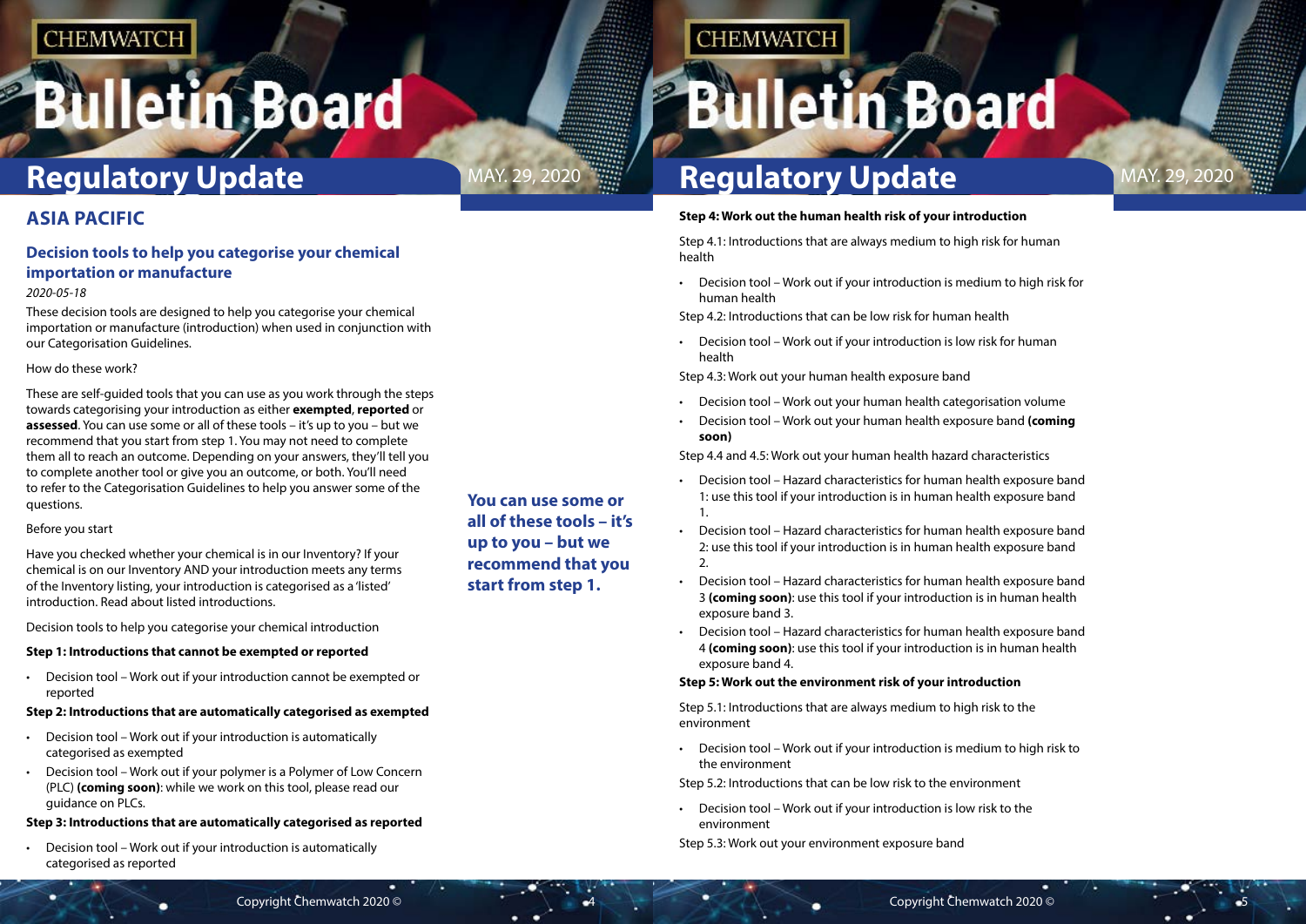## ASIA PACIFIC

### Decision tools to help you categorise your chemical importation or manufacture

*2020-05-18*

These decision tools are designed to help you categorise your chemical importation or manufacture (introduction) when used in conjunction with our Categorisation Guidelines.

How do these work?

These are self-guided tools that you can use as you work through the steps towards categorising your introduction as either **exempted**, **reported** or **assessed**. You can use some or all of these tools – it's up to you – but we recommend that you start from step 1. You may not need to complete them all to reach an outcome. Depending on your answers, they'll tell you to complete another tool or give you an outcome, or both. You'll need to refer to the Categorisation Guidelines to help you answer some of the questions.

Before you start

Have you checked whether your chemical is in our Inventory? If your chemical is on our Inventory AND your introduction meets any terms of the Inventory listing, your introduction is categorised as a 'listed' introduction. Read about listed introductions.

Decision tools to help you categorise your chemical introduction

**Step 1: Introductions that cannot be exempted or reported**

- Decision tool – Work out if your introduction cannot be exempted or reported

**Step 2: Introductions that are automatically categorised as exempted**

- Decision tool – Work out if your introduction is automatically categorised as exempted
- Decision tool – Work out if your polymer is a Polymer of Low Concern (PLC) **(coming soon)**: while we work on this tool, please read our guidance on PLCs.

**Step 3: Introductions that are automatically categorised as reported**

- Decision tool – Work out if your introduction is automatically categorised as reported

**You can use some or all of these tools – it's up to you – but we recommend that you start from step 1.**

**Step 4: Work out the human health risk of your introduction**

Step 4.1: Introductions that are always medium to high risk for human health

- Decision tool – Work out if your introduction is medium to high risk for human health

Step 4.2: Introductions that can be low risk for human health

- Decision tool – Work out if your introduction is low risk for human health

Step 4.3: Work out your human health exposure band

- Decision tool – Work out your human health categorisation volume
- Decision tool – Work out your human health exposure band **(coming soon)**

Step 4.4 and 4.5: Work out your human health hazard characteristics

- Decision tool – Hazard characteristics for human health exposure band 1: use this tool if your introduction is in human health exposure band 1.
- Decision tool – Hazard characteristics for human health exposure band 2: use this tool if your introduction is in human health exposure band 2.
- Decision tool – Hazard characteristics for human health exposure band 3 **(coming soon)**: use this tool if your introduction is in human health exposure band 3.
- Decision tool – Hazard characteristics for human health exposure band 4 **(coming soon)**: use this tool if your introduction is in human health exposure band 4.

**Step 5: Work out the environment risk of your introduction**

Step 5.1: Introductions that are always medium to high risk to the environment

- Decision tool – Work out if your introduction is medium to high risk to the environment

Step 5.2: Introductions that can be low risk to the environment

- Decision tool – Work out if your introduction is low risk to the environment

Step 5.3: Work out your environment exposure band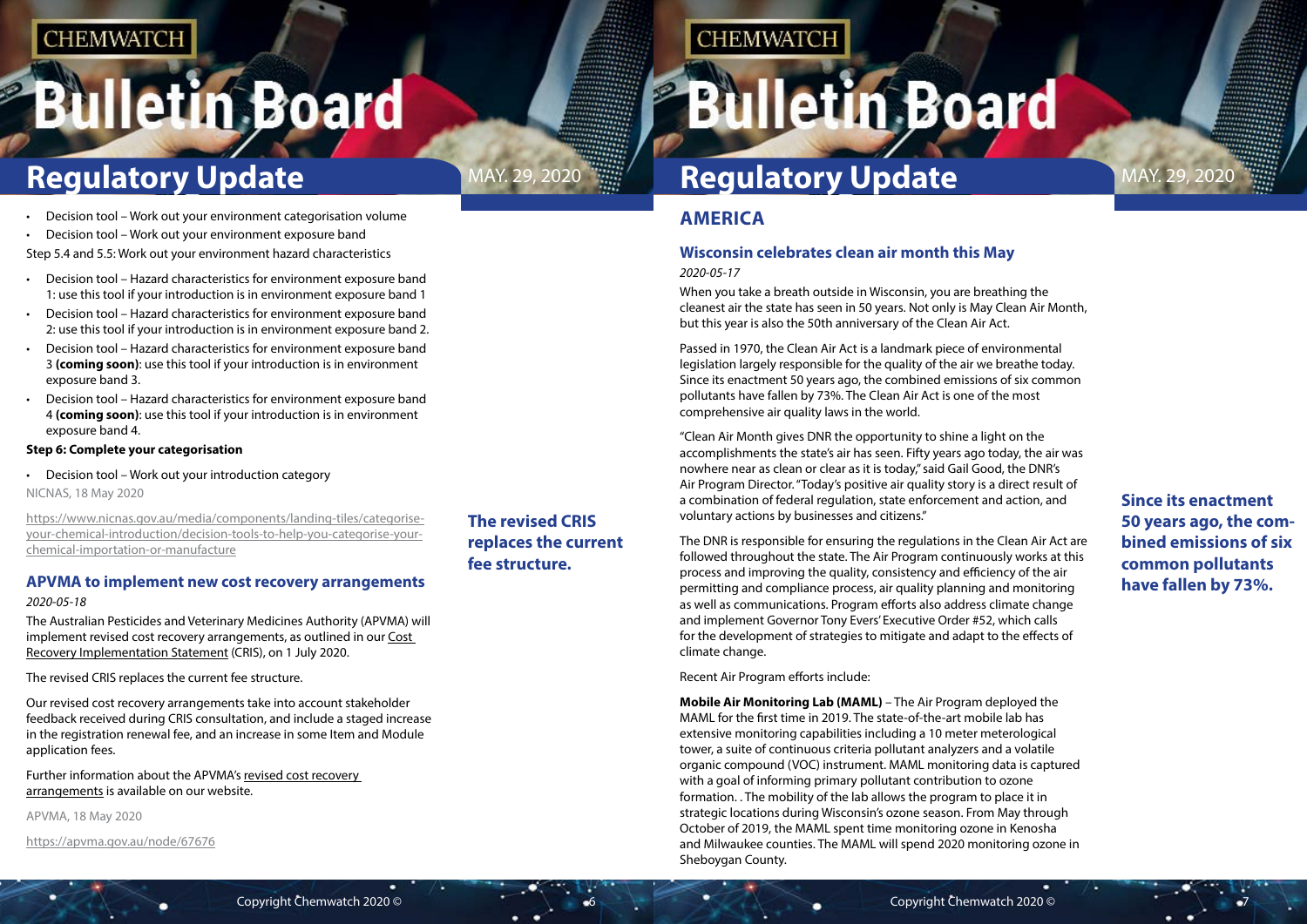- Decision tool – Work out your environment categorisation volume
- Decision tool – Work out your environment exposure band

Step 5.4 and 5.5: Work out your environment hazard characteristics

- Decision tool – Hazard characteristics for environment exposure band 1: use this tool if your introduction is in environment exposure band 1
- Decision tool – Hazard characteristics for environment exposure band 2: use this tool if your introduction is in environment exposure band 2.
- Decision tool – Hazard characteristics for environment exposure band 3 **(coming soon)**: use this tool if your introduction is in environment exposure band 3.
- Decision tool – Hazard characteristics for environment exposure band 4 **(coming soon)**: use this tool if your introduction is in environment exposure band 4.

**Step 6: Complete your categorisation**

- Decision tool – Work out your introduction category

NICNAS, 18 May 2020

https://www.nicnas.gov.au/media/components/landing-tiles/categorise-your-chemical-introduction/decision-tools-to-help-you-categorise-your-chemical-importation-or-manufacture

### APVMA to implement new cost recovery arrangements

*2020-05-18*

The Australian Pesticides and Veterinary Medicines Authority (APVMA) will implement revised cost recovery arrangements, as outlined in our Cost Recovery Implementation Statement (CRIS), on 1 July 2020.

The revised CRIS replaces the current fee structure.

Our revised cost recovery arrangements take into account stakeholder feedback received during CRIS consultation, and include a staged increase in the registration renewal fee, and an increase in some Item and Module application fees.

Further information about the APVMA's revised cost recovery arrangements is available on our website.

APVMA, 18 May 2020

https://apvma.gov.au/node/67676

**The revised CRIS replaces the current fee structure.**

## AMERICA

### Wisconsin celebrates clean air month this May

*2020-05-17*

When you take a breath outside in Wisconsin, you are breathing the cleanest air the state has seen in 50 years. Not only is May Clean Air Month, but this year is also the 50th anniversary of the Clean Air Act.

Passed in 1970, the Clean Air Act is a landmark piece of environmental legislation largely responsible for the quality of the air we breathe today. Since its enactment 50 years ago, the combined emissions of six common pollutants have fallen by 73%. The Clean Air Act is one of the most comprehensive air quality laws in the world.

"Clean Air Month gives DNR the opportunity to shine a light on the accomplishments the state's air has seen. Fifty years ago today, the air was nowhere near as clean or clear as it is today," said Gail Good, the DNR's Air Program Director. "Today's positive air quality story is a direct result of a combination of federal regulation, state enforcement and action, and voluntary actions by businesses and citizens."

The DNR is responsible for ensuring the regulations in the Clean Air Act are followed throughout the state. The Air Program continuously works at this process and improving the quality, consistency and efficiency of the air permitting and compliance process, air quality planning and monitoring as well as communications. Program efforts also address climate change and implement Governor Tony Evers' Executive Order #52, which calls for the development of strategies to mitigate and adapt to the effects of climate change.

Recent Air Program efforts include:

**Mobile Air Monitoring Lab (MAML)** – The Air Program deployed the MAML for the first time in 2019. The state-of-the-art mobile lab has extensive monitoring capabilities including a 10 meter meterological tower, a suite of continuous criteria pollutant analyzers and a volatile organic compound (VOC) instrument. MAML monitoring data is captured with a goal of informing primary pollutant contribution to ozone formation. . The mobility of the lab allows the program to place it in strategic locations during Wisconsin's ozone season. From May through October of 2019, the MAML spent time monitoring ozone in Kenosha and Milwaukee counties. The MAML will spend 2020 monitoring ozone in Sheboygan County.

**Since its enactment 50 years ago, the combined emissions of six common pollutants have fallen by 73%.**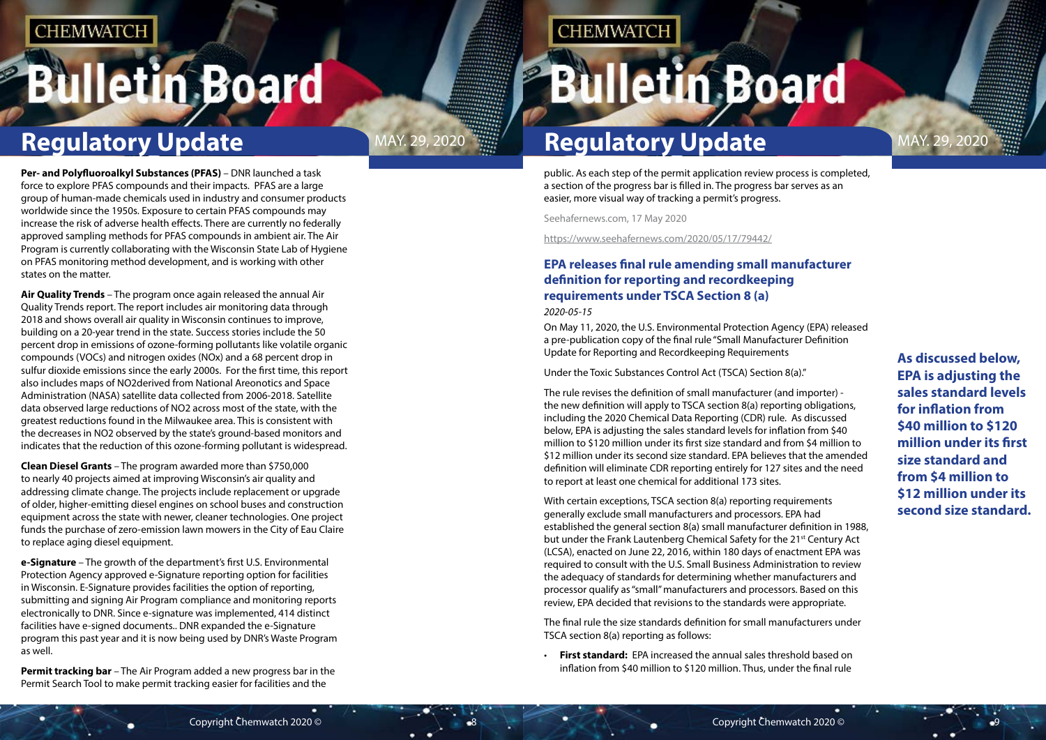**Per- and Polyfluoroalkyl Substances (PFAS)** – DNR launched a task force to explore PFAS compounds and their impacts. PFAS are a large group of human-made chemicals used in industry and consumer products worldwide since the 1950s. Exposure to certain PFAS compounds may increase the risk of adverse health effects. There are currently no federally approved sampling methods for PFAS compounds in ambient air. The Air Program is currently collaborating with the Wisconsin State Lab of Hygiene on PFAS monitoring method development, and is working with other states on the matter.

**Air Quality Trends** – The program once again released the annual Air Quality Trends report. The report includes air monitoring data through 2018 and shows overall air quality in Wisconsin continues to improve, building on a 20-year trend in the state. Success stories include the 50 percent drop in emissions of ozone-forming pollutants like volatile organic compounds (VOCs) and nitrogen oxides (NOx) and a 68 percent drop in sulfur dioxide emissions since the early 2000s. For the first time, this report also includes maps of NO2derived from National Areonotics and Space Administration (NASA) satellite data collected from 2006-2018. Satellite data observed large reductions of NO2 across most of the state, with the greatest reductions found in the Milwaukee area. This is consistent with the decreases in NO2 observed by the state's ground-based monitors and indicates that the reduction of this ozone-forming pollutant is widespread.

**Clean Diesel Grants** – The program awarded more than $750,000 to nearly 40 projects aimed at improving Wisconsin's air quality and addressing climate change. The projects include replacement or upgrade of older, higher-emitting diesel engines on school buses and construction equipment across the state with newer, cleaner technologies. One project funds the purchase of zero-emission lawn mowers in the City of Eau Claire to replace aging diesel equipment.

**e-Signature** – The growth of the department's first U.S. Environmental Protection Agency approved e-Signature reporting option for facilities in Wisconsin. E-Signature provides facilities the option of reporting, submitting and signing Air Program compliance and monitoring reports electronically to DNR. Since e-signature was implemented, 414 distinct facilities have e-signed documents.. DNR expanded the e-Signature program this past year and it is now being used by DNR's Waste Program as well.

**Permit tracking bar** – The Air Program added a new progress bar in the Permit Search Tool to make permit tracking easier for facilities and the public. As each step of the permit application review process is completed, a section of the progress bar is filled in. The progress bar serves as an easier, more visual way of tracking a permit's progress.

Seehafernews.com, 17 May 2020

https://www.seehafernews.com/2020/05/17/79442/

## EPA releases final rule amending small manufacturer definition for reporting and recordkeeping requirements under TSCA Section 8 (a)

*2020-05-15*

On May 11, 2020, the U.S. Environmental Protection Agency (EPA) released a pre-publication copy of the final rule "Small Manufacturer Definition Update for Reporting and Recordkeeping Requirements

Under the Toxic Substances Control Act (TSCA) Section 8(a)."

The rule revises the definition of small manufacturer (and importer) - the new definition will apply to TSCA section 8(a) reporting obligations, including the 2020 Chemical Data Reporting (CDR) rule. As discussed below, EPA is adjusting the sales standard levels for inflation from $40 million to $120 million under its first size standard and from $4 million to $12 million under its second size standard. EPA believes that the amended definition will eliminate CDR reporting entirely for 127 sites and the need to report at least one chemical for additional 173 sites.

With certain exceptions, TSCA section 8(a) reporting requirements generally exclude small manufacturers and processors. EPA had established the general section 8(a) small manufacturer definition in 1988, but under the Frank Lautenberg Chemical Safety for the 21st Century Act (LCSA), enacted on June 22, 2016, within 180 days of enactment EPA was required to consult with the U.S. Small Business Administration to review the adequacy of standards for determining whether manufacturers and processor qualify as "small" manufacturers and processors. Based on this review, EPA decided that revisions to the standards were appropriate.

The final rule the size standards definition for small manufacturers under TSCA section 8(a) reporting as follows:

- **First standard:** EPA increased the annual sales threshold based on inflation from $40 million to $120 million. Thus, under the final rule

**As discussed below, EPA is adjusting the sales standard levels for inflation from $40 million to $120 million under its first size standard and from $4 million to $12 million under its second size standard.**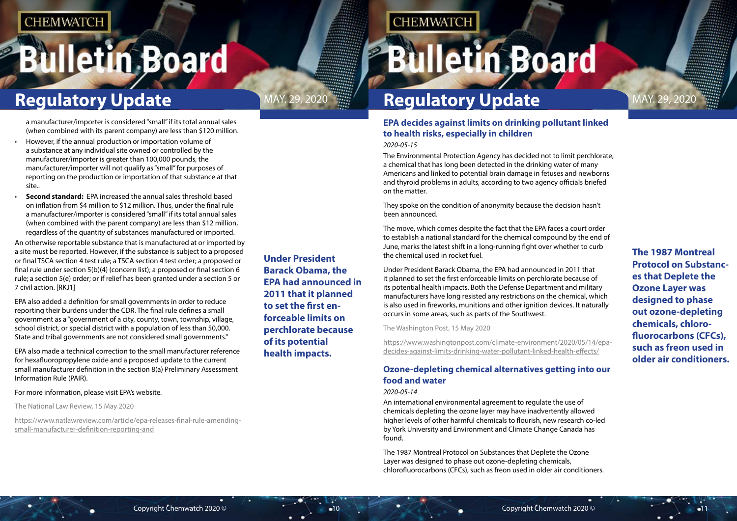a manufacturer/importer is considered "small" if its total annual sales (when combined with its parent company) are less than $120 million.

- However, if the annual production or importation volume of a substance at any individual site owned or controlled by the manufacturer/importer is greater than 100,000 pounds, the manufacturer/importer will not qualify as "small" for purposes of reporting on the production or importation of that substance at that site..
- **Second standard:** EPA increased the annual sales threshold based on inflation from $4 million to $12 million. Thus, under the final rule a manufacturer/importer is considered "small" if its total annual sales (when combined with the parent company) are less than $12 million, regardless of the quantity of substances manufactured or imported.

An otherwise reportable substance that is manufactured at or imported by a site must be reported. However, if the substance is subject to a proposed or final TSCA section 4 test rule; a TSCA section 4 test order; a proposed or final rule under section 5(b)(4) (concern list); a proposed or final section 6 rule; a section 5(e) order; or if relief has been granted under a section 5 or 7 civil action. [RKJ1]

EPA also added a definition for small governments in order to reduce reporting their burdens under the CDR. The final rule defines a small government as a "government of a city, county, town, township, village, school district, or special district with a population of less than 50,000. State and tribal governments are not considered small governments."

EPA also made a technical correction to the small manufacturer reference for hexafluoropropylene oxide and a proposed update to the current small manufacturer definition in the section 8(a) Preliminary Assessment Information Rule (PAIR).

For more information, please visit EPA's website.

The National Law Review, 15 May 2020

https://www.natlawreview.com/article/epa-releases-final-rule-amending-small-manufacturer-definition-reporting-and

**Under President Barack Obama, the EPA had announced in 2011 that it planned to set the first enforceable limits on perchlorate because of its potential health impacts.**

## EPA decides against limits on drinking pollutant linked to health risks, especially in children

*2020-05-15*

The Environmental Protection Agency has decided not to limit perchlorate, a chemical that has long been detected in the drinking water of many Americans and linked to potential brain damage in fetuses and newborns and thyroid problems in adults, according to two agency officials briefed on the matter.

They spoke on the condition of anonymity because the decision hasn't been announced.

The move, which comes despite the fact that the EPA faces a court order to establish a national standard for the chemical compound by the end of June, marks the latest shift in a long-running fight over whether to curb the chemical used in rocket fuel.

Under President Barack Obama, the EPA had announced in 2011 that it planned to set the first enforceable limits on perchlorate because of its potential health impacts. Both the Defense Department and military manufacturers have long resisted any restrictions on the chemical, which is also used in fireworks, munitions and other ignition devices. It naturally occurs in some areas, such as parts of the Southwest.

The Washington Post, 15 May 2020

https://www.washingtonpost.com/climate-environment/2020/05/14/epa-decides-against-limits-drinking-water-pollutant-linked-health-effects/

## Ozone-depleting chemical alternatives getting into our food and water

*2020-05-14*

An international environmental agreement to regulate the use of chemicals depleting the ozone layer may have inadvertently allowed higher levels of other harmful chemicals to flourish, new research co-led by York University and Environment and Climate Change Canada has found.

The 1987 Montreal Protocol on Substances that Deplete the Ozone Layer was designed to phase out ozone-depleting chemicals, chlorofluorocarbons (CFCs), such as freon used in older air conditioners.

**The 1987 Montreal Protocol on Substances that Deplete the Ozone Layer was designed to phase out ozone-depleting chemicals, chlorofluorocarbons (CFCs), such as freon used in older air conditioners.**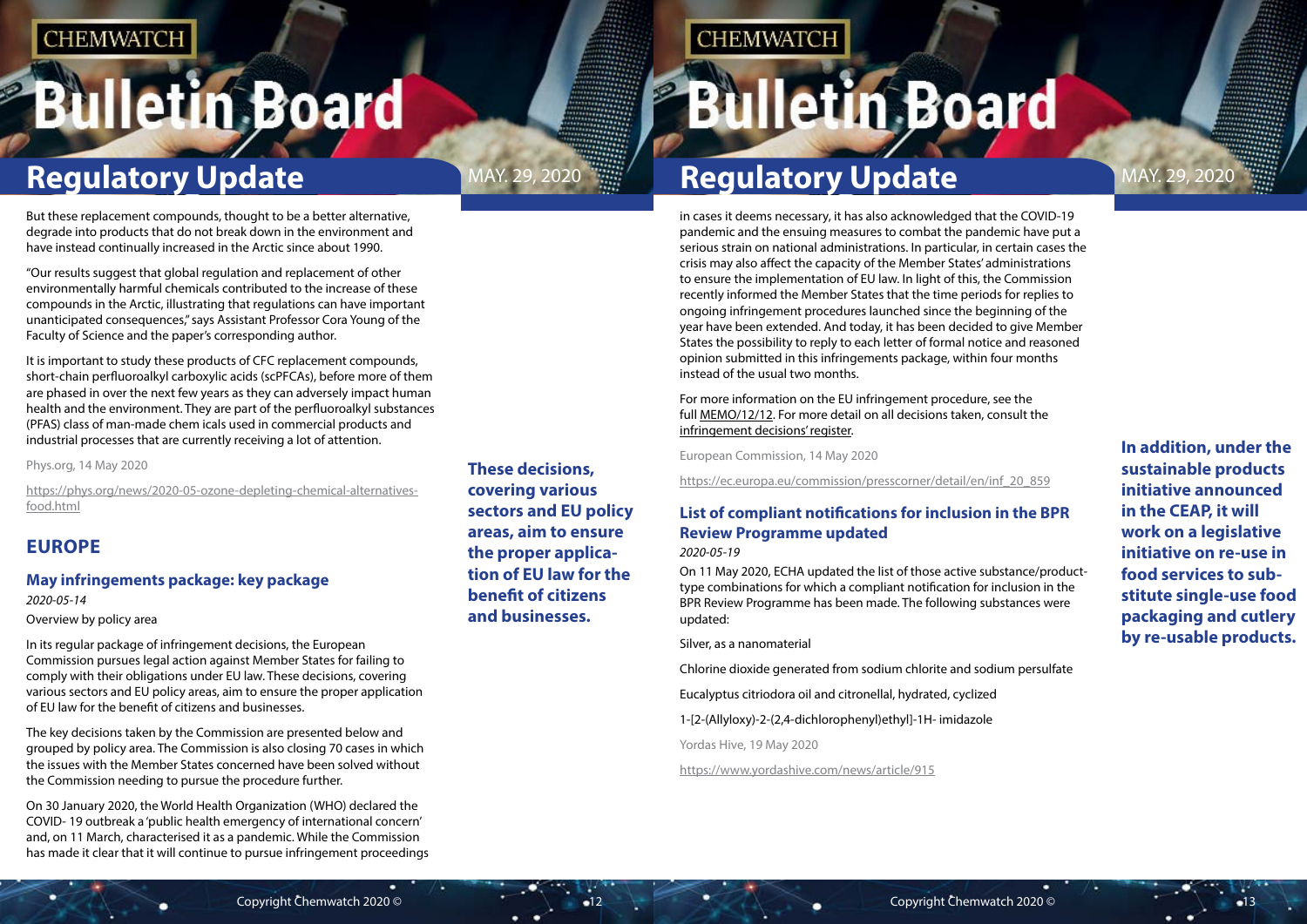But these replacement compounds, thought to be a better alternative, degrade into products that do not break down in the environment and have instead continually increased in the Arctic since about 1990.

"Our results suggest that global regulation and replacement of other environmentally harmful chemicals contributed to the increase of these compounds in the Arctic, illustrating that regulations can have important unanticipated consequences," says Assistant Professor Cora Young of the Faculty of Science and the paper's corresponding author.

It is important to study these products of CFC replacement compounds, short-chain perfluoroalkyl carboxylic acids (scPFCAs), before more of them are phased in over the next few years as they can adversely impact human health and the environment. They are part of the perfluoroalkyl substances (PFAS) class of man-made chem icals used in commercial products and industrial processes that are currently receiving a lot of attention.

Phys.org, 14 May 2020

https://phys.org/news/2020-05-ozone-depleting-chemical-alternatives-food.html

## EUROPE

### May infringements package: key package

*2020-05-14*

Overview by policy area

In its regular package of infringement decisions, the European Commission pursues legal action against Member States for failing to comply with their obligations under EU law. These decisions, covering various sectors and EU policy areas, aim to ensure the proper application of EU law for the benefit of citizens and businesses.

**These decisions, covering various sectors and EU policy areas, aim to ensure the proper application of EU law for the benefit of citizens and businesses.**

The key decisions taken by the Commission are presented below and grouped by policy area. The Commission is also closing 70 cases in which the issues with the Member States concerned have been solved without the Commission needing to pursue the procedure further.

On 30 January 2020, the World Health Organization (WHO) declared the COVID- 19 outbreak a 'public health emergency of international concern' and, on 11 March, characterised it as a pandemic. While the Commission has made it clear that it will continue to pursue infringement proceedings in cases it deems necessary, it has also acknowledged that the COVID-19 pandemic and the ensuing measures to combat the pandemic have put a serious strain on national administrations. In particular, in certain cases the crisis may also affect the capacity of the Member States' administrations to ensure the implementation of EU law. In light of this, the Commission recently informed the Member States that the time periods for replies to ongoing infringement procedures launched since the beginning of the year have been extended. And today, it has been decided to give Member States the possibility to reply to each letter of formal notice and reasoned opinion submitted in this infringements package, within four months instead of the usual two months.

For more information on the EU infringement procedure, see the full MEMO/12/12. For more detail on all decisions taken, consult the infringement decisions' register.

European Commission, 14 May 2020

https://ec.europa.eu/commission/presscorner/detail/en/inf_20_859

### List of compliant notifications for inclusion in the BPR Review Programme updated

*2020-05-19*

On 11 May 2020, ECHA updated the list of those active substance/product-type combinations for which a compliant notification for inclusion in the BPR Review Programme has been made. The following substances were updated:

Silver, as a nanomaterial

Chlorine dioxide generated from sodium chlorite and sodium persulfate

Eucalyptus citriodora oil and citronellal, hydrated, cyclized

1-[2-(Allyloxy)-2-(2,4-dichlorophenyl)ethyl]-1H- imidazole

Yordas Hive, 19 May 2020

https://www.yordashive.com/news/article/915

**In addition, under the sustainable products initiative announced in the CEAP, it will work on a legislative initiative on re-use in food services to substitute single-use food packaging and cutlery by re-usable products.**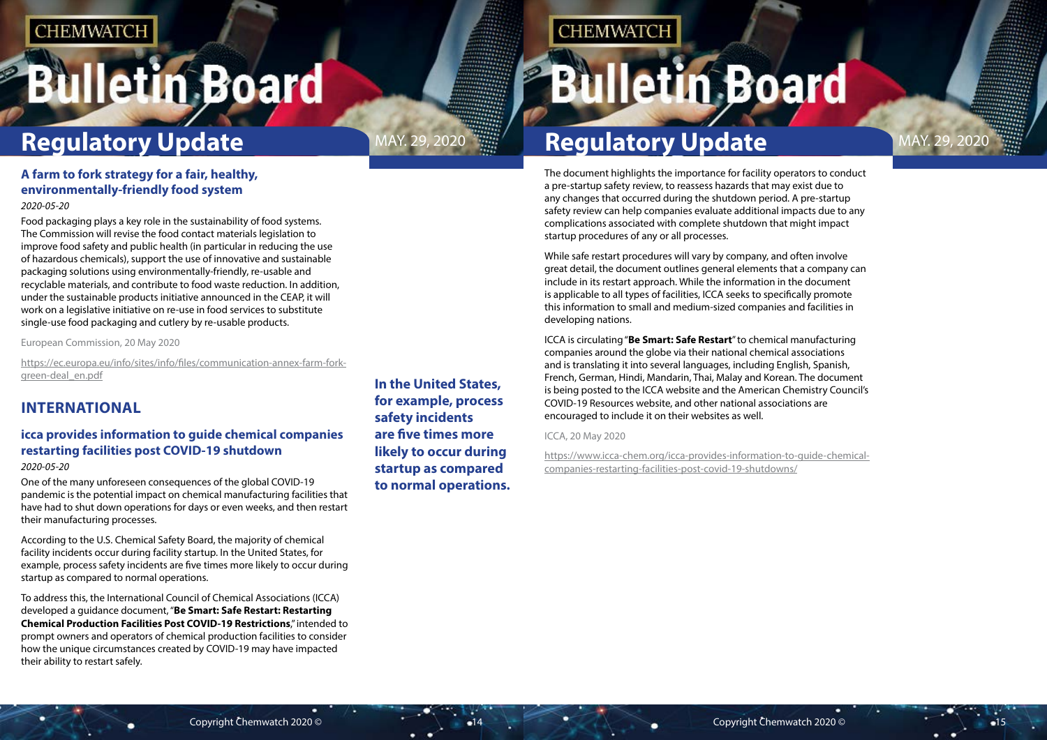### A farm to fork strategy for a fair, healthy, environmentally-friendly food system

*2020-05-20*

Food packaging plays a key role in the sustainability of food systems. The Commission will revise the food contact materials legislation to improve food safety and public health (in particular in reducing the use of hazardous chemicals), support the use of innovative and sustainable packaging solutions using environmentally-friendly, re-usable and recyclable materials, and contribute to food waste reduction. In addition, under the sustainable products initiative announced in the CEAP, it will work on a legislative initiative on re-use in food services to substitute single-use food packaging and cutlery by re-usable products.

European Commission, 20 May 2020

https://ec.europa.eu/info/sites/info/files/communication-annex-farm-fork-green-deal_en.pdf

## INTERNATIONAL

### icca provides information to guide chemical companies restarting facilities post COVID-19 shutdown

*2020-05-20*

One of the many unforeseen consequences of the global COVID-19 pandemic is the potential impact on chemical manufacturing facilities that have had to shut down operations for days or even weeks, and then restart their manufacturing processes.

According to the U.S. Chemical Safety Board, the majority of chemical facility incidents occur during facility startup. In the United States, for example, process safety incidents are five times more likely to occur during startup as compared to normal operations.

**In the United States, for example, process safety incidents are five times more likely to occur during startup as compared to normal operations.**

To address this, the International Council of Chemical Associations (ICCA) developed a guidance document, "**Be Smart: Safe Restart: Restarting Chemical Production Facilities Post COVID-19 Restrictions**," intended to prompt owners and operators of chemical production facilities to consider how the unique circumstances created by COVID-19 may have impacted their ability to restart safely.

The document highlights the importance for facility operators to conduct a pre-startup safety review, to reassess hazards that may exist due to any changes that occurred during the shutdown period. A pre-startup safety review can help companies evaluate additional impacts due to any complications associated with complete shutdown that might impact startup procedures of any or all processes.

While safe restart procedures will vary by company, and often involve great detail, the document outlines general elements that a company can include in its restart approach. While the information in the document is applicable to all types of facilities, ICCA seeks to specifically promote this information to small and medium-sized companies and facilities in developing nations.

ICCA is circulating "**Be Smart: Safe Restart**" to chemical manufacturing companies around the globe via their national chemical associations and is translating it into several languages, including English, Spanish, French, German, Hindi, Mandarin, Thai, Malay and Korean. The document is being posted to the ICCA website and the American Chemistry Council's COVID-19 Resources website, and other national associations are encouraged to include it on their websites as well.

ICCA, 20 May 2020

https://www.icca-chem.org/icca-provides-information-to-guide-chemical-companies-restarting-facilities-post-covid-19-shutdowns/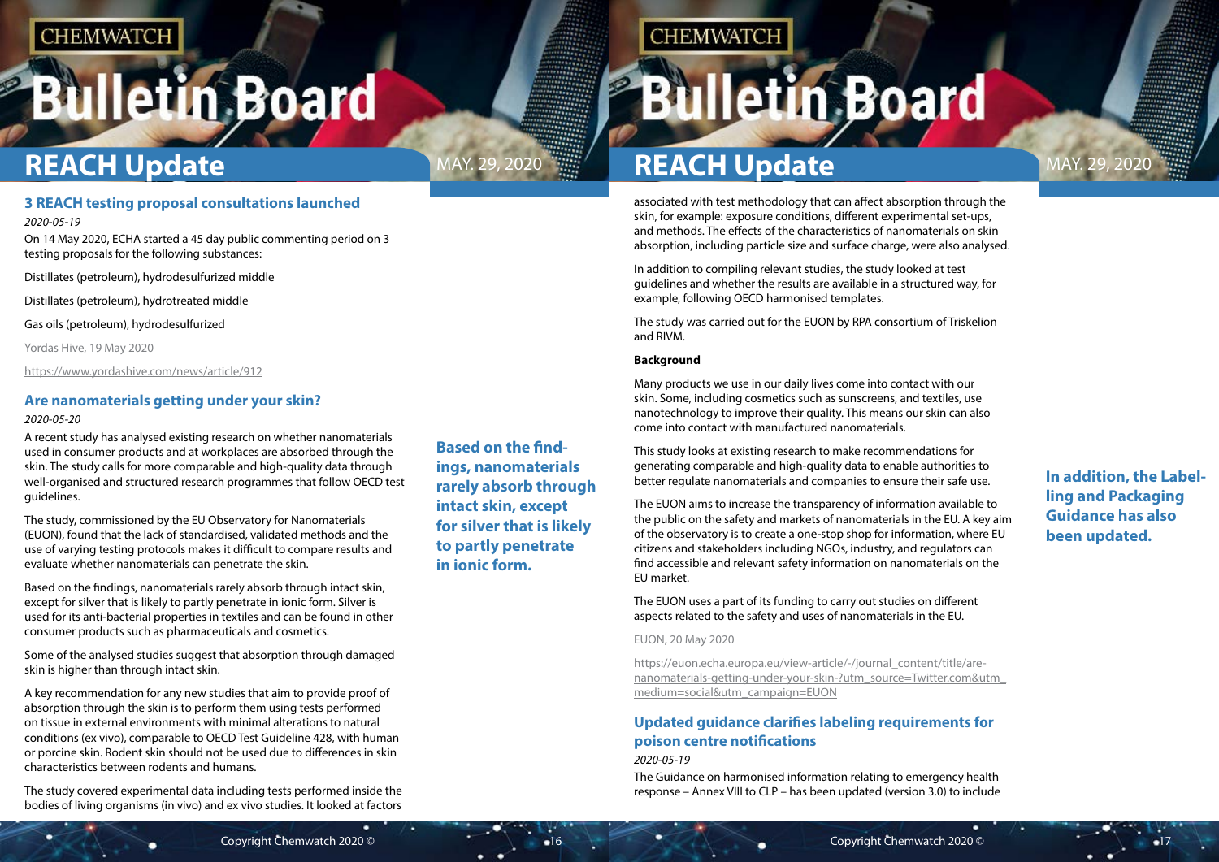### 3 REACH testing proposal consultations launched

*2020-05-19*

On 14 May 2020, ECHA started a 45 day public commenting period on 3 testing proposals for the following substances:

Distillates (petroleum), hydrodesulfurized middle

Distillates (petroleum), hydrotreated middle

Gas oils (petroleum), hydrodesulfurized

Yordas Hive, 19 May 2020

https://www.yordashive.com/news/article/912

### Are nanomaterials getting under your skin?

*2020-05-20*

A recent study has analysed existing research on whether nanomaterials used in consumer products and at workplaces are absorbed through the skin. The study calls for more comparable and high-quality data through well-organised and structured research programmes that follow OECD test guidelines.

The study, commissioned by the EU Observatory for Nanomaterials (EUON), found that the lack of standardised, validated methods and the use of varying testing protocols makes it difficult to compare results and evaluate whether nanomaterials can penetrate the skin.

Based on the findings, nanomaterials rarely absorb through intact skin, except for silver that is likely to partly penetrate in ionic form. Silver is used for its anti-bacterial properties in textiles and can be found in other consumer products such as pharmaceuticals and cosmetics.

Some of the analysed studies suggest that absorption through damaged skin is higher than through intact skin.

A key recommendation for any new studies that aim to provide proof of absorption through the skin is to perform them using tests performed on tissue in external environments with minimal alterations to natural conditions (ex vivo), comparable to OECD Test Guideline 428, with human or porcine skin. Rodent skin should not be used due to differences in skin characteristics between rodents and humans.

The study covered experimental data including tests performed inside the bodies of living organisms (in vivo) and ex vivo studies. It looked at factors associated with test methodology that can affect absorption through the skin, for example: exposure conditions, different experimental set-ups, and methods. The effects of the characteristics of nanomaterials on skin absorption, including particle size and surface charge, were also analysed.

In addition to compiling relevant studies, the study looked at test guidelines and whether the results are available in a structured way, for example, following OECD harmonised templates.

The study was carried out for the EUON by RPA consortium of Triskelion and RIVM.

**Background**

Many products we use in our daily lives come into contact with our skin. Some, including cosmetics such as sunscreens, and textiles, use nanotechnology to improve their quality. This means our skin can also come into contact with manufactured nanomaterials.

This study looks at existing research to make recommendations for generating comparable and high-quality data to enable authorities to better regulate nanomaterials and companies to ensure their safe use.

The EUON aims to increase the transparency of information available to the public on the safety and markets of nanomaterials in the EU. A key aim of the observatory is to create a one-stop shop for information, where EU citizens and stakeholders including NGOs, industry, and regulators can find accessible and relevant safety information on nanomaterials on the EU market.

The EUON uses a part of its funding to carry out studies on different aspects related to the safety and uses of nanomaterials in the EU.

EUON, 20 May 2020

https://euon.echa.europa.eu/view-article/-/journal_content/title/are-nanomaterials-getting-under-your-skin-?utm_source=Twitter.com&utm_medium=social&utm_campaign=EUON

### Updated guidance clarifies labeling requirements for poison centre notifications

*2020-05-19*

The Guidance on harmonised information relating to emergency health response – Annex VIII to CLP – has been updated (version 3.0) to include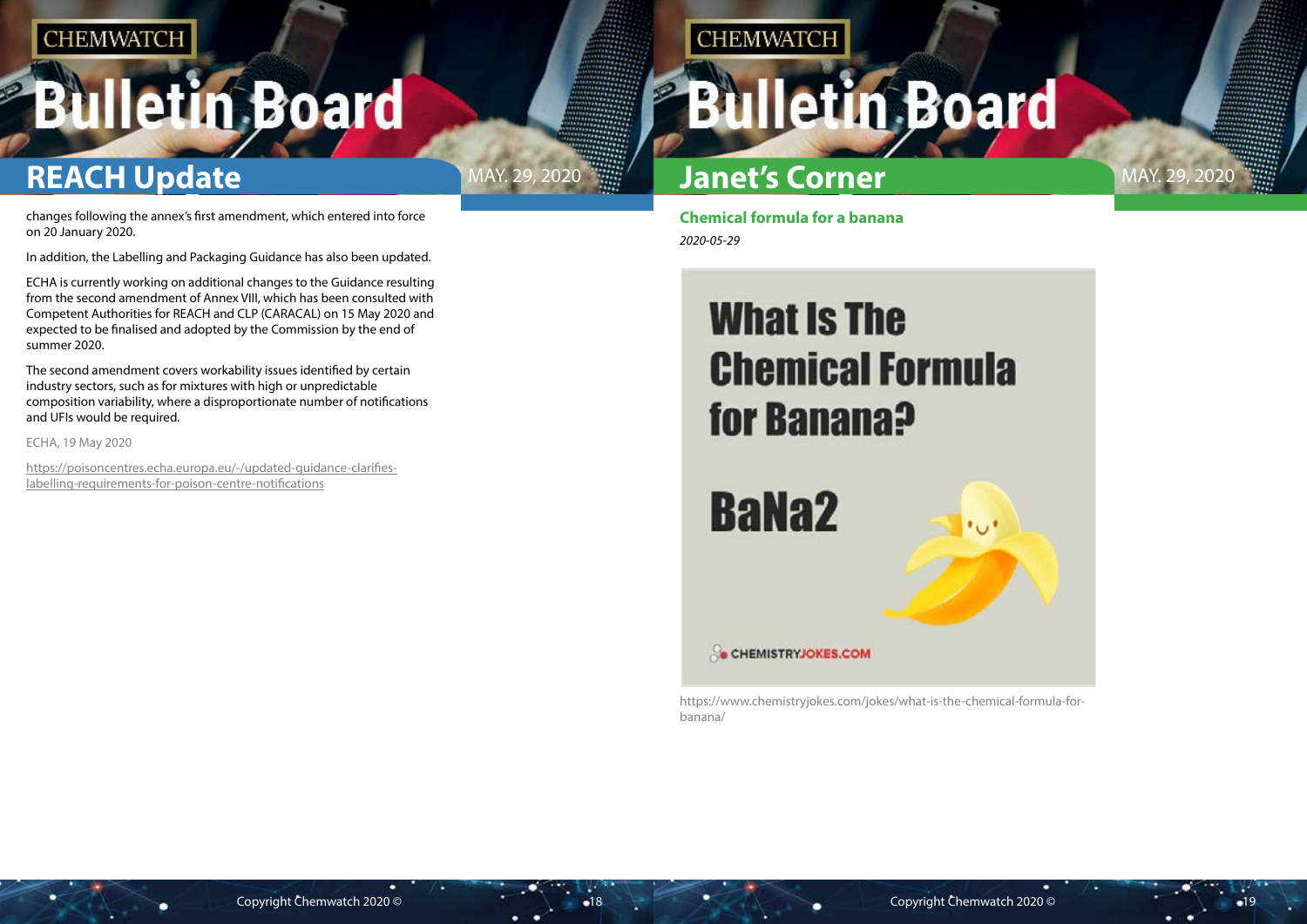## REACH Update

changes following the annex's first amendment, which entered into force on 20 January 2020.

In addition, the Labelling and Packaging Guidance has also been updated.

ECHA is currently working on additional changes to the Guidance resulting from the second amendment of Annex VIII, which has been consulted with Competent Authorities for REACH and CLP (CARACAL) on 15 May 2020 and expected to be finalised and adopted by the Commission by the end of summer 2020.

The second amendment covers workability issues identified by certain industry sectors, such as for mixtures with high or unpredictable composition variability, where a disproportionate number of notifications and UFIs would be required.

ECHA, 19 May 2020

https://poisoncentres.echa.europa.eu/-/updated-guidance-clarifies-labelling-requirements-for-poison-centre-notifications

## Janet's Corner

### Chemical formula for a banana

*2020-05-29*

What Is The Chemical Formula for Banana?

BaNa2

CHEMISTRYJOKES.COM

https://www.chemistryjokes.com/jokes/what-is-the-chemical-formula-for-banana/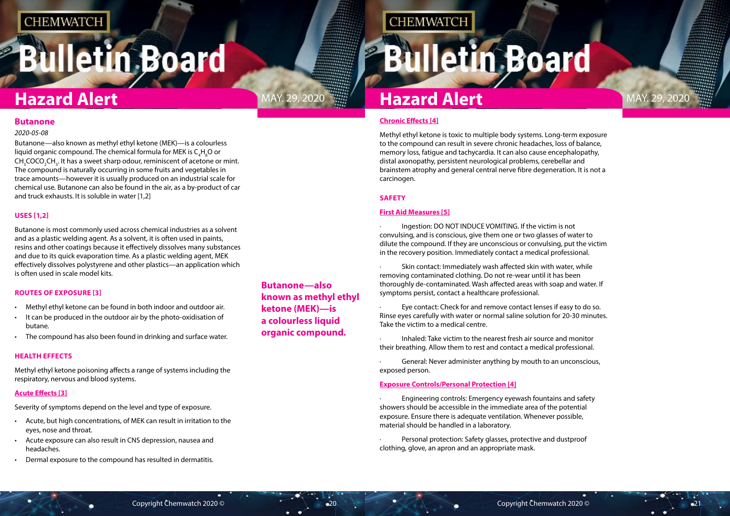## Butanone

*2020-05-08*

Butanone—also known as methyl ethyl ketone (MEK)—is a colourless liquid organic compound. The chemical formula for MEK is $C_4H_8O$ or $CH_3COCO_2CH_3$. It has a sweet sharp odour, reminiscent of acetone or mint. The compound is naturally occurring in some fruits and vegetables in trace amounts—however it is usually produced on an industrial scale for chemical use. Butanone can also be found in the air, as a by-product of car and truck exhausts. It is soluble in water [1,2]

### USES [1,2]

Butanone is most commonly used across chemical industries as a solvent and as a plastic welding agent. As a solvent, it is often used in paints, resins and other coatings because it effectively dissolves many substances and due to its quick evaporation time. As a plastic welding agent, MEK effectively dissolves polystyrene and other plastics—an application which is often used in scale model kits.

### ROUTES OF EXPOSURE [3]

- Methyl ethyl ketone can be found in both indoor and outdoor air.
- It can be produced in the outdoor air by the photo-oxidisation of butane.
- The compound has also been found in drinking and surface water.

### HEALTH EFFECTS

Methyl ethyl ketone poisoning affects a range of systems including the respiratory, nervous and blood systems.

#### Acute Effects [3]

Severity of symptoms depend on the level and type of exposure.

- Acute, but high concentrations, of MEK can result in irritation to the eyes, nose and throat.
- Acute exposure can also result in CNS depression, nausea and headaches.
- Dermal exposure to the compound has resulted in dermatitis.

**Butanone—also known as methyl ethyl ketone (MEK)—is a colourless liquid organic compound.**

#### Chronic Effects [4]

Methyl ethyl ketone is toxic to multiple body systems. Long-term exposure to the compound can result in severe chronic headaches, loss of balance, memory loss, fatigue and tachycardia. It can also cause encephalopathy, distal axonopathy, persistent neurological problems, cerebellar and brainstem atrophy and general central nerve fibre degeneration. It is not a carcinogen.

### SAFETY

#### First Aid Measures [5]

- Ingestion: DO NOT INDUCE VOMITING. If the victim is not convulsing, and is conscious, give them one or two glasses of water to dilute the compound. If they are unconscious or convulsing, put the victim in the recovery position. Immediately contact a medical professional.
- Skin contact: Immediately wash affected skin with water, while removing contaminated clothing. Do not re-wear until it has been thoroughly de-contaminated. Wash affected areas with soap and water. If symptoms persist, contact a healthcare professional.
- Eye contact: Check for and remove contact lenses if easy to do so. Rinse eyes carefully with water or normal saline solution for 20-30 minutes. Take the victim to a medical centre.
- Inhaled: Take victim to the nearest fresh air source and monitor their breathing. Allow them to rest and contact a medical professional.
- General: Never administer anything by mouth to an unconscious, exposed person.

#### Exposure Controls/Personal Protection [4]

- Engineering controls: Emergency eyewash fountains and safety showers should be accessible in the immediate area of the potential exposure. Ensure there is adequate ventilation. Whenever possible, material should be handled in a laboratory.
- Personal protection: Safety glasses, protective and dustproof clothing, glove, an apron and an appropriate mask.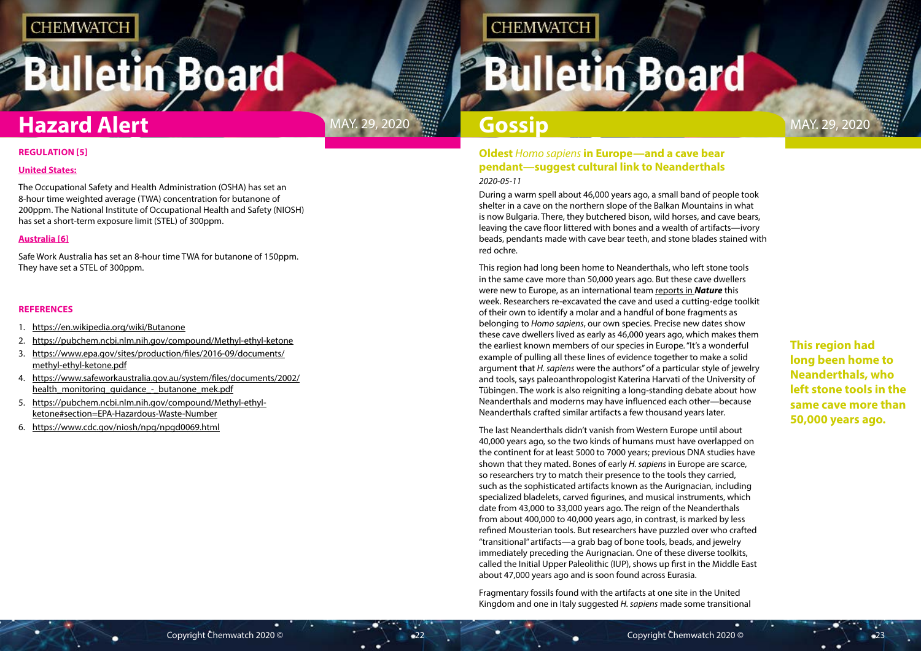## Hazard Alert

**REGULATION [5]**

**United States:**

The Occupational Safety and Health Administration (OSHA) has set an 8-hour time weighted average (TWA) concentration for butanone of 200ppm. The National Institute of Occupational Health and Safety (NIOSH) has set a short-term exposure limit (STEL) of 300ppm.

**Australia [6]**

Safe Work Australia has set an 8-hour time TWA for butanone of 150ppm. They have set a STEL of 300ppm.

**REFERENCES**

1. https://en.wikipedia.org/wiki/Butanone
2. https://pubchem.ncbi.nlm.nih.gov/compound/Methyl-ethyl-ketone
3. https://www.epa.gov/sites/production/files/2016-09/documents/methyl-ethyl-ketone.pdf
4. https://www.safeworkaustralia.gov.au/system/files/documents/2002/health_monitoring_guidance_-_butanone_mek.pdf
5. https://pubchem.ncbi.nlm.nih.gov/compound/Methyl-ethyl-ketone#section=EPA-Hazardous-Waste-Number
6. https://www.cdc.gov/niosh/npg/npgd0069.html

## Gossip

### Oldest *Homo sapiens* in Europe—and a cave bear pendant—suggest cultural link to Neanderthals

*2020-05-11*

During a warm spell about 46,000 years ago, a small band of people took shelter in a cave on the northern slope of the Balkan Mountains in what is now Bulgaria. There, they butchered bison, wild horses, and cave bears, leaving the cave floor littered with bones and a wealth of artifacts—ivory beads, pendants made with cave bear teeth, and stone blades stained with red ochre.

This region had long been home to Neanderthals, who left stone tools in the same cave more than 50,000 years ago. But these cave dwellers were new to Europe, as an international team reports in ***Nature*** this week. Researchers re-excavated the cave and used a cutting-edge toolkit of their own to identify a molar and a handful of bone fragments as belonging to *Homo sapiens*, our own species. Precise new dates show these cave dwellers lived as early as 46,000 years ago, which makes them the earliest known members of our species in Europe. "It's a wonderful example of pulling all these lines of evidence together to make a solid argument that *H. sapiens* were the authors" of a particular style of jewelry and tools, says paleoanthropologist Katerina Harvati of the University of Tübingen. The work is also reigniting a long-standing debate about how Neanderthals and moderns may have influenced each other—because Neanderthals crafted similar artifacts a few thousand years later.

**This region had long been home to Neanderthals, who left stone tools in the same cave more than 50,000 years ago.**

The last Neanderthals didn't vanish from Western Europe until about 40,000 years ago, so the two kinds of humans must have overlapped on the continent for at least 5000 to 7000 years; previous DNA studies have shown that they mated. Bones of early *H. sapiens* in Europe are scarce, so researchers try to match their presence to the tools they carried, such as the sophisticated artifacts known as the Aurignacian, including specialized bladelets, carved figurines, and musical instruments, which date from 43,000 to 33,000 years ago. The reign of the Neanderthals from about 400,000 to 40,000 years ago, in contrast, is marked by less refined Mousterian tools. But researchers have puzzled over who crafted "transitional" artifacts—a grab bag of bone tools, beads, and jewelry immediately preceding the Aurignacian. One of these diverse toolkits, called the Initial Upper Paleolithic (IUP), shows up first in the Middle East about 47,000 years ago and is soon found across Eurasia.

Fragmentary fossils found with the artifacts at one site in the United Kingdom and one in Italy suggested *H. sapiens* made some transitional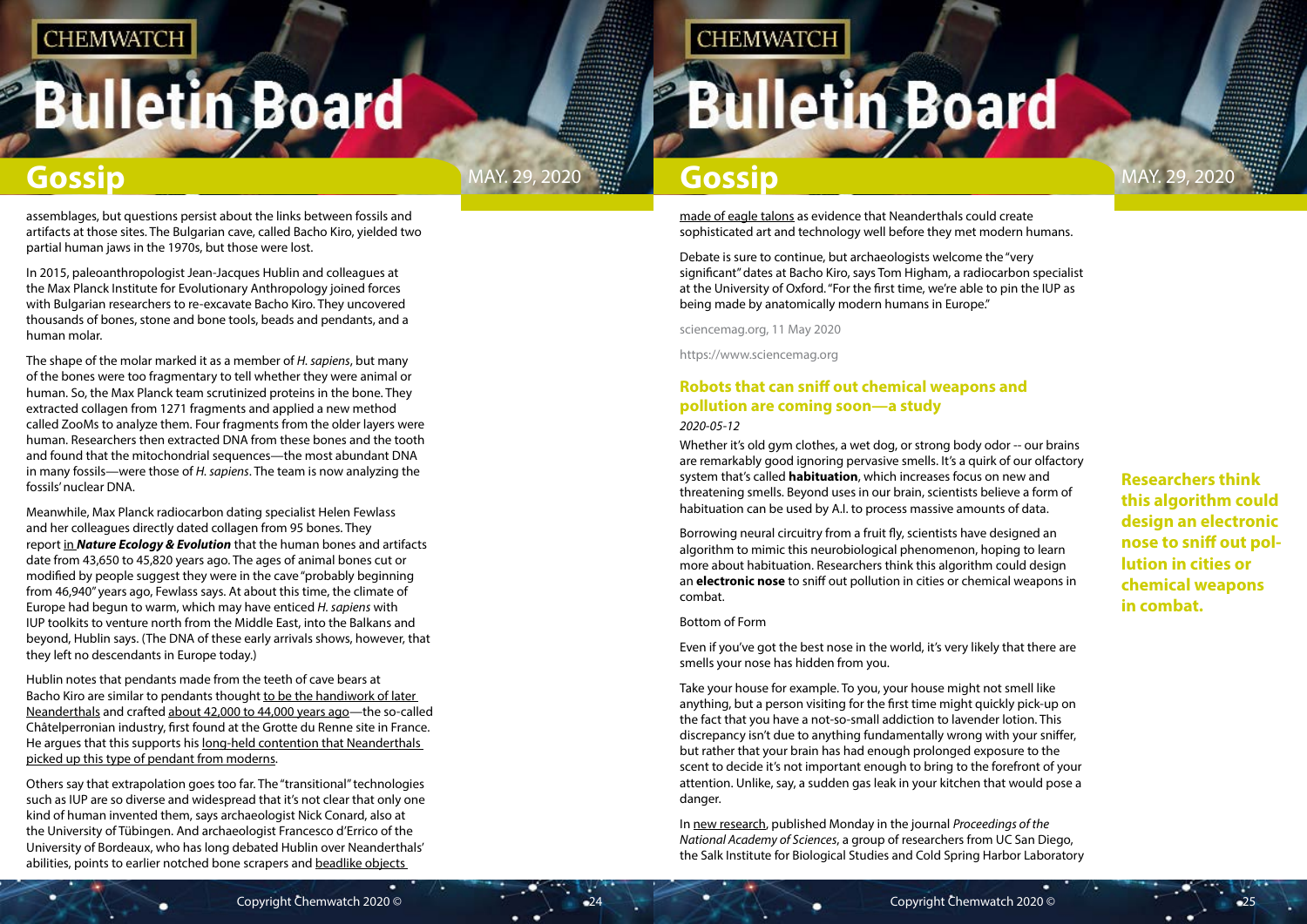assemblages, but questions persist about the links between fossils and artifacts at those sites. The Bulgarian cave, called Bacho Kiro, yielded two partial human jaws in the 1970s, but those were lost.

In 2015, paleoanthropologist Jean-Jacques Hublin and colleagues at the Max Planck Institute for Evolutionary Anthropology joined forces with Bulgarian researchers to re-excavate Bacho Kiro. They uncovered thousands of bones, stone and bone tools, beads and pendants, and a human molar.

The shape of the molar marked it as a member of *H. sapiens*, but many of the bones were too fragmentary to tell whether they were animal or human. So, the Max Planck team scrutinized proteins in the bone. They extracted collagen from 1271 fragments and applied a new method called ZooMs to analyze them. Four fragments from the older layers were human. Researchers then extracted DNA from these bones and the tooth and found that the mitochondrial sequences—the most abundant DNA in many fossils—were those of *H. sapiens*. The team is now analyzing the fossils' nuclear DNA.

Meanwhile, Max Planck radiocarbon dating specialist Helen Fewlass and her colleagues directly dated collagen from 95 bones. They report in ***Nature Ecology & Evolution*** that the human bones and artifacts date from 43,650 to 45,820 years ago. The ages of animal bones cut or modified by people suggest they were in the cave "probably beginning from 46,940" years ago, Fewlass says. At about this time, the climate of Europe had begun to warm, which may have enticed *H. sapiens* with IUP toolkits to venture north from the Middle East, into the Balkans and beyond, Hublin says. (The DNA of these early arrivals shows, however, that they left no descendants in Europe today.)

Hublin notes that pendants made from the teeth of cave bears at Bacho Kiro are similar to pendants thought to be the handiwork of later Neanderthals and crafted about 42,000 to 44,000 years ago—the so-called Châtelperronian industry, first found at the Grotte du Renne site in France. He argues that this supports his long-held contention that Neanderthals picked up this type of pendant from moderns.

Others say that extrapolation goes too far. The "transitional" technologies such as IUP are so diverse and widespread that it's not clear that only one kind of human invented them, says archaeologist Nick Conard, also at the University of Tübingen. And archaeologist Francesco d'Errico of the University of Bordeaux, who has long debated Hublin over Neanderthals' abilities, points to earlier notched bone scrapers and beadlike objects made of eagle talons as evidence that Neanderthals could create sophisticated art and technology well before they met modern humans.

Debate is sure to continue, but archaeologists welcome the "very significant" dates at Bacho Kiro, says Tom Higham, a radiocarbon specialist at the University of Oxford. "For the first time, we're able to pin the IUP as being made by anatomically modern humans in Europe."

sciencemag.org, 11 May 2020

https://www.sciencemag.org

### Robots that can sniff out chemical weapons and pollution are coming soon—a study

*2020-05-12*

Whether it's old gym clothes, a wet dog, or strong body odor -- our brains are remarkably good ignoring pervasive smells. It's a quirk of our olfactory system that's called **habituation**, which increases focus on new and threatening smells. Beyond uses in our brain, scientists believe a form of habituation can be used by A.I. to process massive amounts of data.

Borrowing neural circuitry from a fruit fly, scientists have designed an algorithm to mimic this neurobiological phenomenon, hoping to learn more about habituation. Researchers think this algorithm could design an **electronic nose** to sniff out pollution in cities or chemical weapons in combat.

**Researchers think this algorithm could design an electronic nose to sniff out pollution in cities or chemical weapons in combat.**

Bottom of Form

Even if you've got the best nose in the world, it's very likely that there are smells your nose has hidden from you.

Take your house for example. To you, your house might not smell like anything, but a person visiting for the first time might quickly pick-up on the fact that you have a not-so-small addiction to lavender lotion. This discrepancy isn't due to anything fundamentally wrong with your sniffer, but rather that your brain has had enough prolonged exposure to the scent to decide it's not important enough to bring to the forefront of your attention. Unlike, say, a sudden gas leak in your kitchen that would pose a danger.

In new research, published Monday in the journal *Proceedings of the National Academy of Sciences*, a group of researchers from UC San Diego, the Salk Institute for Biological Studies and Cold Spring Harbor Laboratory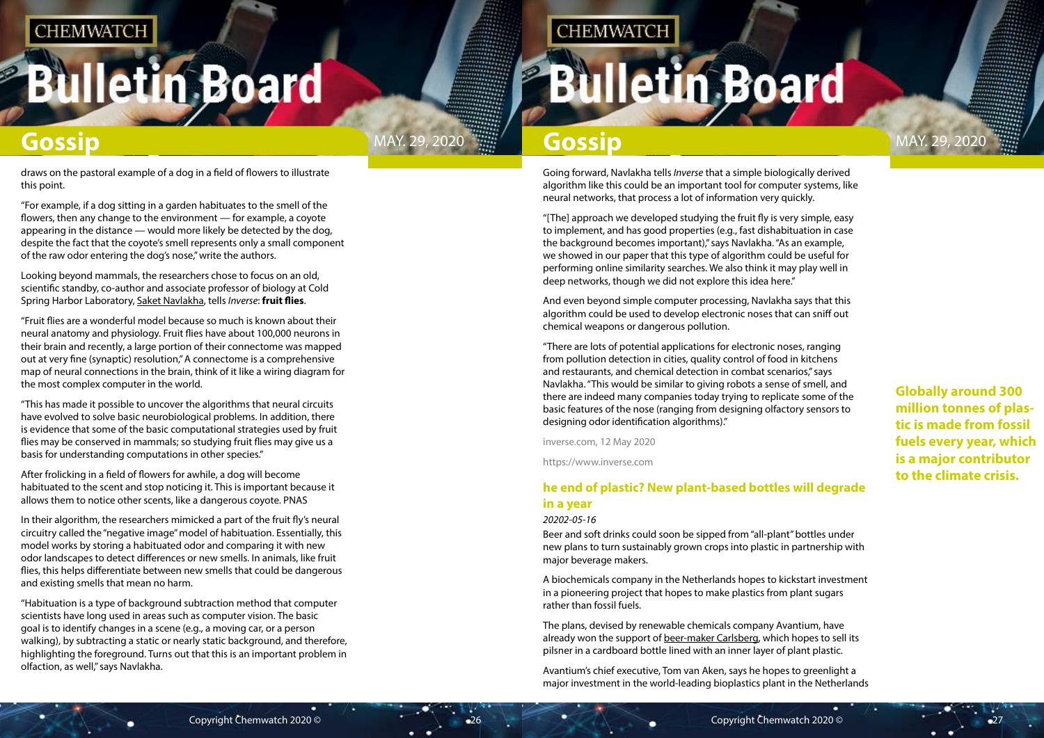draws on the pastoral example of a dog in a field of flowers to illustrate this point.

"For example, if a dog sitting in a garden habituates to the smell of the flowers, then any change to the environment — for example, a coyote appearing in the distance — would more likely be detected by the dog, despite the fact that the coyote's smell represents only a small component of the raw odor entering the dog's nose," write the authors.

Looking beyond mammals, the researchers chose to focus on an old, scientific standby, co-author and associate professor of biology at Cold Spring Harbor Laboratory, Saket Navlakha, tells *Inverse*: **fruit flies**.

"Fruit flies are a wonderful model because so much is known about their neural anatomy and physiology. Fruit flies have about 100,000 neurons in their brain and recently, a large portion of their connectome was mapped out at very fine (synaptic) resolution," A connectome is a comprehensive map of neural connections in the brain, think of it like a wiring diagram for the most complex computer in the world.

"This has made it possible to uncover the algorithms that neural circuits have evolved to solve basic neurobiological problems. In addition, there is evidence that some of the basic computational strategies used by fruit flies may be conserved in mammals; so studying fruit flies may give us a basis for understanding computations in other species."

After frolicking in a field of flowers for awhile, a dog will become habituated to the scent and stop noticing it. This is important because it allows them to notice other scents, like a dangerous coyote. PNAS

In their algorithm, the researchers mimicked a part of the fruit fly's neural circuitry called the "negative image" model of habituation. Essentially, this model works by storing a habituated odor and comparing it with new odor landscapes to detect differences or new smells. In animals, like fruit flies, this helps differentiate between new smells that could be dangerous and existing smells that mean no harm.

"Habituation is a type of background subtraction method that computer scientists have long used in areas such as computer vision. The basic goal is to identify changes in a scene (e.g., a moving car, or a person walking), by subtracting a static or nearly static background, and therefore, highlighting the foreground. Turns out that this is an important problem in olfaction, as well," says Navlakha.

Going forward, Navlakha tells *Inverse* that a simple biologically derived algorithm like this could be an important tool for computer systems, like neural networks, that process a lot of information very quickly.

"[The] approach we developed studying the fruit fly is very simple, easy to implement, and has good properties (e.g., fast dishabituation in case the background becomes important)," says Navlakha. "As an example, we showed in our paper that this type of algorithm could be useful for performing online similarity searches. We also think it may play well in deep networks, though we did not explore this idea here."

And even beyond simple computer processing, Navlakha says that this algorithm could be used to develop electronic noses that can sniff out chemical weapons or dangerous pollution.

"There are lots of potential applications for electronic noses, ranging from pollution detection in cities, quality control of food in kitchens and restaurants, and chemical detection in combat scenarios," says Navlakha. "This would be similar to giving robots a sense of smell, and there are indeed many companies today trying to replicate some of the basic features of the nose (ranging from designing olfactory sensors to designing odor identification algorithms)."

inverse.com, 12 May 2020

https://www.inverse.com

## he end of plastic? New plant-based bottles will degrade in a year

*20202-05-16*

Beer and soft drinks could soon be sipped from "all-plant" bottles under new plans to turn sustainably grown crops into plastic in partnership with major beverage makers.

A biochemicals company in the Netherlands hopes to kickstart investment in a pioneering project that hopes to make plastics from plant sugars rather than fossil fuels.

The plans, devised by renewable chemicals company Avantium, have already won the support of beer-maker Carlsberg, which hopes to sell its pilsner in a cardboard bottle lined with an inner layer of plant plastic.

Avantium's chief executive, Tom van Aken, says he hopes to greenlight a major investment in the world-leading bioplastics plant in the Netherlands

**Globally around 300 million tonnes of plastic is made from fossil fuels every year, which is a major contributor to the climate crisis.**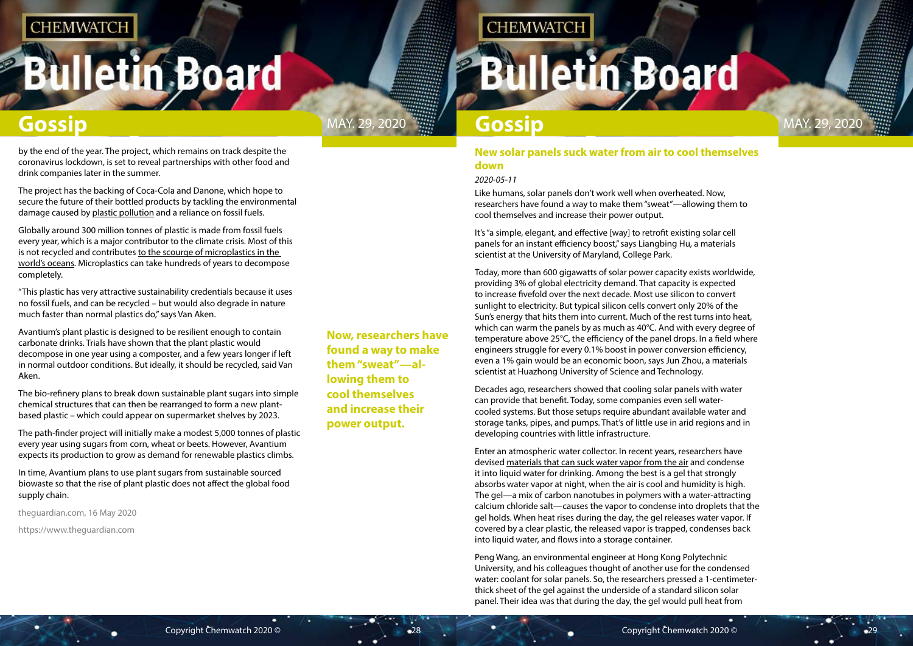by the end of the year. The project, which remains on track despite the coronavirus lockdown, is set to reveal partnerships with other food and drink companies later in the summer.

The project has the backing of Coca-Cola and Danone, which hope to secure the future of their bottled products by tackling the environmental damage caused by plastic pollution and a reliance on fossil fuels.

Globally around 300 million tonnes of plastic is made from fossil fuels every year, which is a major contributor to the climate crisis. Most of this is not recycled and contributes to the scourge of microplastics in the world's oceans. Microplastics can take hundreds of years to decompose completely.

"This plastic has very attractive sustainability credentials because it uses no fossil fuels, and can be recycled – but would also degrade in nature much faster than normal plastics do," says Van Aken.

Avantium's plant plastic is designed to be resilient enough to contain carbonate drinks. Trials have shown that the plant plastic would decompose in one year using a composter, and a few years longer if left in normal outdoor conditions. But ideally, it should be recycled, said Van Aken.

The bio-refinery plans to break down sustainable plant sugars into simple chemical structures that can then be rearranged to form a new plant-based plastic – which could appear on supermarket shelves by 2023.

The path-finder project will initially make a modest 5,000 tonnes of plastic every year using sugars from corn, wheat or beets. However, Avantium expects its production to grow as demand for renewable plastics climbs.

In time, Avantium plans to use plant sugars from sustainable sourced biowaste so that the rise of plant plastic does not affect the global food supply chain.

theguardian.com, 16 May 2020

https://www.theguardian.com

## New solar panels suck water from air to cool themselves down

*2020-05-11*

Like humans, solar panels don't work well when overheated. Now, researchers have found a way to make them "sweat"—allowing them to cool themselves and increase their power output.

It's "a simple, elegant, and effective [way] to retrofit existing solar cell panels for an instant efficiency boost," says Liangbing Hu, a materials scientist at the University of Maryland, College Park.

Today, more than 600 gigawatts of solar power capacity exists worldwide, providing 3% of global electricity demand. That capacity is expected to increase fivefold over the next decade. Most use silicon to convert sunlight to electricity. But typical silicon cells convert only 20% of the Sun's energy that hits them into current. Much of the rest turns into heat, which can warm the panels by as much as 40°C. And with every degree of temperature above 25°C, the efficiency of the panel drops. In a field where engineers struggle for every 0.1% boost in power conversion efficiency, even a 1% gain would be an economic boon, says Jun Zhou, a materials scientist at Huazhong University of Science and Technology.

Decades ago, researchers showed that cooling solar panels with water can provide that benefit. Today, some companies even sell water-cooled systems. But those setups require abundant available water and storage tanks, pipes, and pumps. That's of little use in arid regions and in developing countries with little infrastructure.

Enter an atmospheric water collector. In recent years, researchers have devised materials that can suck water vapor from the air and condense it into liquid water for drinking. Among the best is a gel that strongly absorbs water vapor at night, when the air is cool and humidity is high. The gel—a mix of carbon nanotubes in polymers with a water-attracting calcium chloride salt—causes the vapor to condense into droplets that the gel holds. When heat rises during the day, the gel releases water vapor. If covered by a clear plastic, the released vapor is trapped, condenses back into liquid water, and flows into a storage container.

Peng Wang, an environmental engineer at Hong Kong Polytechnic University, and his colleagues thought of another use for the condensed water: coolant for solar panels. So, the researchers pressed a 1-centimeter-thick sheet of the gel against the underside of a standard silicon solar panel. Their idea was that during the day, the gel would pull heat from

**Now, researchers have found a way to make them "sweat"—allowing them to cool themselves and increase their power output.**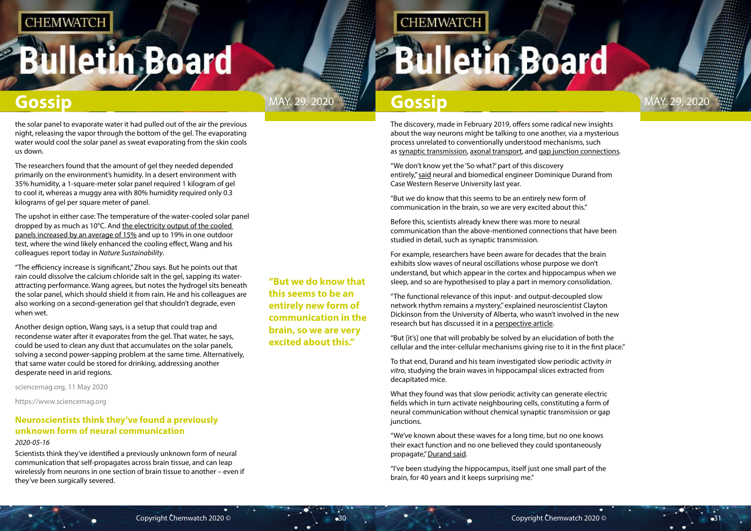the solar panel to evaporate water it had pulled out of the air the previous night, releasing the vapor through the bottom of the gel. The evaporating water would cool the solar panel as sweat evaporating from the skin cools us down.

The researchers found that the amount of gel they needed depended primarily on the environment's humidity. In a desert environment with 35% humidity, a 1-square-meter solar panel required 1 kilogram of gel to cool it, whereas a muggy area with 80% humidity required only 0.3 kilograms of gel per square meter of panel.

The upshot in either case: The temperature of the water-cooled solar panel dropped by as much as 10°C. And the electricity output of the cooled panels increased by an average of 15% and up to 19% in one outdoor test, where the wind likely enhanced the cooling effect, Wang and his colleagues report today in *Nature Sustainability*.

"The efficiency increase is significant," Zhou says. But he points out that rain could dissolve the calcium chloride salt in the gel, sapping its water-attracting performance. Wang agrees, but notes the hydrogel sits beneath the solar panel, which should shield it from rain. He and his colleagues are also working on a second-generation gel that shouldn't degrade, even when wet.

Another design option, Wang says, is a setup that could trap and recondense water after it evaporates from the gel. That water, he says, could be used to clean any dust that accumulates on the solar panels, solving a second power-sapping problem at the same time. Alternatively, that same water could be stored for drinking, addressing another desperate need in arid regions.

sciencemag.org, 11 May 2020

https://www.sciencemag.org

## Neuroscientists think they've found a previously unknown form of neural communication

*2020-05-16*

Scientists think they've identified a previously unknown form of neural communication that self-propagates across brain tissue, and can leap wirelessly from neurons in one section of brain tissue to another – even if they've been surgically severed.

**"But we do know that this seems to be an entirely new form of communication in the brain, so we are very excited about this."**

The discovery, made in February 2019, offers some radical new insights about the way neurons might be talking to one another, via a mysterious process unrelated to conventionally understood mechanisms, such as synaptic transmission, axonal transport, and gap junction connections.

"We don't know yet the 'So what?' part of this discovery entirely," said neural and biomedical engineer Dominique Durand from Case Western Reserve University last year.

"But we do know that this seems to be an entirely new form of communication in the brain, so we are very excited about this."

Before this, scientists already knew there was more to neural communication than the above-mentioned connections that have been studied in detail, such as synaptic transmission.

For example, researchers have been aware for decades that the brain exhibits slow waves of neural oscillations whose purpose we don't understand, but which appear in the cortex and hippocampus when we sleep, and so are hypothesised to play a part in memory consolidation.

"The functional relevance of this input- and output-decoupled slow network rhythm remains a mystery," explained neuroscientist Clayton Dickinson from the University of Alberta, who wasn't involved in the new research but has discussed it in a perspective article.

"But [it's] one that will probably be solved by an elucidation of both the cellular and the inter-cellular mechanisms giving rise to it in the first place."

To that end, Durand and his team investigated slow periodic activity *in vitro*, studying the brain waves in hippocampal slices extracted from decapitated mice.

What they found was that slow periodic activity can generate electric fields which in turn activate neighbouring cells, constituting a form of neural communication without chemical synaptic transmission or gap junctions.

"We've known about these waves for a long time, but no one knows their exact function and no one believed they could spontaneously propagate," Durand said.

"I've been studying the hippocampus, itself just one small part of the brain, for 40 years and it keeps surprising me."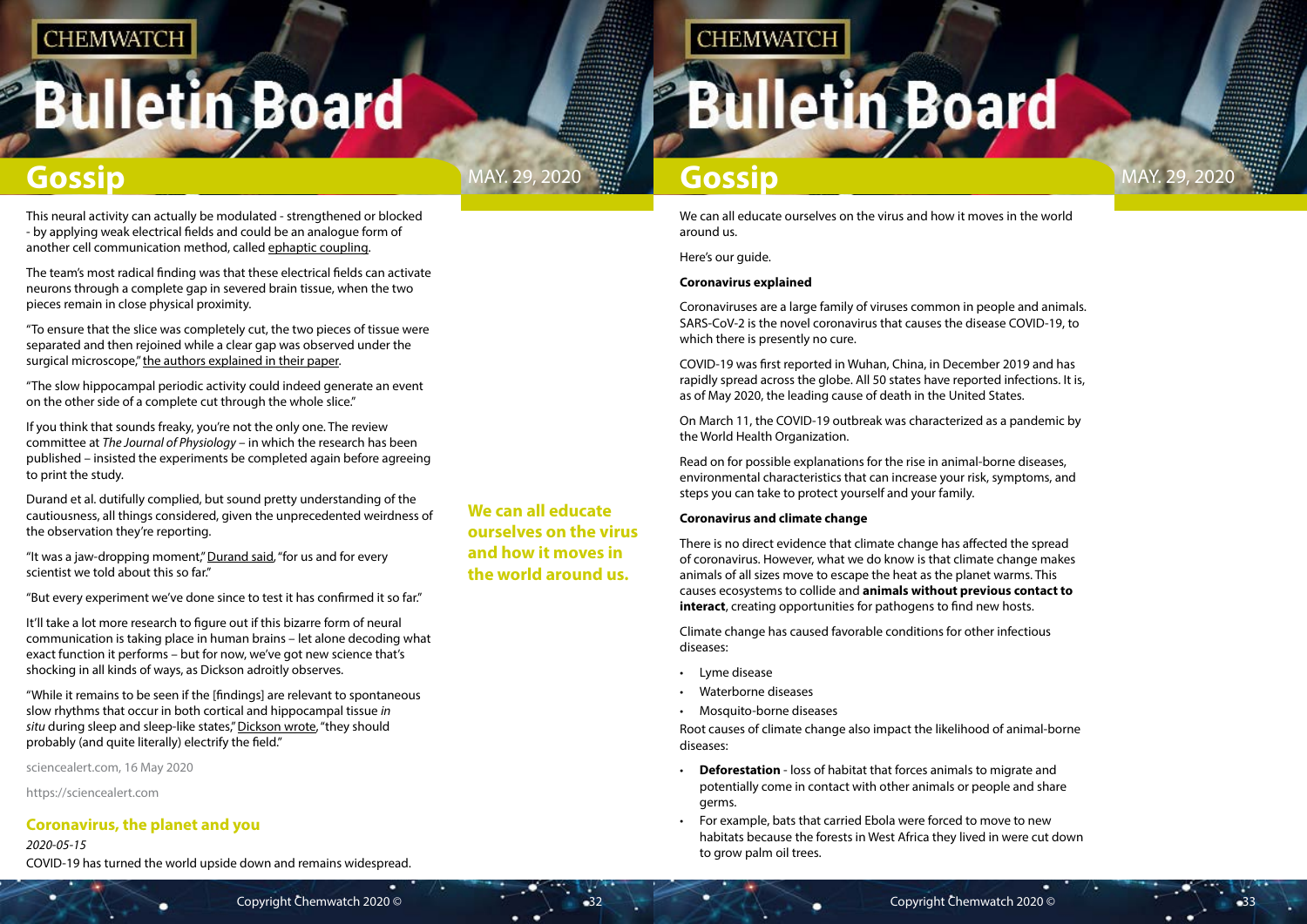This neural activity can actually be modulated - strengthened or blocked - by applying weak electrical fields and could be an analogue form of another cell communication method, called ephaptic coupling.

The team's most radical finding was that these electrical fields can activate neurons through a complete gap in severed brain tissue, when the two pieces remain in close physical proximity.

"To ensure that the slice was completely cut, the two pieces of tissue were separated and then rejoined while a clear gap was observed under the surgical microscope," the authors explained in their paper.

"The slow hippocampal periodic activity could indeed generate an event on the other side of a complete cut through the whole slice."

If you think that sounds freaky, you're not the only one. The review committee at *The Journal of Physiology* – in which the research has been published – insisted the experiments be completed again before agreeing to print the study.

Durand et al. dutifully complied, but sound pretty understanding of the cautiousness, all things considered, given the unprecedented weirdness of the observation they're reporting.

"It was a jaw-dropping moment," Durand said, "for us and for every scientist we told about this so far."

"But every experiment we've done since to test it has confirmed it so far."

It'll take a lot more research to figure out if this bizarre form of neural communication is taking place in human brains – let alone decoding what exact function it performs – but for now, we've got new science that's shocking in all kinds of ways, as Dickson adroitly observes.

"While it remains to be seen if the [findings] are relevant to spontaneous slow rhythms that occur in both cortical and hippocampal tissue *in situ* during sleep and sleep-like states," Dickson wrote, "they should probably (and quite literally) electrify the field."

sciencealert.com, 16 May 2020

https://sciencealert.com

## Coronavirus, the planet and you

*2020-05-15*

COVID-19 has turned the world upside down and remains widespread.

**We can all educate ourselves on the virus and how it moves in the world around us.**

We can all educate ourselves on the virus and how it moves in the world around us.

Here's our guide.

**Coronavirus explained**

Coronaviruses are a large family of viruses common in people and animals. SARS-CoV-2 is the novel coronavirus that causes the disease COVID-19, to which there is presently no cure.

COVID-19 was first reported in Wuhan, China, in December 2019 and has rapidly spread across the globe. All 50 states have reported infections. It is, as of May 2020, the leading cause of death in the United States.

On March 11, the COVID-19 outbreak was characterized as a pandemic by the World Health Organization.

Read on for possible explanations for the rise in animal-borne diseases, environmental characteristics that can increase your risk, symptoms, and steps you can take to protect yourself and your family.

**Coronavirus and climate change**

There is no direct evidence that climate change has affected the spread of coronavirus. However, what we do know is that climate change makes animals of all sizes move to escape the heat as the planet warms. This causes ecosystems to collide and **animals without previous contact to interact**, creating opportunities for pathogens to find new hosts.

Climate change has caused favorable conditions for other infectious diseases:

- Lyme disease
- Waterborne diseases
- Mosquito-borne diseases

Root causes of climate change also impact the likelihood of animal-borne diseases:

- **Deforestation** - loss of habitat that forces animals to migrate and potentially come in contact with other animals or people and share germs.
- For example, bats that carried Ebola were forced to move to new habitats because the forests in West Africa they lived in were cut down to grow palm oil trees.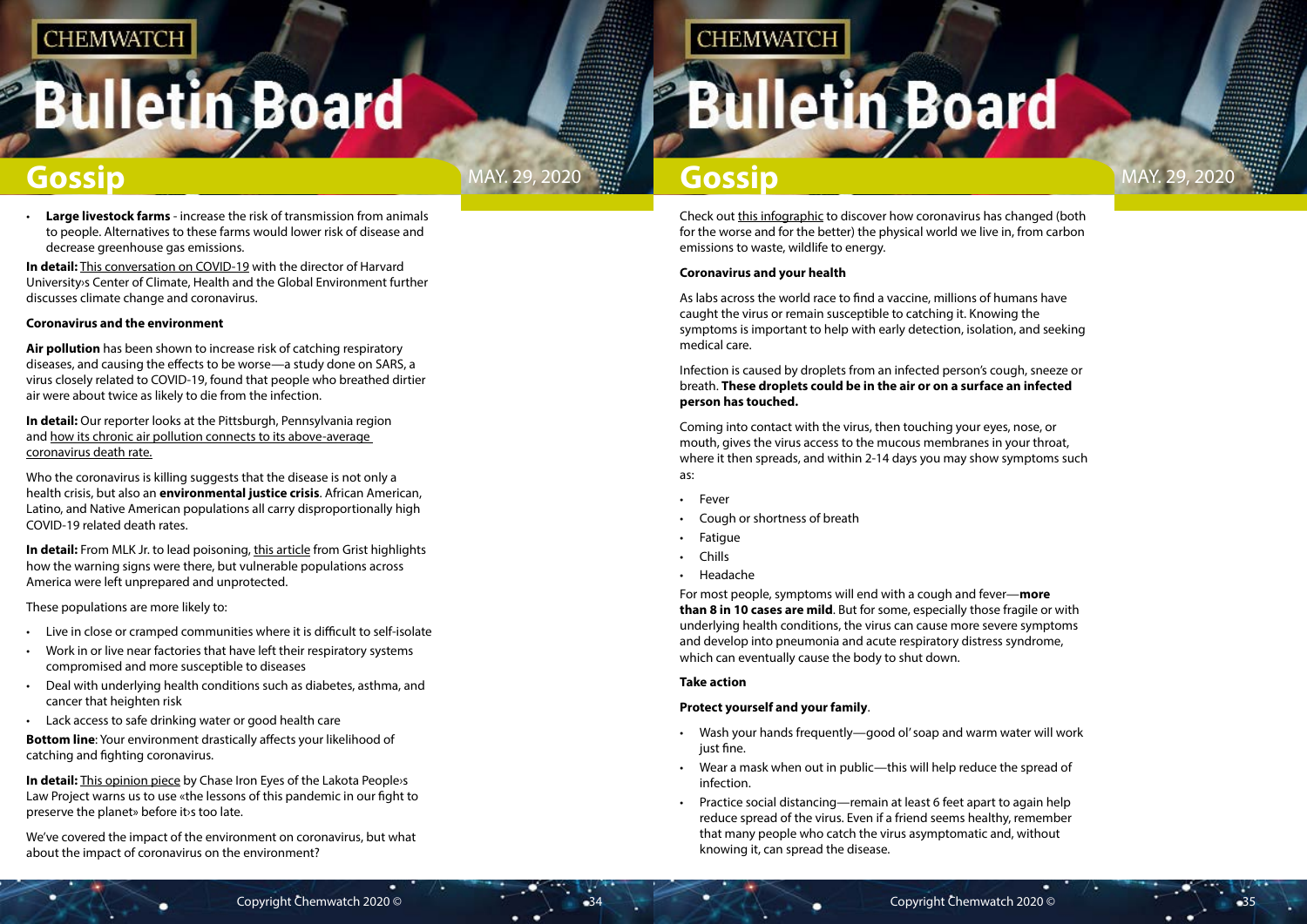- **Large livestock farms** - increase the risk of transmission from animals to people. Alternatives to these farms would lower risk of disease and decrease greenhouse gas emissions.

**In detail:** This conversation on COVID-19 with the director of Harvard University›s Center of Climate, Health and the Global Environment further discusses climate change and coronavirus.

**Coronavirus and the environment**

**Air pollution** has been shown to increase risk of catching respiratory diseases, and causing the effects to be worse—a study done on SARS, a virus closely related to COVID-19, found that people who breathed dirtier air were about twice as likely to die from the infection.

**In detail:** Our reporter looks at the Pittsburgh, Pennsylvania region and how its chronic air pollution connects to its above-average coronavirus death rate.

Who the coronavirus is killing suggests that the disease is not only a health crisis, but also an **environmental justice crisis**. African American, Latino, and Native American populations all carry disproportionally high COVID-19 related death rates.

**In detail:** From MLK Jr. to lead poisoning, this article from Grist highlights how the warning signs were there, but vulnerable populations across America were left unprepared and unprotected.

These populations are more likely to:

- Live in close or cramped communities where it is difficult to self-isolate
- Work in or live near factories that have left their respiratory systems compromised and more susceptible to diseases
- Deal with underlying health conditions such as diabetes, asthma, and cancer that heighten risk
- Lack access to safe drinking water or good health care

**Bottom line**: Your environment drastically affects your likelihood of catching and fighting coronavirus.

**In detail:** This opinion piece by Chase Iron Eyes of the Lakota People›s Law Project warns us to use «the lessons of this pandemic in our fight to preserve the planet» before it›s too late.

We've covered the impact of the environment on coronavirus, but what about the impact of coronavirus on the environment?

Check out this infographic to discover how coronavirus has changed (both for the worse and for the better) the physical world we live in, from carbon emissions to waste, wildlife to energy.

**Coronavirus and your health**

As labs across the world race to find a vaccine, millions of humans have caught the virus or remain susceptible to catching it. Knowing the symptoms is important to help with early detection, isolation, and seeking medical care.

Infection is caused by droplets from an infected person's cough, sneeze or breath. **These droplets could be in the air or on a surface an infected person has touched.**

Coming into contact with the virus, then touching your eyes, nose, or mouth, gives the virus access to the mucous membranes in your throat, where it then spreads, and within 2-14 days you may show symptoms such as:

- Fever
- Cough or shortness of breath
- Fatigue
- Chills
- Headache

For most people, symptoms will end with a cough and fever—**more than 8 in 10 cases are mild**. But for some, especially those fragile or with underlying health conditions, the virus can cause more severe symptoms and develop into pneumonia and acute respiratory distress syndrome, which can eventually cause the body to shut down.

**Take action**

**Protect yourself and your family**.

- Wash your hands frequently—good ol' soap and warm water will work just fine.
- Wear a mask when out in public—this will help reduce the spread of infection.
- Practice social distancing—remain at least 6 feet apart to again help reduce spread of the virus. Even if a friend seems healthy, remember that many people who catch the virus asymptomatic and, without knowing it, can spread the disease.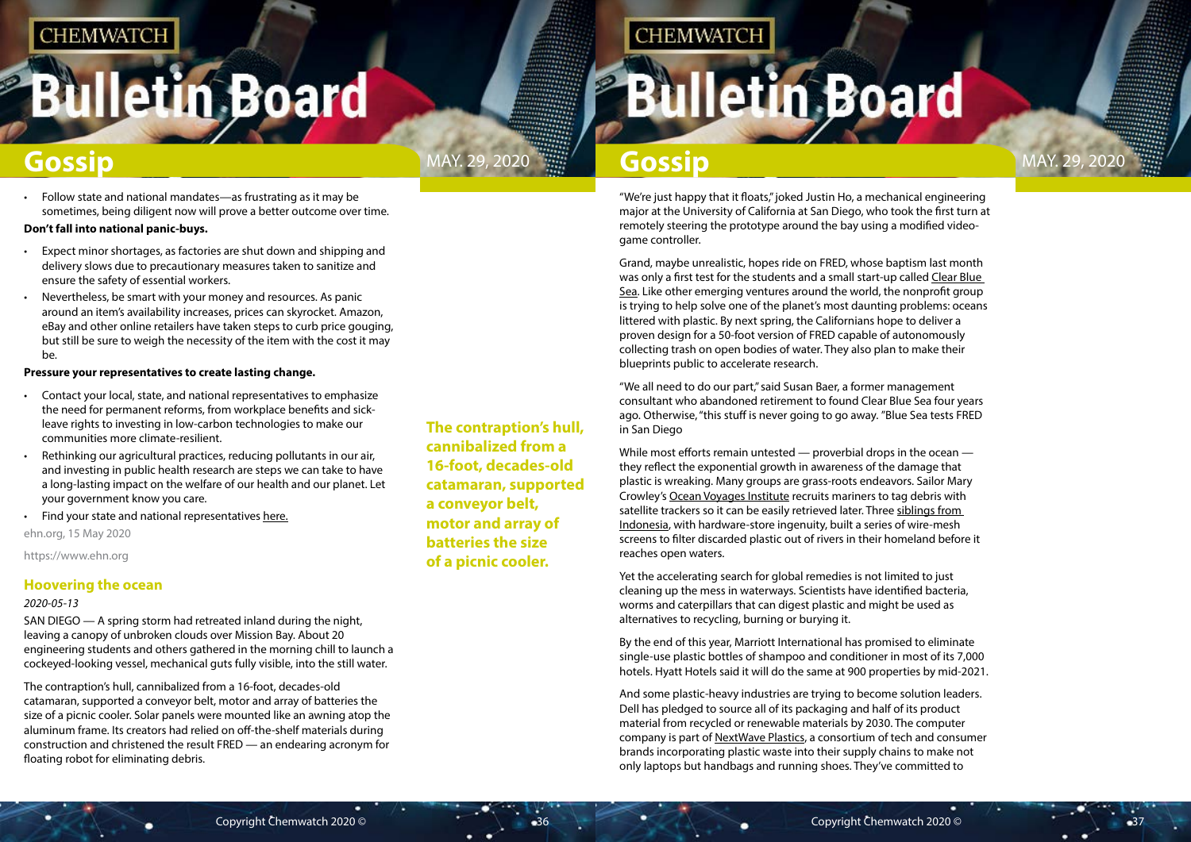- Follow state and national mandates—as frustrating as it may be sometimes, being diligent now will prove a better outcome over time.

**Don't fall into national panic-buys.**

- Expect minor shortages, as factories are shut down and shipping and delivery slows due to precautionary measures taken to sanitize and ensure the safety of essential workers.
- Nevertheless, be smart with your money and resources. As panic around an item's availability increases, prices can skyrocket. Amazon, eBay and other online retailers have taken steps to curb price gouging, but still be sure to weigh the necessity of the item with the cost it may be.

**Pressure your representatives to create lasting change.**

- Contact your local, state, and national representatives to emphasize the need for permanent reforms, from workplace benefits and sick-leave rights to investing in low-carbon technologies to make our communities more climate-resilient.
- Rethinking our agricultural practices, reducing pollutants in our air, and investing in public health research are steps we can take to have a long-lasting impact on the welfare of our health and our planet. Let your government know you care.
- Find your state and national representatives here.

ehn.org, 15 May 2020

https://www.ehn.org

## Hoovering the ocean

*2020-05-13*

SAN DIEGO — A spring storm had retreated inland during the night, leaving a canopy of unbroken clouds over Mission Bay. About 20 engineering students and others gathered in the morning chill to launch a cockeyed-looking vessel, mechanical guts fully visible, into the still water.

The contraption's hull, cannibalized from a 16-foot, decades-old catamaran, supported a conveyor belt, motor and array of batteries the size of a picnic cooler. Solar panels were mounted like an awning atop the aluminum frame. Its creators had relied on off-the-shelf materials during construction and christened the result FRED — an endearing acronym for floating robot for eliminating debris.

**The contraption's hull, cannibalized from a 16-foot, decades-old catamaran, supported a conveyor belt, motor and array of batteries the size of a picnic cooler.**

"We're just happy that it floats," joked Justin Ho, a mechanical engineering major at the University of California at San Diego, who took the first turn at remotely steering the prototype around the bay using a modified video-game controller.

Grand, maybe unrealistic, hopes ride on FRED, whose baptism last month was only a first test for the students and a small start-up called Clear Blue Sea. Like other emerging ventures around the world, the nonprofit group is trying to help solve one of the planet's most daunting problems: oceans littered with plastic. By next spring, the Californians hope to deliver a proven design for a 50-foot version of FRED capable of autonomously collecting trash on open bodies of water. They also plan to make their blueprints public to accelerate research.

"We all need to do our part," said Susan Baer, a former management consultant who abandoned retirement to found Clear Blue Sea four years ago. Otherwise, "this stuff is never going to go away. "Blue Sea tests FRED in San Diego

While most efforts remain untested — proverbial drops in the ocean — they reflect the exponential growth in awareness of the damage that plastic is wreaking. Many groups are grass-roots endeavors. Sailor Mary Crowley's Ocean Voyages Institute recruits mariners to tag debris with satellite trackers so it can be easily retrieved later. Three siblings from Indonesia, with hardware-store ingenuity, built a series of wire-mesh screens to filter discarded plastic out of rivers in their homeland before it reaches open waters.

Yet the accelerating search for global remedies is not limited to just cleaning up the mess in waterways. Scientists have identified bacteria, worms and caterpillars that can digest plastic and might be used as alternatives to recycling, burning or burying it.

By the end of this year, Marriott International has promised to eliminate single-use plastic bottles of shampoo and conditioner in most of its 7,000 hotels. Hyatt Hotels said it will do the same at 900 properties by mid-2021.

And some plastic-heavy industries are trying to become solution leaders. Dell has pledged to source all of its packaging and half of its product material from recycled or renewable materials by 2030. The computer company is part of NextWave Plastics, a consortium of tech and consumer brands incorporating plastic waste into their supply chains to make not only laptops but handbags and running shoes. They've committed to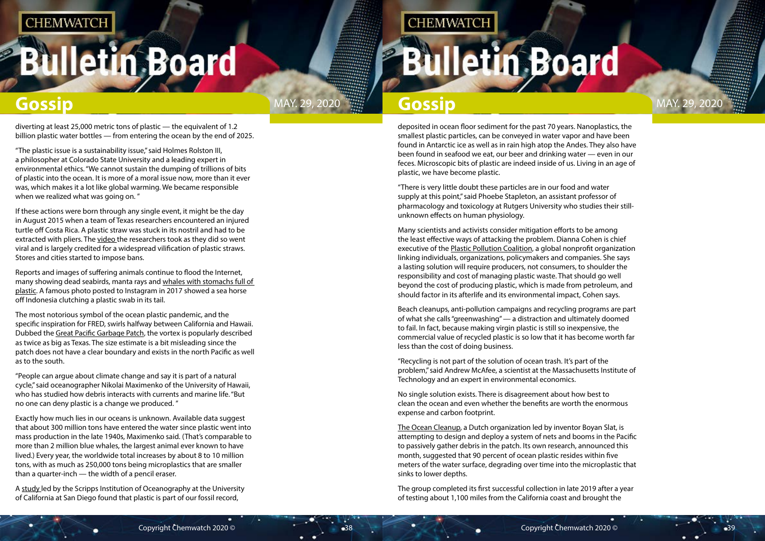diverting at least 25,000 metric tons of plastic — the equivalent of 1.2 billion plastic water bottles — from entering the ocean by the end of 2025.

"The plastic issue is a sustainability issue," said Holmes Rolston III, a philosopher at Colorado State University and a leading expert in environmental ethics. "We cannot sustain the dumping of trillions of bits of plastic into the ocean. It is more of a moral issue now, more than it ever was, which makes it a lot like global warming. We became responsible when we realized what was going on."

If these actions were born through any single event, it might be the day in August 2015 when a team of Texas researchers encountered an injured turtle off Costa Rica. A plastic straw was stuck in its nostril and had to be extracted with pliers. The video the researchers took as they did so went viral and is largely credited for a widespread vilification of plastic straws. Stores and cities started to impose bans.

Reports and images of suffering animals continue to flood the Internet, many showing dead seabirds, manta rays and whales with stomachs full of plastic. A famous photo posted to Instagram in 2017 showed a sea horse off Indonesia clutching a plastic swab in its tail.

The most notorious symbol of the ocean plastic pandemic, and the specific inspiration for FRED, swirls halfway between California and Hawaii. Dubbed the Great Pacific Garbage Patch, the vortex is popularly described as twice as big as Texas. The size estimate is a bit misleading since the patch does not have a clear boundary and exists in the north Pacific as well as to the south.

"People can argue about climate change and say it is part of a natural cycle," said oceanographer Nikolai Maximenko of the University of Hawaii, who has studied how debris interacts with currents and marine life. "But no one can deny plastic is a change we produced."

Exactly how much lies in our oceans is unknown. Available data suggest that about 300 million tons have entered the water since plastic went into mass production in the late 1940s, Maximenko said. (That's comparable to more than 2 million blue whales, the largest animal ever known to have lived.) Every year, the worldwide total increases by about 8 to 10 million tons, with as much as 250,000 tons being microplastics that are smaller than a quarter-inch — the width of a pencil eraser.

A study led by the Scripps Institution of Oceanography at the University of California at San Diego found that plastic is part of our fossil record, deposited in ocean floor sediment for the past 70 years. Nanoplastics, the smallest plastic particles, can be conveyed in water vapor and have been found in Antarctic ice as well as in rain high atop the Andes. They also have been found in seafood we eat, our beer and drinking water — even in our feces. Microscopic bits of plastic are indeed inside of us. Living in an age of plastic, we have become plastic.

"There is very little doubt these particles are in our food and water supply at this point," said Phoebe Stapleton, an assistant professor of pharmacology and toxicology at Rutgers University who studies their still-unknown effects on human physiology.

Many scientists and activists consider mitigation efforts to be among the least effective ways of attacking the problem. Dianna Cohen is chief executive of the Plastic Pollution Coalition, a global nonprofit organization linking individuals, organizations, policymakers and companies. She says a lasting solution will require producers, not consumers, to shoulder the responsibility and cost of managing plastic waste. That should go well beyond the cost of producing plastic, which is made from petroleum, and should factor in its afterlife and its environmental impact, Cohen says.

Beach cleanups, anti-pollution campaigns and recycling programs are part of what she calls "greenwashing" — a distraction and ultimately doomed to fail. In fact, because making virgin plastic is still so inexpensive, the commercial value of recycled plastic is so low that it has become worth far less than the cost of doing business.

"Recycling is not part of the solution of ocean trash. It's part of the problem," said Andrew McAfee, a scientist at the Massachusetts Institute of Technology and an expert in environmental economics.

No single solution exists. There is disagreement about how best to clean the ocean and even whether the benefits are worth the enormous expense and carbon footprint.

The Ocean Cleanup, a Dutch organization led by inventor Boyan Slat, is attempting to design and deploy a system of nets and booms in the Pacific to passively gather debris in the patch. Its own research, announced this month, suggested that 90 percent of ocean plastic resides within five meters of the water surface, degrading over time into the microplastic that sinks to lower depths.

The group completed its first successful collection in late 2019 after a year of testing about 1,100 miles from the California coast and brought the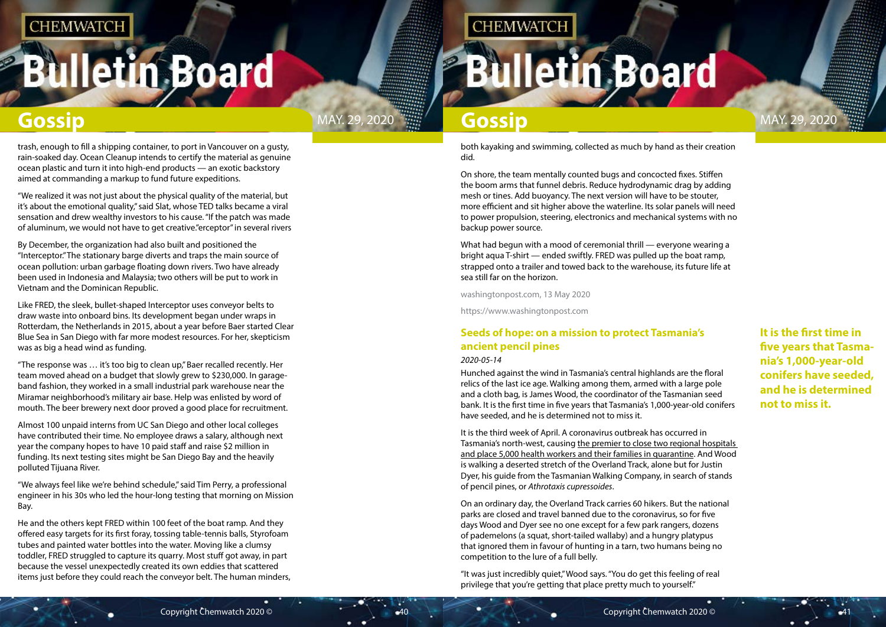trash, enough to fill a shipping container, to port in Vancouver on a gusty, rain-soaked day. Ocean Cleanup intends to certify the material as genuine ocean plastic and turn it into high-end products — an exotic backstory aimed at commanding a markup to fund future expeditions.

"We realized it was not just about the physical quality of the material, but it's about the emotional quality," said Slat, whose TED talks became a viral sensation and drew wealthy investors to his cause. "If the patch was made of aluminum, we would not have to get creative."erceptor" in several rivers

By December, the organization had also built and positioned the "Interceptor." The stationary barge diverts and traps the main source of ocean pollution: urban garbage floating down rivers. Two have already been used in Indonesia and Malaysia; two others will be put to work in Vietnam and the Dominican Republic.

Like FRED, the sleek, bullet-shaped Interceptor uses conveyor belts to draw waste into onboard bins. Its development began under wraps in Rotterdam, the Netherlands in 2015, about a year before Baer started Clear Blue Sea in San Diego with far more modest resources. For her, skepticism was as big a head wind as funding.

"The response was … it's too big to clean up," Baer recalled recently. Her team moved ahead on a budget that slowly grew to $230,000. In garage-band fashion, they worked in a small industrial park warehouse near the Miramar neighborhood's military air base. Help was enlisted by word of mouth. The beer brewery next door proved a good place for recruitment.

Almost 100 unpaid interns from UC San Diego and other local colleges have contributed their time. No employee draws a salary, although next year the company hopes to have 10 paid staff and raise $2 million in funding. Its next testing sites might be San Diego Bay and the heavily polluted Tijuana River.

"We always feel like we're behind schedule," said Tim Perry, a professional engineer in his 30s who led the hour-long testing that morning on Mission Bay.

He and the others kept FRED within 100 feet of the boat ramp. And they offered easy targets for its first foray, tossing table-tennis balls, Styrofoam tubes and painted water bottles into the water. Moving like a clumsy toddler, FRED struggled to capture its quarry. Most stuff got away, in part because the vessel unexpectedly created its own eddies that scattered items just before they could reach the conveyor belt. The human minders, both kayaking and swimming, collected as much by hand as their creation did.

On shore, the team mentally counted bugs and concocted fixes. Stiffen the boom arms that funnel debris. Reduce hydrodynamic drag by adding mesh or tines. Add buoyancy. The next version will have to be stouter, more efficient and sit higher above the waterline. Its solar panels will need to power propulsion, steering, electronics and mechanical systems with no backup power source.

What had begun with a mood of ceremonial thrill — everyone wearing a bright aqua T-shirt — ended swiftly. FRED was pulled up the boat ramp, strapped onto a trailer and towed back to the warehouse, its future life at sea still far on the horizon.

washingtonpost.com, 13 May 2020

https://www.washingtonpost.com

## Seeds of hope: on a mission to protect Tasmania's ancient pencil pines

*2020-05-14*

**It is the first time in five years that Tasmania's 1,000-year-old conifers have seeded, and he is determined not to miss it.**

Hunched against the wind in Tasmania's central highlands are the floral relics of the last ice age. Walking among them, armed with a large pole and a cloth bag, is James Wood, the coordinator of the Tasmanian seed bank. It is the first time in five years that Tasmania's 1,000-year-old conifers have seeded, and he is determined not to miss it.

It is the third week of April. A coronavirus outbreak has occurred in Tasmania's north-west, causing the premier to close two regional hospitals and place 5,000 health workers and their families in quarantine. And Wood is walking a deserted stretch of the Overland Track, alone but for Justin Dyer, his guide from the Tasmanian Walking Company, in search of stands of pencil pines, or *Athrotaxis cupressoides*.

On an ordinary day, the Overland Track carries 60 hikers. But the national parks are closed and travel banned due to the coronavirus, so for five days Wood and Dyer see no one except for a few park rangers, dozens of pademelons (a squat, short-tailed wallaby) and a hungry platypus that ignored them in favour of hunting in a tarn, two humans being no competition to the lure of a full belly.

"It was just incredibly quiet," Wood says. "You do get this feeling of real privilege that you're getting that place pretty much to yourself."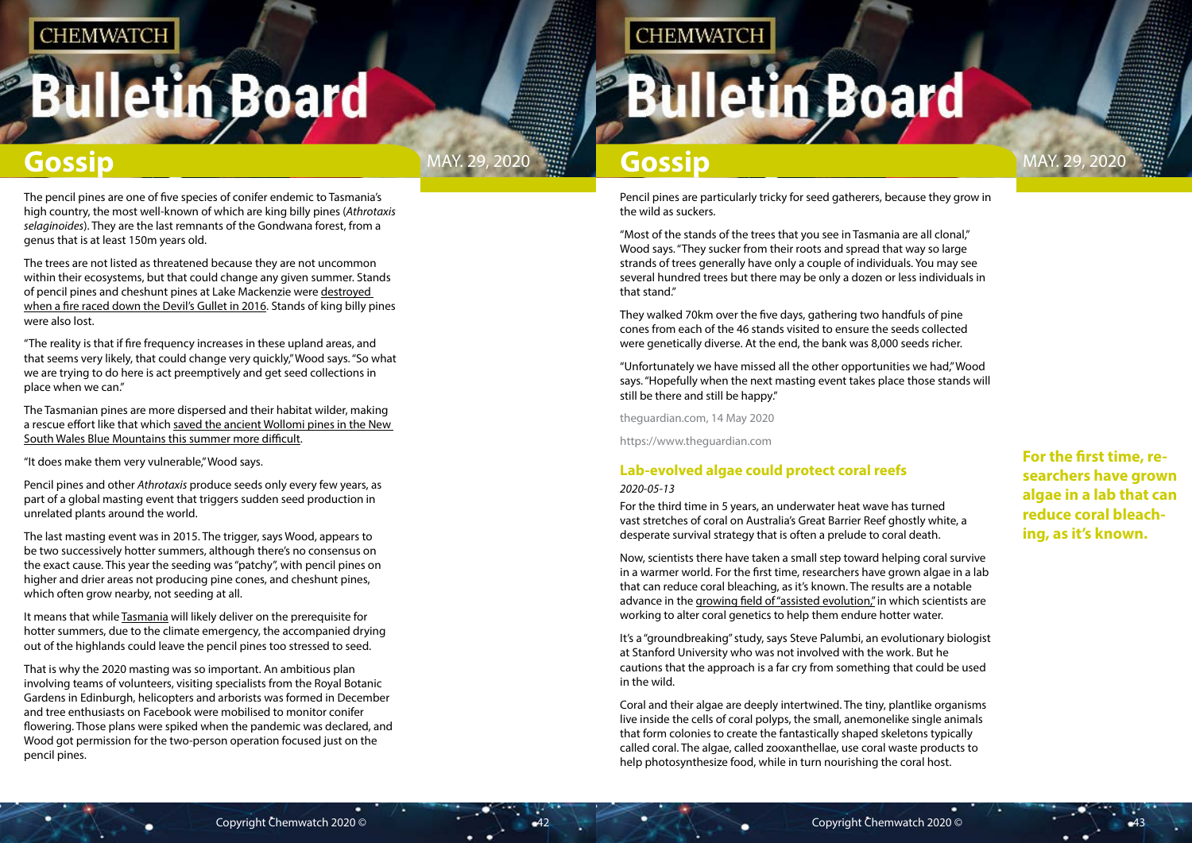The pencil pines are one of five species of conifer endemic to Tasmania's high country, the most well-known of which are king billy pines (*Athrotaxis selaginoides*). They are the last remnants of the Gondwana forest, from a genus that is at least 150m years old.

The trees are not listed as threatened because they are not uncommon within their ecosystems, but that could change any given summer. Stands of pencil pines and cheshunt pines at Lake Mackenzie were destroyed when a fire raced down the Devil's Gullet in 2016. Stands of king billy pines were also lost.

"The reality is that if fire frequency increases in these upland areas, and that seems very likely, that could change very quickly," Wood says. "So what we are trying to do here is act preemptively and get seed collections in place when we can."

The Tasmanian pines are more dispersed and their habitat wilder, making a rescue effort like that which saved the ancient Wollomi pines in the New South Wales Blue Mountains this summer more difficult.

"It does make them very vulnerable," Wood says.

Pencil pines and other *Athrotaxis* produce seeds only every few years, as part of a global masting event that triggers sudden seed production in unrelated plants around the world.

The last masting event was in 2015. The trigger, says Wood, appears to be two successively hotter summers, although there's no consensus on the exact cause. This year the seeding was "patchy", with pencil pines on higher and drier areas not producing pine cones, and cheshunt pines, which often grow nearby, not seeding at all.

It means that while Tasmania will likely deliver on the prerequisite for hotter summers, due to the climate emergency, the accompanied drying out of the highlands could leave the pencil pines too stressed to seed.

That is why the 2020 masting was so important. An ambitious plan involving teams of volunteers, visiting specialists from the Royal Botanic Gardens in Edinburgh, helicopters and arborists was formed in December and tree enthusiasts on Facebook were mobilised to monitor conifer flowering. Those plans were spiked when the pandemic was declared, and Wood got permission for the two-person operation focused just on the pencil pines.

Pencil pines are particularly tricky for seed gatherers, because they grow in the wild as suckers.

"Most of the stands of the trees that you see in Tasmania are all clonal," Wood says. "They sucker from their roots and spread that way so large strands of trees generally have only a couple of individuals. You may see several hundred trees but there may be only a dozen or less individuals in that stand."

They walked 70km over the five days, gathering two handfuls of pine cones from each of the 46 stands visited to ensure the seeds collected were genetically diverse. At the end, the bank was 8,000 seeds richer.

"Unfortunately we have missed all the other opportunities we had," Wood says. "Hopefully when the next masting event takes place those stands will still be there and still be happy."

theguardian.com, 14 May 2020

https://www.theguardian.com

## Lab-evolved algae could protect coral reefs

*2020-05-13*

**For the first time, researchers have grown algae in a lab that can reduce coral bleaching, as it's known.**

For the third time in 5 years, an underwater heat wave has turned vast stretches of coral on Australia's Great Barrier Reef ghostly white, a desperate survival strategy that is often a prelude to coral death.

Now, scientists there have taken a small step toward helping coral survive in a warmer world. For the first time, researchers have grown algae in a lab that can reduce coral bleaching, as it's known. The results are a notable advance in the growing field of "assisted evolution," in which scientists are working to alter coral genetics to help them endure hotter water.

It's a "groundbreaking" study, says Steve Palumbi, an evolutionary biologist at Stanford University who was not involved with the work. But he cautions that the approach is a far cry from something that could be used in the wild.

Coral and their algae are deeply intertwined. The tiny, plantlike organisms live inside the cells of coral polyps, the small, anemonelike single animals that form colonies to create the fantastically shaped skeletons typically called coral. The algae, called zooxanthellae, use coral waste products to help photosynthesize food, while in turn nourishing the coral host.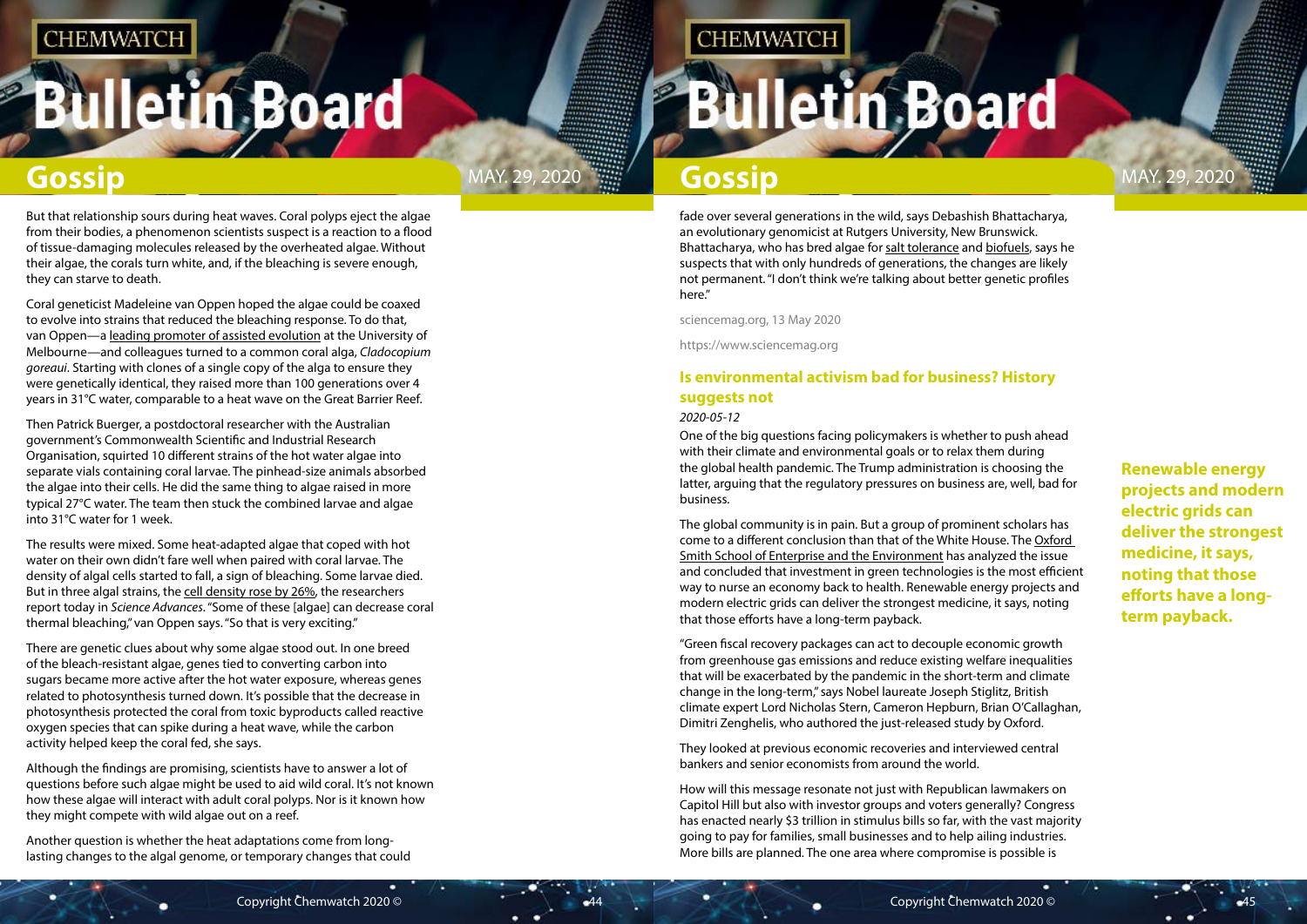But that relationship sours during heat waves. Coral polyps eject the algae from their bodies, a phenomenon scientists suspect is a reaction to a flood of tissue-damaging molecules released by the overheated algae. Without their algae, the corals turn white, and, if the bleaching is severe enough, they can starve to death.

Coral geneticist Madeleine van Oppen hoped the algae could be coaxed to evolve into strains that reduced the bleaching response. To do that, van Oppen—a leading promoter of assisted evolution at the University of Melbourne—and colleagues turned to a common coral alga, *Cladocopium goreaui*. Starting with clones of a single copy of the alga to ensure they were genetically identical, they raised more than 100 generations over 4 years in 31°C water, comparable to a heat wave on the Great Barrier Reef.

Then Patrick Buerger, a postdoctoral researcher with the Australian government's Commonwealth Scientific and Industrial Research Organisation, squirted 10 different strains of the hot water algae into separate vials containing coral larvae. The pinhead-size animals absorbed the algae into their cells. He did the same thing to algae raised in more typical 27°C water. The team then stuck the combined larvae and algae into 31°C water for 1 week.

The results were mixed. Some heat-adapted algae that coped with hot water on their own didn't fare well when paired with coral larvae. The density of algal cells started to fall, a sign of bleaching. Some larvae died. But in three algal strains, the cell density rose by 26%, the researchers report today in *Science Advances*. "Some of these [algae] can decrease coral thermal bleaching," van Oppen says. "So that is very exciting."

There are genetic clues about why some algae stood out. In one breed of the bleach-resistant algae, genes tied to converting carbon into sugars became more active after the hot water exposure, whereas genes related to photosynthesis turned down. It's possible that the decrease in photosynthesis protected the coral from toxic byproducts called reactive oxygen species that can spike during a heat wave, while the carbon activity helped keep the coral fed, she says.

Although the findings are promising, scientists have to answer a lot of questions before such algae might be used to aid wild coral. It's not known how these algae will interact with adult coral polyps. Nor is it known how they might compete with wild algae out on a reef.

Another question is whether the heat adaptations come from long-lasting changes to the algal genome, or temporary changes that could fade over several generations in the wild, says Debashish Bhattacharya, an evolutionary genomicist at Rutgers University, New Brunswick. Bhattacharya, who has bred algae for salt tolerance and biofuels, says he suspects that with only hundreds of generations, the changes are likely not permanent. "I don't think we're talking about better genetic profiles here."

sciencemag.org, 13 May 2020

https://www.sciencemag.org

## Is environmental activism bad for business? History suggests not

*2020-05-12*

One of the big questions facing policymakers is whether to push ahead with their climate and environmental goals or to relax them during the global health pandemic. The Trump administration is choosing the latter, arguing that the regulatory pressures on business are, well, bad for business.

The global community is in pain. But a group of prominent scholars has come to a different conclusion than that of the White House. The Oxford Smith School of Enterprise and the Environment has analyzed the issue and concluded that investment in green technologies is the most efficient way to nurse an economy back to health. Renewable energy projects and modern electric grids can deliver the strongest medicine, it says, noting that those efforts have a long-term payback.

"Green fiscal recovery packages can act to decouple economic growth from greenhouse gas emissions and reduce existing welfare inequalities that will be exacerbated by the pandemic in the short-term and climate change in the long-term," says Nobel laureate Joseph Stiglitz, British climate expert Lord Nicholas Stern, Cameron Hepburn, Brian O'Callaghan, Dimitri Zenghelis, who authored the just-released study by Oxford.

They looked at previous economic recoveries and interviewed central bankers and senior economists from around the world.

How will this message resonate not just with Republican lawmakers on Capitol Hill but also with investor groups and voters generally? Congress has enacted nearly $3 trillion in stimulus bills so far, with the vast majority going to pay for families, small businesses and to help ailing industries. More bills are planned. The one area where compromise is possible is

**Renewable energy projects and modern electric grids can deliver the strongest medicine, it says, noting that those efforts have a long-term payback.**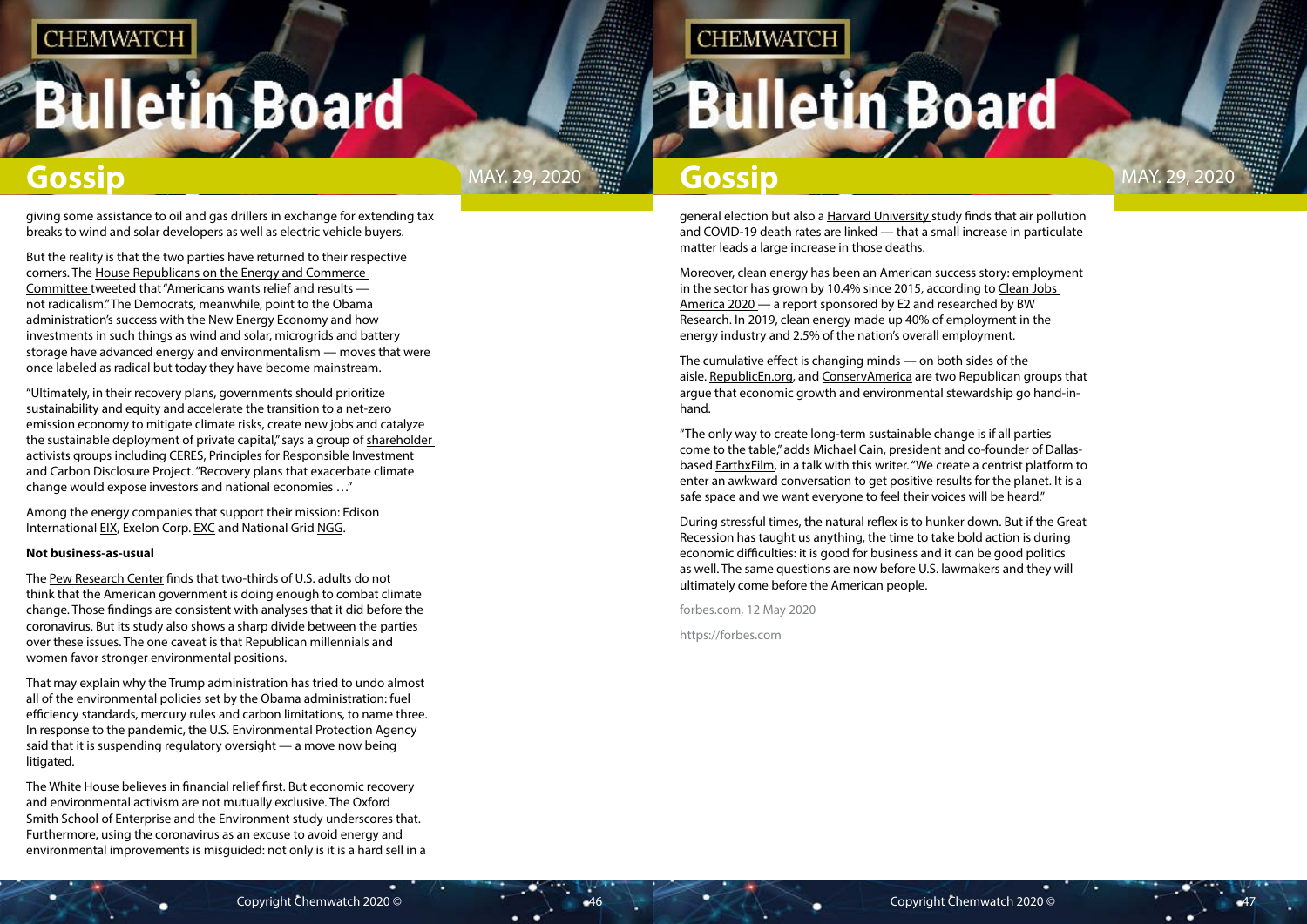giving some assistance to oil and gas drillers in exchange for extending tax breaks to wind and solar developers as well as electric vehicle buyers.

But the reality is that the two parties have returned to their respective corners. The House Republicans on the Energy and Commerce Committee tweeted that "Americans wants relief and results — not radicalism." The Democrats, meanwhile, point to the Obama administration's success with the New Energy Economy and how investments in such things as wind and solar, microgrids and battery storage have advanced energy and environmentalism — moves that were once labeled as radical but today they have become mainstream.

"Ultimately, in their recovery plans, governments should prioritize sustainability and equity and accelerate the transition to a net-zero emission economy to mitigate climate risks, create new jobs and catalyze the sustainable deployment of private capital," says a group of shareholder activists groups including CERES, Principles for Responsible Investment and Carbon Disclosure Project. "Recovery plans that exacerbate climate change would expose investors and national economies …"

Among the energy companies that support their mission: Edison International EIX, Exelon Corp. EXC and National Grid NGG.

**Not business-as-usual**

The Pew Research Center finds that two-thirds of U.S. adults do not think that the American government is doing enough to combat climate change. Those findings are consistent with analyses that it did before the coronavirus. But its study also shows a sharp divide between the parties over these issues. The one caveat is that Republican millennials and women favor stronger environmental positions.

That may explain why the Trump administration has tried to undo almost all of the environmental policies set by the Obama administration: fuel efficiency standards, mercury rules and carbon limitations, to name three. In response to the pandemic, the U.S. Environmental Protection Agency said that it is suspending regulatory oversight — a move now being litigated.

The White House believes in financial relief first. But economic recovery and environmental activism are not mutually exclusive. The Oxford Smith School of Enterprise and the Environment study underscores that. Furthermore, using the coronavirus as an excuse to avoid energy and environmental improvements is misguided: not only is it is a hard sell in a general election but also a Harvard University study finds that air pollution and COVID-19 death rates are linked — that a small increase in particulate matter leads a large increase in those deaths.

Moreover, clean energy has been an American success story: employment in the sector has grown by 10.4% since 2015, according to Clean Jobs America 2020 — a report sponsored by E2 and researched by BW Research. In 2019, clean energy made up 40% of employment in the energy industry and 2.5% of the nation's overall employment.

The cumulative effect is changing minds — on both sides of the aisle. RepublicEn.org, and ConservAmerica are two Republican groups that argue that economic growth and environmental stewardship go hand-in-hand.

"The only way to create long-term sustainable change is if all parties come to the table," adds Michael Cain, president and co-founder of Dallas-based EarthxFilm, in a talk with this writer. "We create a centrist platform to enter an awkward conversation to get positive results for the planet. It is a safe space and we want everyone to feel their voices will be heard."

During stressful times, the natural reflex is to hunker down. But if the Great Recession has taught us anything, the time to take bold action is during economic difficulties: it is good for business and it can be good politics as well. The same questions are now before U.S. lawmakers and they will ultimately come before the American people.

forbes.com, 12 May 2020

https://forbes.com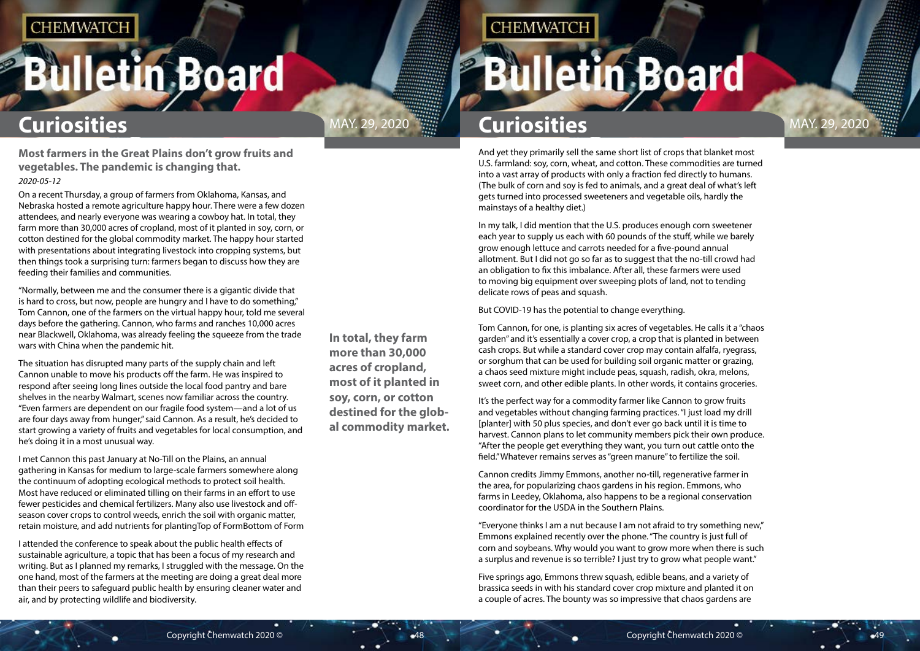## Most farmers in the Great Plains don't grow fruits and vegetables. The pandemic is changing that.

*2020-05-12*

On a recent Thursday, a group of farmers from Oklahoma, Kansas, and Nebraska hosted a remote agriculture happy hour. There were a few dozen attendees, and nearly everyone was wearing a cowboy hat. In total, they farm more than 30,000 acres of cropland, most of it planted in soy, corn, or cotton destined for the global commodity market. The happy hour started with presentations about integrating livestock into cropping systems, but then things took a surprising turn: farmers began to discuss how they are feeding their families and communities.

"Normally, between me and the consumer there is a gigantic divide that is hard to cross, but now, people are hungry and I have to do something," Tom Cannon, one of the farmers on the virtual happy hour, told me several days before the gathering. Cannon, who farms and ranches 10,000 acres near Blackwell, Oklahoma, was already feeling the squeeze from the trade wars with China when the pandemic hit.

The situation has disrupted many parts of the supply chain and left Cannon unable to move his products off the farm. He was inspired to respond after seeing long lines outside the local food pantry and bare shelves in the nearby Walmart, scenes now familiar across the country. "Even farmers are dependent on our fragile food system—and a lot of us are four days away from hunger," said Cannon. As a result, he's decided to start growing a variety of fruits and vegetables for local consumption, and he's doing it in a most unusual way.

I met Cannon this past January at No-Till on the Plains, an annual gathering in Kansas for medium to large-scale farmers somewhere along the continuum of adopting ecological methods to protect soil health. Most have reduced or eliminated tilling on their farms in an effort to use fewer pesticides and chemical fertilizers. Many also use livestock and off-season cover crops to control weeds, enrich the soil with organic matter, retain moisture, and add nutrients for plantingTop of FormBottom of Form

I attended the conference to speak about the public health effects of sustainable agriculture, a topic that has been a focus of my research and writing. But as I planned my remarks, I struggled with the message. On the one hand, most of the farmers at the meeting are doing a great deal more than their peers to safeguard public health by ensuring cleaner water and air, and by protecting wildlife and biodiversity.

**In total, they farm more than 30,000 acres of cropland, most of it planted in soy, corn, or cotton destined for the global commodity market.**

And yet they primarily sell the same short list of crops that blanket most U.S. farmland: soy, corn, wheat, and cotton. These commodities are turned into a vast array of products with only a fraction fed directly to humans. (The bulk of corn and soy is fed to animals, and a great deal of what's left gets turned into processed sweeteners and vegetable oils, hardly the mainstays of a healthy diet.)

In my talk, I did mention that the U.S. produces enough corn sweetener each year to supply us each with 60 pounds of the stuff, while we barely grow enough lettuce and carrots needed for a five-pound annual allotment. But I did not go so far as to suggest that the no-till crowd had an obligation to fix this imbalance. After all, these farmers were used to moving big equipment over sweeping plots of land, not to tending delicate rows of peas and squash.

But COVID-19 has the potential to change everything.

Tom Cannon, for one, is planting six acres of vegetables. He calls it a "chaos garden" and it's essentially a cover crop, a crop that is planted in between cash crops. But while a standard cover crop may contain alfalfa, ryegrass, or sorghum that can be used for building soil organic matter or grazing, a chaos seed mixture might include peas, squash, radish, okra, melons, sweet corn, and other edible plants. In other words, it contains groceries.

It's the perfect way for a commodity farmer like Cannon to grow fruits and vegetables without changing farming practices. "I just load my drill [planter] with 50 plus species, and don't ever go back until it is time to harvest. Cannon plans to let community members pick their own produce. "After the people get everything they want, you turn out cattle onto the field." Whatever remains serves as "green manure" to fertilize the soil.

Cannon credits Jimmy Emmons, another no-till, regenerative farmer in the area, for popularizing chaos gardens in his region. Emmons, who farms in Leedey, Oklahoma, also happens to be a regional conservation coordinator for the USDA in the Southern Plains.

"Everyone thinks I am a nut because I am not afraid to try something new," Emmons explained recently over the phone. "The country is just full of corn and soybeans. Why would you want to grow more when there is such a surplus and revenue is so terrible? I just try to grow what people want."

Five springs ago, Emmons threw squash, edible beans, and a variety of brassica seeds in with his standard cover crop mixture and planted it on a couple of acres. The bounty was so impressive that chaos gardens are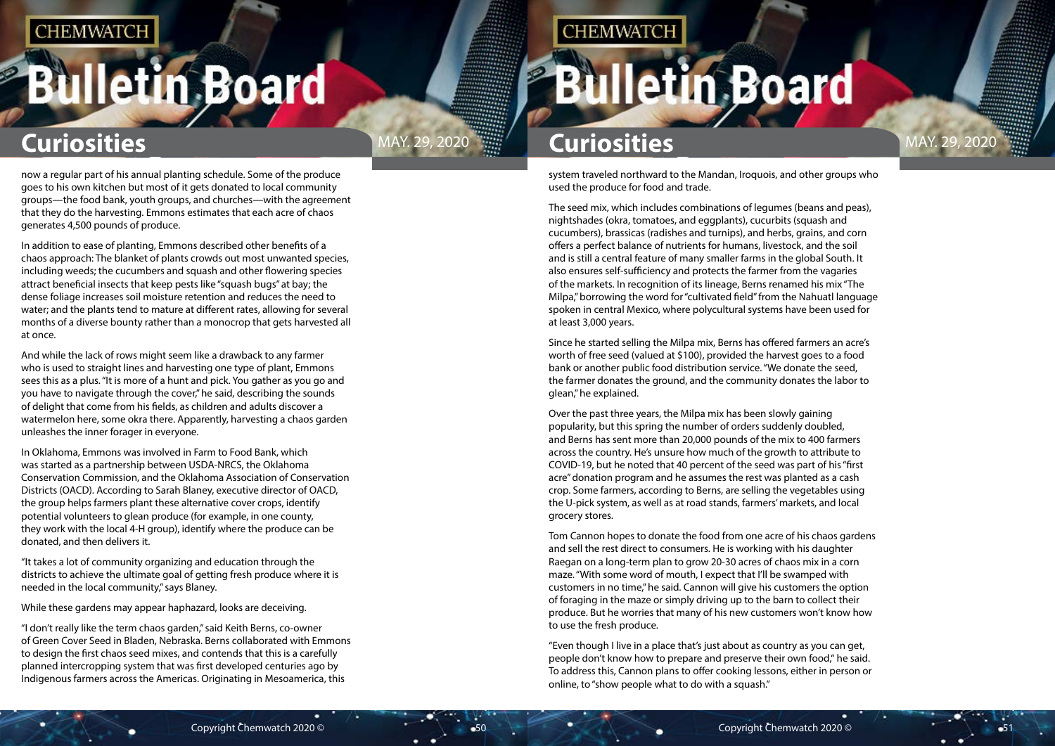now a regular part of his annual planting schedule. Some of the produce goes to his own kitchen but most of it gets donated to local community groups—the food bank, youth groups, and churches—with the agreement that they do the harvesting. Emmons estimates that each acre of chaos generates 4,500 pounds of produce.

In addition to ease of planting, Emmons described other benefits of a chaos approach: The blanket of plants crowds out most unwanted species, including weeds; the cucumbers and squash and other flowering species attract beneficial insects that keep pests like "squash bugs" at bay; the dense foliage increases soil moisture retention and reduces the need to water; and the plants tend to mature at different rates, allowing for several months of a diverse bounty rather than a monocrop that gets harvested all at once.

And while the lack of rows might seem like a drawback to any farmer who is used to straight lines and harvesting one type of plant, Emmons sees this as a plus. "It is more of a hunt and pick. You gather as you go and you have to navigate through the cover," he said, describing the sounds of delight that come from his fields, as children and adults discover a watermelon here, some okra there. Apparently, harvesting a chaos garden unleashes the inner forager in everyone.

In Oklahoma, Emmons was involved in Farm to Food Bank, which was started as a partnership between USDA-NRCS, the Oklahoma Conservation Commission, and the Oklahoma Association of Conservation Districts (OACD). According to Sarah Blaney, executive director of OACD, the group helps farmers plant these alternative cover crops, identify potential volunteers to glean produce (for example, in one county, they work with the local 4-H group), identify where the produce can be donated, and then delivers it.

"It takes a lot of community organizing and education through the districts to achieve the ultimate goal of getting fresh produce where it is needed in the local community," says Blaney.

While these gardens may appear haphazard, looks are deceiving.

"I don't really like the term chaos garden," said Keith Berns, co-owner of Green Cover Seed in Bladen, Nebraska. Berns collaborated with Emmons to design the first chaos seed mixes, and contends that this is a carefully planned intercropping system that was first developed centuries ago by Indigenous farmers across the Americas. Originating in Mesoamerica, this system traveled northward to the Mandan, Iroquois, and other groups who used the produce for food and trade.

The seed mix, which includes combinations of legumes (beans and peas), nightshades (okra, tomatoes, and eggplants), cucurbits (squash and cucumbers), brassicas (radishes and turnips), and herbs, grains, and corn offers a perfect balance of nutrients for humans, livestock, and the soil and is still a central feature of many smaller farms in the global South. It also ensures self-sufficiency and protects the farmer from the vagaries of the markets. In recognition of its lineage, Berns renamed his mix "The Milpa," borrowing the word for "cultivated field" from the Nahuatl language spoken in central Mexico, where polycultural systems have been used for at least 3,000 years.

Since he started selling the Milpa mix, Berns has offered farmers an acre's worth of free seed (valued at $100), provided the harvest goes to a food bank or another public food distribution service. "We donate the seed, the farmer donates the ground, and the community donates the labor to glean," he explained.

Over the past three years, the Milpa mix has been slowly gaining popularity, but this spring the number of orders suddenly doubled, and Berns has sent more than 20,000 pounds of the mix to 400 farmers across the country. He's unsure how much of the growth to attribute to COVID-19, but he noted that 40 percent of the seed was part of his "first acre" donation program and he assumes the rest was planted as a cash crop. Some farmers, according to Berns, are selling the vegetables using the U-pick system, as well as at road stands, farmers' markets, and local grocery stores.

Tom Cannon hopes to donate the food from one acre of his chaos gardens and sell the rest direct to consumers. He is working with his daughter Raegan on a long-term plan to grow 20-30 acres of chaos mix in a corn maze. "With some word of mouth, I expect that I'll be swamped with customers in no time," he said. Cannon will give his customers the option of foraging in the maze or simply driving up to the barn to collect their produce. But he worries that many of his new customers won't know how to use the fresh produce.

"Even though I live in a place that's just about as country as you can get, people don't know how to prepare and preserve their own food," he said. To address this, Cannon plans to offer cooking lessons, either in person or online, to "show people what to do with a squash."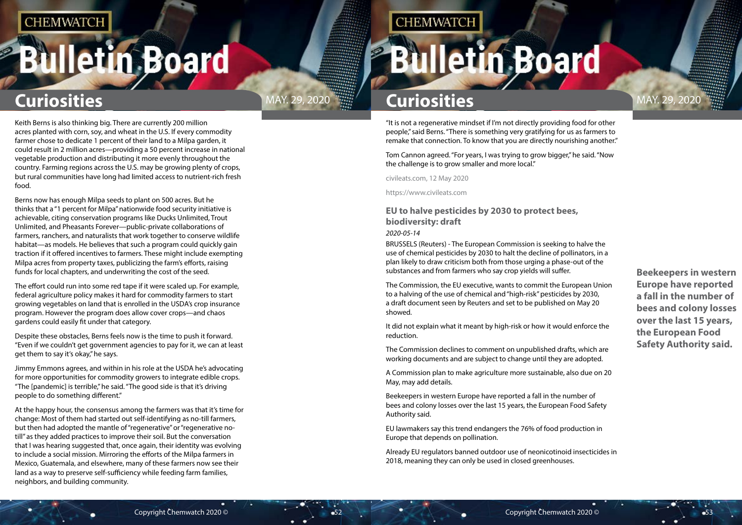Keith Berns is also thinking big. There are currently 200 million acres planted with corn, soy, and wheat in the U.S. If every commodity farmer chose to dedicate 1 percent of their land to a Milpa garden, it could result in 2 million acres—providing a 50 percent increase in national vegetable production and distributing it more evenly throughout the country. Farming regions across the U.S. may be growing plenty of crops, but rural communities have long had limited access to nutrient-rich fresh food.

Berns now has enough Milpa seeds to plant on 500 acres. But he thinks that a "1 percent for Milpa" nationwide food security initiative is achievable, citing conservation programs like Ducks Unlimited, Trout Unlimited, and Pheasants Forever—public-private collaborations of farmers, ranchers, and naturalists that work together to conserve wildlife habitat—as models. He believes that such a program could quickly gain traction if it offered incentives to farmers. These might include exempting Milpa acres from property taxes, publicizing the farm's efforts, raising funds for local chapters, and underwriting the cost of the seed.

The effort could run into some red tape if it were scaled up. For example, federal agriculture policy makes it hard for commodity farmers to start growing vegetables on land that is enrolled in the USDA's crop insurance program. However the program does allow cover crops—and chaos gardens could easily fit under that category.

Despite these obstacles, Berns feels now is the time to push it forward. "Even if we couldn't get government agencies to pay for it, we can at least get them to say it's okay," he says.

Jimmy Emmons agrees, and within in his role at the USDA he's advocating for more opportunities for commodity growers to integrate edible crops. "The [pandemic] is terrible," he said. "The good side is that it's driving people to do something different."

At the happy hour, the consensus among the farmers was that it's time for change: Most of them had started out self-identifying as no-till farmers, but then had adopted the mantle of "regenerative" or "regenerative no-till" as they added practices to improve their soil. But the conversation that I was hearing suggested that, once again, their identity was evolving to include a social mission. Mirroring the efforts of the Milpa farmers in Mexico, Guatemala, and elsewhere, many of these farmers now see their land as a way to preserve self-sufficiency while feeding farm families, neighbors, and building community.

"It is not a regenerative mindset if I'm not directly providing food for other people," said Berns. "There is something very gratifying for us as farmers to remake that connection. To know that you are directly nourishing another."

Tom Cannon agreed. "For years, I was trying to grow bigger," he said. "Now the challenge is to grow smaller and more local."

civileats.com, 12 May 2020

https://www.civileats.com

## EU to halve pesticides by 2030 to protect bees, biodiversity: draft

*2020-05-14*

BRUSSELS (Reuters) - The European Commission is seeking to halve the use of chemical pesticides by 2030 to halt the decline of pollinators, in a plan likely to draw criticism both from those urging a phase-out of the substances and from farmers who say crop yields will suffer.

The Commission, the EU executive, wants to commit the European Union to a halving of the use of chemical and "high-risk" pesticides by 2030, a draft document seen by Reuters and set to be published on May 20 showed.

It did not explain what it meant by high-risk or how it would enforce the reduction.

The Commission declines to comment on unpublished drafts, which are working documents and are subject to change until they are adopted.

A Commission plan to make agriculture more sustainable, also due on 20 May, may add details.

Beekeepers in western Europe have reported a fall in the number of bees and colony losses over the last 15 years, the European Food Safety Authority said.

EU lawmakers say this trend endangers the 76% of food production in Europe that depends on pollination.

Already EU regulators banned outdoor use of neonicotinoid insecticides in 2018, meaning they can only be used in closed greenhouses.

**Beekeepers in western Europe have reported a fall in the number of bees and colony losses over the last 15 years, the European Food Safety Authority said.**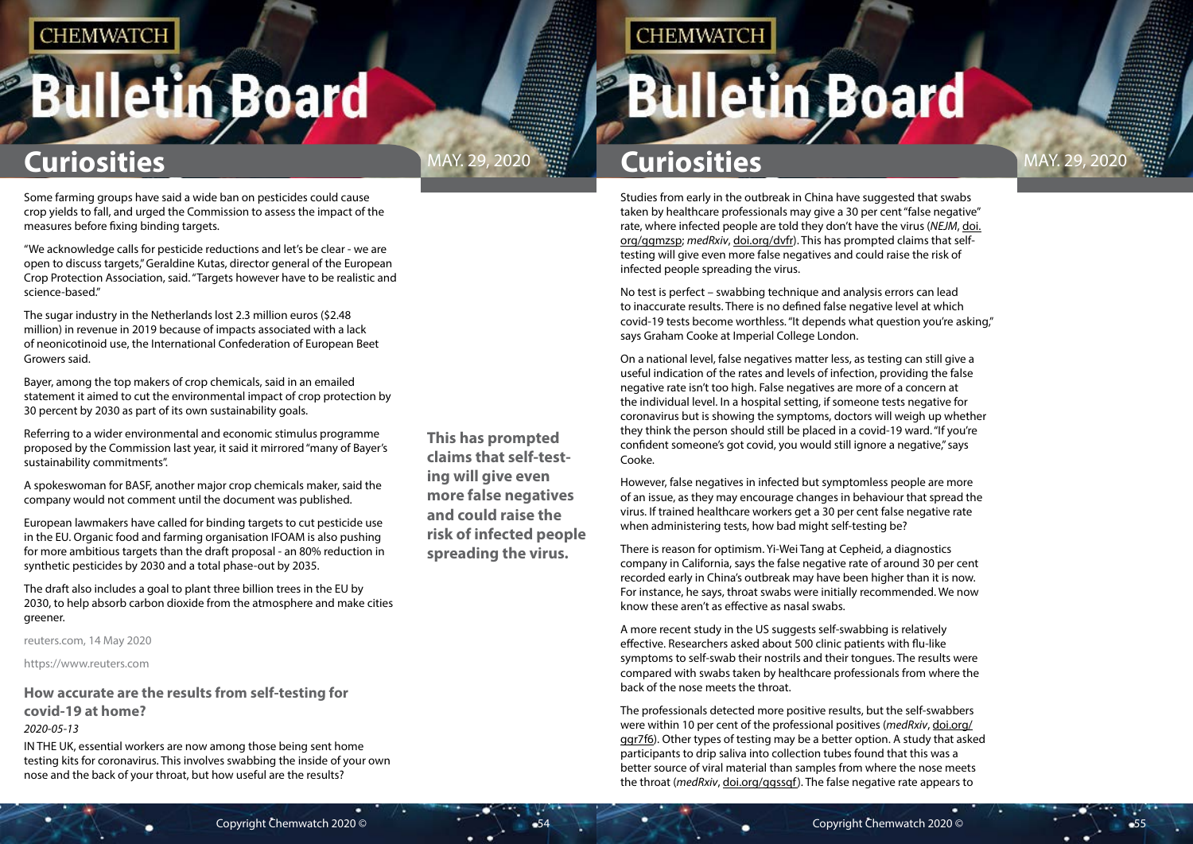Some farming groups have said a wide ban on pesticides could cause crop yields to fall, and urged the Commission to assess the impact of the measures before fixing binding targets.

"We acknowledge calls for pesticide reductions and let's be clear - we are open to discuss targets," Geraldine Kutas, director general of the European Crop Protection Association, said. "Targets however have to be realistic and science-based."

The sugar industry in the Netherlands lost 2.3 million euros ($2.48 million) in revenue in 2019 because of impacts associated with a lack of neonicotinoid use, the International Confederation of European Beet Growers said.

Bayer, among the top makers of crop chemicals, said in an emailed statement it aimed to cut the environmental impact of crop protection by 30 percent by 2030 as part of its own sustainability goals.

Referring to a wider environmental and economic stimulus programme proposed by the Commission last year, it said it mirrored "many of Bayer's sustainability commitments".

A spokeswoman for BASF, another major crop chemicals maker, said the company would not comment until the document was published.

European lawmakers have called for binding targets to cut pesticide use in the EU. Organic food and farming organisation IFOAM is also pushing for more ambitious targets than the draft proposal - an 80% reduction in synthetic pesticides by 2030 and a total phase-out by 2035.

The draft also includes a goal to plant three billion trees in the EU by 2030, to help absorb carbon dioxide from the atmosphere and make cities greener.

reuters.com, 14 May 2020

https://www.reuters.com

### How accurate are the results from self-testing for covid-19 at home?

*2020-05-13*

IN THE UK, essential workers are now among those being sent home testing kits for coronavirus. This involves swabbing the inside of your own nose and the back of your throat, but how useful are the results?

**This has prompted claims that self-testing will give even more false negatives and could raise the risk of infected people spreading the virus.**

Studies from early in the outbreak in China have suggested that swabs taken by healthcare professionals may give a 30 per cent "false negative" rate, where infected people are told they don't have the virus (*NEJM*, doi.org/ggmzsp; *medRxiv*, doi.org/dvfr). This has prompted claims that self-testing will give even more false negatives and could raise the risk of infected people spreading the virus.

No test is perfect – swabbing technique and analysis errors can lead to inaccurate results. There is no defined false negative level at which covid-19 tests become worthless. "It depends what question you're asking," says Graham Cooke at Imperial College London.

On a national level, false negatives matter less, as testing can still give a useful indication of the rates and levels of infection, providing the false negative rate isn't too high. False negatives are more of a concern at the individual level. In a hospital setting, if someone tests negative for coronavirus but is showing the symptoms, doctors will weigh up whether they think the person should still be placed in a covid-19 ward. "If you're confident someone's got covid, you would still ignore a negative," says Cooke.

However, false negatives in infected but symptomless people are more of an issue, as they may encourage changes in behaviour that spread the virus. If trained healthcare workers get a 30 per cent false negative rate when administering tests, how bad might self-testing be?

There is reason for optimism. Yi-Wei Tang at Cepheid, a diagnostics company in California, says the false negative rate of around 30 per cent recorded early in China's outbreak may have been higher than it is now. For instance, he says, throat swabs were initially recommended. We now know these aren't as effective as nasal swabs.

A more recent study in the US suggests self-swabbing is relatively effective. Researchers asked about 500 clinic patients with flu-like symptoms to self-swab their nostrils and their tongues. The results were compared with swabs taken by healthcare professionals from where the back of the nose meets the throat.

The professionals detected more positive results, but the self-swabbers were within 10 per cent of the professional positives (*medRxiv*, doi.org/ggr7f6). Other types of testing may be a better option. A study that asked participants to drip saliva into collection tubes found that this was a better source of viral material than samples from where the nose meets the throat (*medRxiv*, doi.org/ggssqf). The false negative rate appears to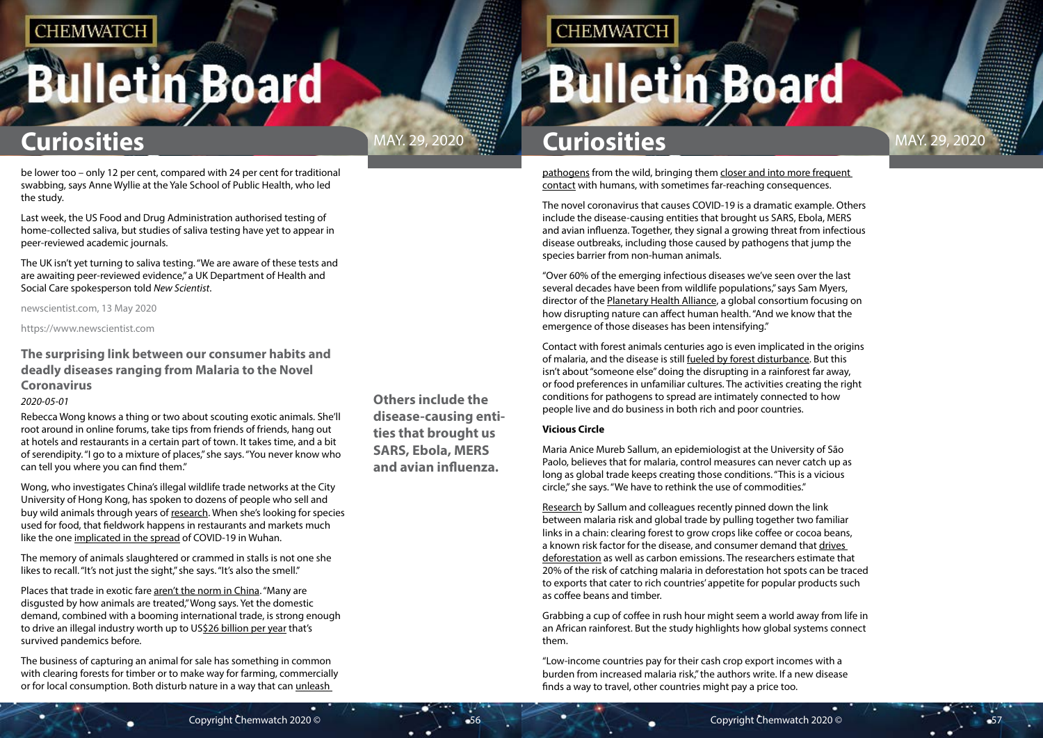be lower too – only 12 per cent, compared with 24 per cent for traditional swabbing, says Anne Wyllie at the Yale School of Public Health, who led the study.

Last week, the US Food and Drug Administration authorised testing of home-collected saliva, but studies of saliva testing have yet to appear in peer-reviewed academic journals.

The UK isn't yet turning to saliva testing. "We are aware of these tests and are awaiting peer-reviewed evidence," a UK Department of Health and Social Care spokesperson told *New Scientist*.

newscientist.com, 13 May 2020

https://www.newscientist.com

### The surprising link between our consumer habits and deadly diseases ranging from Malaria to the Novel Coronavirus

*2020-05-01*

Rebecca Wong knows a thing or two about scouting exotic animals. She'll root around in online forums, take tips from friends of friends, hang out at hotels and restaurants in a certain part of town. It takes time, and a bit of serendipity. "I go to a mixture of places," she says. "You never know who can tell you where you can find them."

Wong, who investigates China's illegal wildlife trade networks at the City University of Hong Kong, has spoken to dozens of people who sell and buy wild animals through years of research. When she's looking for species used for food, that fieldwork happens in restaurants and markets much like the one implicated in the spread of COVID-19 in Wuhan.

The memory of animals slaughtered or crammed in stalls is not one she likes to recall. "It's not just the sight," she says. "It's also the smell."

Places that trade in exotic fare aren't the norm in China. "Many are disgusted by how animals are treated," Wong says. Yet the domestic demand, combined with a booming international trade, is strong enough to drive an illegal industry worth up to US$26 billion per year that's survived pandemics before.

The business of capturing an animal for sale has something in common with clearing forests for timber or to make way for farming, commercially or for local consumption. Both disturb nature in a way that can unleash pathogens from the wild, bringing them closer and into more frequent contact with humans, with sometimes far-reaching consequences.

**Others include the disease-causing entities that brought us SARS, Ebola, MERS and avian influenza.**

The novel coronavirus that causes COVID-19 is a dramatic example. Others include the disease-causing entities that brought us SARS, Ebola, MERS and avian influenza. Together, they signal a growing threat from infectious disease outbreaks, including those caused by pathogens that jump the species barrier from non-human animals.

"Over 60% of the emerging infectious diseases we've seen over the last several decades have been from wildlife populations," says Sam Myers, director of the Planetary Health Alliance, a global consortium focusing on how disrupting nature can affect human health. "And we know that the emergence of those diseases has been intensifying."

Contact with forest animals centuries ago is even implicated in the origins of malaria, and the disease is still fueled by forest disturbance. But this isn't about "someone else" doing the disrupting in a rainforest far away, or food preferences in unfamiliar cultures. The activities creating the right conditions for pathogens to spread are intimately connected to how people live and do business in both rich and poor countries.

**Vicious Circle**

Maria Anice Mureb Sallum, an epidemiologist at the University of São Paolo, believes that for malaria, control measures can never catch up as long as global trade keeps creating those conditions. "This is a vicious circle," she says. "We have to rethink the use of commodities."

Research by Sallum and colleagues recently pinned down the link between malaria risk and global trade by pulling together two familiar links in a chain: clearing forest to grow crops like coffee or cocoa beans, a known risk factor for the disease, and consumer demand that drives deforestation as well as carbon emissions. The researchers estimate that 20% of the risk of catching malaria in deforestation hot spots can be traced to exports that cater to rich countries' appetite for popular products such as coffee beans and timber.

Grabbing a cup of coffee in rush hour might seem a world away from life in an African rainforest. But the study highlights how global systems connect them.

"Low-income countries pay for their cash crop export incomes with a burden from increased malaria risk," the authors write. If a new disease finds a way to travel, other countries might pay a price too.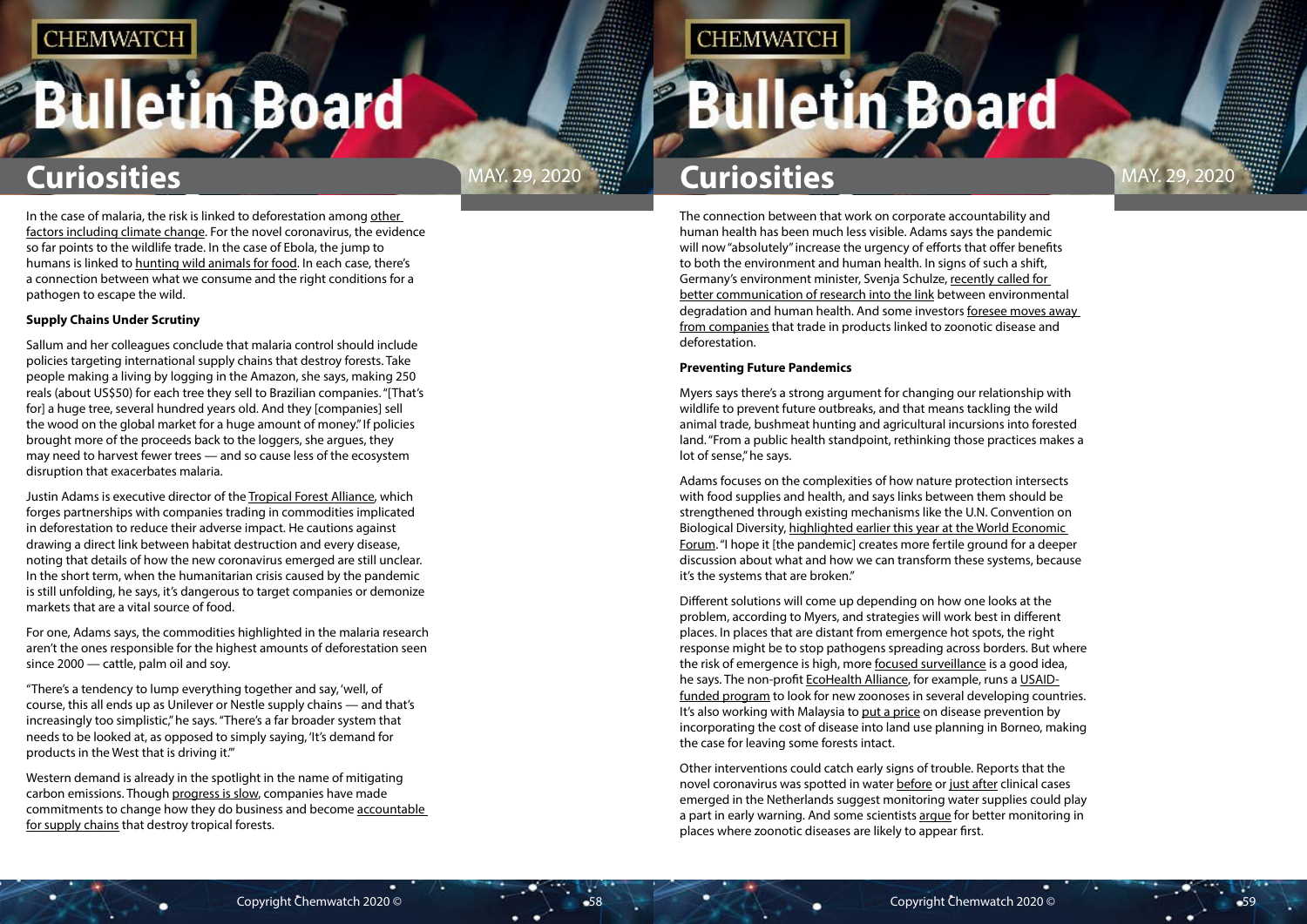In the case of malaria, the risk is linked to deforestation among other factors including climate change. For the novel coronavirus, the evidence so far points to the wildlife trade. In the case of Ebola, the jump to humans is linked to hunting wild animals for food. In each case, there's a connection between what we consume and the right conditions for a pathogen to escape the wild.

**Supply Chains Under Scrutiny**

Sallum and her colleagues conclude that malaria control should include policies targeting international supply chains that destroy forests. Take people making a living by logging in the Amazon, she says, making 250 reals (about US$50) for each tree they sell to Brazilian companies. "[That's for] a huge tree, several hundred years old. And they [companies] sell the wood on the global market for a huge amount of money." If policies brought more of the proceeds back to the loggers, she argues, they may need to harvest fewer trees — and so cause less of the ecosystem disruption that exacerbates malaria.

Justin Adams is executive director of the Tropical Forest Alliance, which forges partnerships with companies trading in commodities implicated in deforestation to reduce their adverse impact. He cautions against drawing a direct link between habitat destruction and every disease, noting that details of how the new coronavirus emerged are still unclear. In the short term, when the humanitarian crisis caused by the pandemic is still unfolding, he says, it's dangerous to target companies or demonize markets that are a vital source of food.

For one, Adams says, the commodities highlighted in the malaria research aren't the ones responsible for the highest amounts of deforestation seen since 2000 — cattle, palm oil and soy.

"There's a tendency to lump everything together and say, 'well, of course, this all ends up as Unilever or Nestle supply chains — and that's increasingly too simplistic," he says. "There's a far broader system that needs to be looked at, as opposed to simply saying, 'It's demand for products in the West that is driving it.'"

Western demand is already in the spotlight in the name of mitigating carbon emissions. Though progress is slow, companies have made commitments to change how they do business and become accountable for supply chains that destroy tropical forests.

The connection between that work on corporate accountability and human health has been much less visible. Adams says the pandemic will now "absolutely" increase the urgency of efforts that offer benefits to both the environment and human health. In signs of such a shift, Germany's environment minister, Svenja Schulze, recently called for better communication of research into the link between environmental degradation and human health. And some investors foresee moves away from companies that trade in products linked to zoonotic disease and deforestation.

**Preventing Future Pandemics**

Myers says there's a strong argument for changing our relationship with wildlife to prevent future outbreaks, and that means tackling the wild animal trade, bushmeat hunting and agricultural incursions into forested land. "From a public health standpoint, rethinking those practices makes a lot of sense," he says.

Adams focuses on the complexities of how nature protection intersects with food supplies and health, and says links between them should be strengthened through existing mechanisms like the U.N. Convention on Biological Diversity, highlighted earlier this year at the World Economic Forum. "I hope it [the pandemic] creates more fertile ground for a deeper discussion about what and how we can transform these systems, because it's the systems that are broken."

Different solutions will come up depending on how one looks at the problem, according to Myers, and strategies will work best in different places. In places that are distant from emergence hot spots, the right response might be to stop pathogens spreading across borders. But where the risk of emergence is high, more focused surveillance is a good idea, he says. The non-profit EcoHealth Alliance, for example, runs a USAID-funded program to look for new zoonoses in several developing countries. It's also working with Malaysia to put a price on disease prevention by incorporating the cost of disease into land use planning in Borneo, making the case for leaving some forests intact.

Other interventions could catch early signs of trouble. Reports that the novel coronavirus was spotted in water before or just after clinical cases emerged in the Netherlands suggest monitoring water supplies could play a part in early warning. And some scientists argue for better monitoring in places where zoonotic diseases are likely to appear first.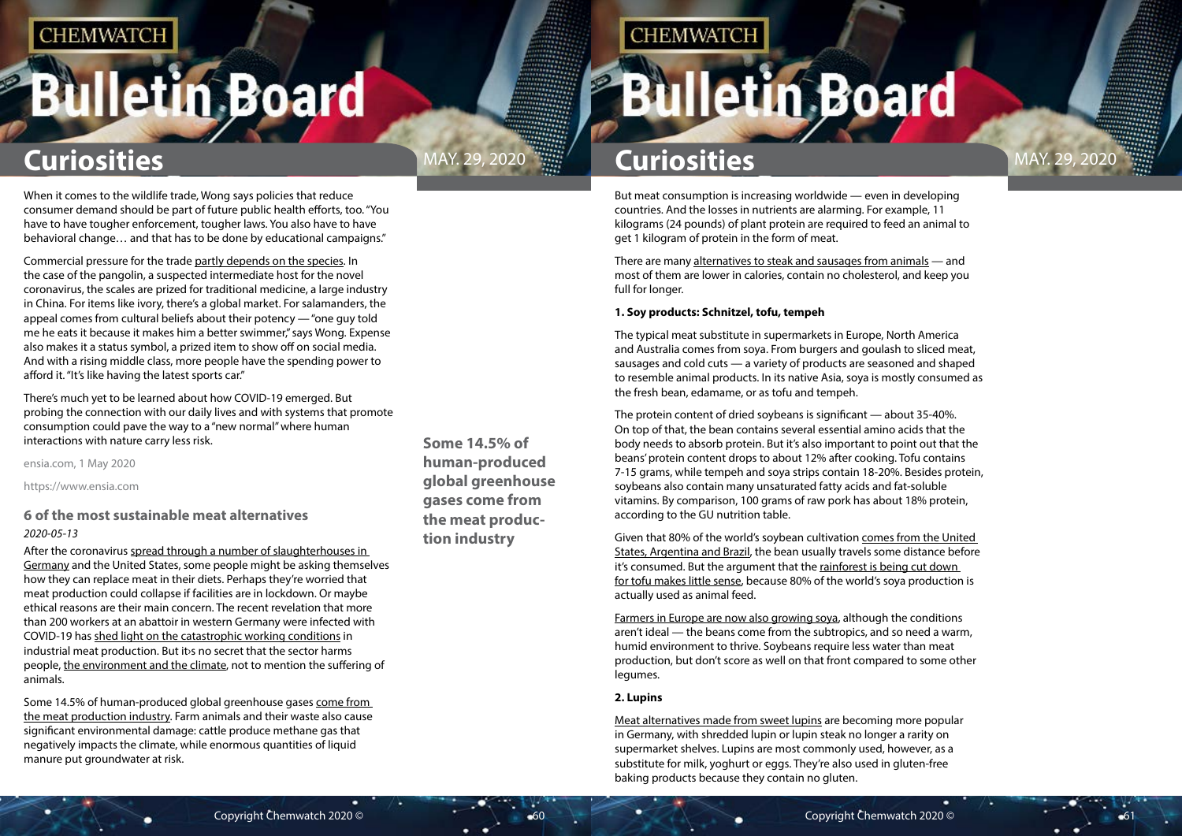When it comes to the wildlife trade, Wong says policies that reduce consumer demand should be part of future public health efforts, too. "You have to have tougher enforcement, tougher laws. You also have to have behavioral change… and that has to be done by educational campaigns."

Commercial pressure for the trade partly depends on the species. In the case of the pangolin, a suspected intermediate host for the novel coronavirus, the scales are prized for traditional medicine, a large industry in China. For items like ivory, there's a global market. For salamanders, the appeal comes from cultural beliefs about their potency — "one guy told me he eats it because it makes him a better swimmer," says Wong. Expense also makes it a status symbol, a prized item to show off on social media. And with a rising middle class, more people have the spending power to afford it. "It's like having the latest sports car."

There's much yet to be learned about how COVID-19 emerged. But probing the connection with our daily lives and with systems that promote consumption could pave the way to a "new normal" where human interactions with nature carry less risk.

ensia.com, 1 May 2020

https://www.ensia.com

### 6 of the most sustainable meat alternatives

*2020-05-13*

After the coronavirus spread through a number of slaughterhouses in Germany and the United States, some people might be asking themselves how they can replace meat in their diets. Perhaps they're worried that meat production could collapse if facilities are in lockdown. Or maybe ethical reasons are their main concern. The recent revelation that more than 200 workers at an abattoir in western Germany were infected with COVID-19 has shed light on the catastrophic working conditions in industrial meat production. But it›s no secret that the sector harms people, the environment and the climate, not to mention the suffering of animals.

Some 14.5% of human-produced global greenhouse gases come from the meat production industry. Farm animals and their waste also cause significant environmental damage: cattle produce methane gas that negatively impacts the climate, while enormous quantities of liquid manure put groundwater at risk.

**Some 14.5% of human-produced global greenhouse gases come from the meat production industry**

But meat consumption is increasing worldwide — even in developing countries. And the losses in nutrients are alarming. For example, 11 kilograms (24 pounds) of plant protein are required to feed an animal to get 1 kilogram of protein in the form of meat.

There are many alternatives to steak and sausages from animals — and most of them are lower in calories, contain no cholesterol, and keep you full for longer.

**1. Soy products: Schnitzel, tofu, tempeh**

The typical meat substitute in supermarkets in Europe, North America and Australia comes from soya. From burgers and goulash to sliced meat, sausages and cold cuts — a variety of products are seasoned and shaped to resemble animal products. In its native Asia, soya is mostly consumed as the fresh bean, edamame, or as tofu and tempeh.

The protein content of dried soybeans is significant — about 35-40%. On top of that, the bean contains several essential amino acids that the body needs to absorb protein. But it's also important to point out that the beans' protein content drops to about 12% after cooking. Tofu contains 7-15 grams, while tempeh and soya strips contain 18-20%. Besides protein, soybeans also contain many unsaturated fatty acids and fat-soluble vitamins. By comparison, 100 grams of raw pork has about 18% protein, according to the GU nutrition table.

Given that 80% of the world's soybean cultivation comes from the United States, Argentina and Brazil, the bean usually travels some distance before it's consumed. But the argument that the rainforest is being cut down for tofu makes little sense, because 80% of the world's soya production is actually used as animal feed.

Farmers in Europe are now also growing soya, although the conditions aren't ideal — the beans come from the subtropics, and so need a warm, humid environment to thrive. Soybeans require less water than meat production, but don't score as well on that front compared to some other legumes.

**2. Lupins**

Meat alternatives made from sweet lupins are becoming more popular in Germany, with shredded lupin or lupin steak no longer a rarity on supermarket shelves. Lupins are most commonly used, however, as a substitute for milk, yoghurt or eggs. They're also used in gluten-free baking products because they contain no gluten.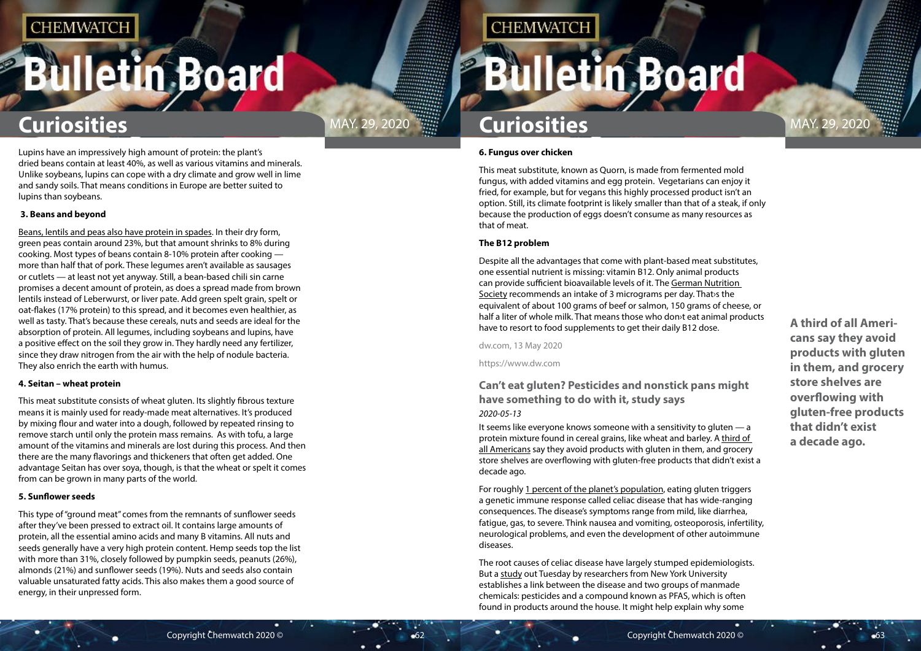Lupins have an impressively high amount of protein: the plant's dried beans contain at least 40%, as well as various vitamins and minerals. Unlike soybeans, lupins can cope with a dry climate and grow well in lime and sandy soils. That means conditions in Europe are better suited to lupins than soybeans.

**3. Beans and beyond**

Beans, lentils and peas also have protein in spades. In their dry form, green peas contain around 23%, but that amount shrinks to 8% during cooking. Most types of beans contain 8-10% protein after cooking — more than half that of pork. These legumes aren't available as sausages or cutlets — at least not yet anyway. Still, a bean-based chili sin carne promises a decent amount of protein, as does a spread made from brown lentils instead of Leberwurst, or liver pate. Add green spelt grain, spelt or oat-flakes (17% protein) to this spread, and it becomes even healthier, as well as tasty. That's because these cereals, nuts and seeds are ideal for the absorption of protein. All legumes, including soybeans and lupins, have a positive effect on the soil they grow in. They hardly need any fertilizer, since they draw nitrogen from the air with the help of nodule bacteria. They also enrich the earth with humus.

**4. Seitan – wheat protein**

This meat substitute consists of wheat gluten. Its slightly fibrous texture means it is mainly used for ready-made meat alternatives. It's produced by mixing flour and water into a dough, followed by repeated rinsing to remove starch until only the protein mass remains. As with tofu, a large amount of the vitamins and minerals are lost during this process. And then there are the many flavorings and thickeners that often get added. One advantage Seitan has over soya, though, is that the wheat or spelt it comes from can be grown in many parts of the world.

**5. Sunflower seeds**

This type of "ground meat" comes from the remnants of sunflower seeds after they've been pressed to extract oil. It contains large amounts of protein, all the essential amino acids and many B vitamins. All nuts and seeds generally have a very high protein content. Hemp seeds top the list with more than 31%, closely followed by pumpkin seeds, peanuts (26%), almonds (21%) and sunflower seeds (19%). Nuts and seeds also contain valuable unsaturated fatty acids. This also makes them a good source of energy, in their unpressed form.

**6. Fungus over chicken**

This meat substitute, known as Quorn, is made from fermented mold fungus, with added vitamins and egg protein. Vegetarians can enjoy it fried, for example, but for vegans this highly processed product isn't an option. Still, its climate footprint is likely smaller than that of a steak, if only because the production of eggs doesn't consume as many resources as that of meat.

**The B12 problem**

Despite all the advantages that come with plant-based meat substitutes, one essential nutrient is missing: vitamin B12. Only animal products can provide sufficient bioavailable levels of it. The German Nutrition Society recommends an intake of 3 micrograms per day. That›s the equivalent of about 100 grams of beef or salmon, 150 grams of cheese, or half a liter of whole milk. That means those who don›t eat animal products have to resort to food supplements to get their daily B12 dose.

dw.com, 13 May 2020

https://www.dw.com

## Can't eat gluten? Pesticides and nonstick pans might have something to do with it, study says

*2020-05-13*

It seems like everyone knows someone with a sensitivity to gluten — a protein mixture found in cereal grains, like wheat and barley. A third of all Americans say they avoid products with gluten in them, and grocery store shelves are overflowing with gluten-free products that didn't exist a decade ago.

**A third of all Americans say they avoid products with gluten in them, and grocery store shelves are overflowing with gluten-free products that didn't exist a decade ago.**

For roughly 1 percent of the planet's population, eating gluten triggers a genetic immune response called celiac disease that has wide-ranging consequences. The disease's symptoms range from mild, like diarrhea, fatigue, gas, to severe. Think nausea and vomiting, osteoporosis, infertility, neurological problems, and even the development of other autoimmune diseases.

The root causes of celiac disease have largely stumped epidemiologists. But a study out Tuesday by researchers from New York University establishes a link between the disease and two groups of manmade chemicals: pesticides and a compound known as PFAS, which is often found in products around the house. It might help explain why some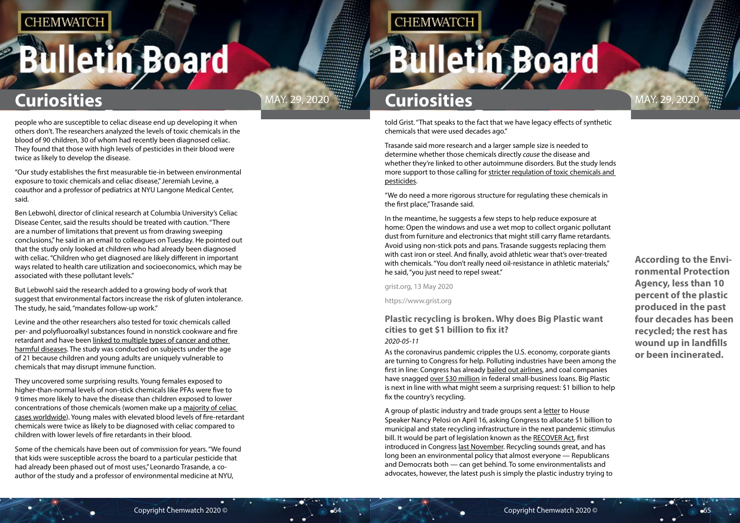people who are susceptible to celiac disease end up developing it when others don't. The researchers analyzed the levels of toxic chemicals in the blood of 90 children, 30 of whom had recently been diagnosed celiac. They found that those with high levels of pesticides in their blood were twice as likely to develop the disease.

"Our study establishes the first measurable tie-in between environmental exposure to toxic chemicals and celiac disease," Jeremiah Levine, a coauthor and a professor of pediatrics at NYU Langone Medical Center, said.

Ben Lebwohl, director of clinical research at Columbia University's Celiac Disease Center, said the results should be treated with caution. "There are a number of limitations that prevent us from drawing sweeping conclusions," he said in an email to colleagues on Tuesday. He pointed out that the study only looked at children who had already been diagnosed with celiac. "Children who get diagnosed are likely different in important ways related to health care utilization and socioeconomics, which may be associated with these pollutant levels."

But Lebwohl said the research added to a growing body of work that suggest that environmental factors increase the risk of gluten intolerance. The study, he said, "mandates follow-up work."

Levine and the other researchers also tested for toxic chemicals called per- and polyfluoroalkyl substances found in nonstick cookware and fire retardant and have been linked to multiple types of cancer and other harmful diseases. The study was conducted on subjects under the age of 21 because children and young adults are uniquely vulnerable to chemicals that may disrupt immune function.

They uncovered some surprising results. Young females exposed to higher-than-normal levels of non-stick chemicals like PFAs were five to 9 times more likely to have the disease than children exposed to lower concentrations of those chemicals (women make up a majority of celiac cases worldwide). Young males with elevated blood levels of fire-retardant chemicals were twice as likely to be diagnosed with celiac compared to children with lower levels of fire retardants in their blood.

Some of the chemicals have been out of commission for years. "We found that kids were susceptible across the board to a particular pesticide that had already been phased out of most uses," Leonardo Trasande, a co-author of the study and a professor of environmental medicine at NYU, told Grist. "That speaks to the fact that we have legacy effects of synthetic chemicals that were used decades ago."

Trasande said more research and a larger sample size is needed to determine whether those chemicals directly *cause* the disease and whether they're linked to other autoimmune disorders. But the study lends more support to those calling for stricter regulation of toxic chemicals and pesticides.

"We do need a more rigorous structure for regulating these chemicals in the first place," Trasande said.

In the meantime, he suggests a few steps to help reduce exposure at home: Open the windows and use a wet mop to collect organic pollutant dust from furniture and electronics that might still carry flame retardants. Avoid using non-stick pots and pans. Trasande suggests replacing them with cast iron or steel. And finally, avoid athletic wear that's over-treated with chemicals. "You don't really need oil-resistance in athletic materials," he said, "you just need to repel sweat."

grist.org, 13 May 2020

https://www.grist.org

### Plastic recycling is broken. Why does Big Plastic want cities to get $1 billion to fix it?

*2020-05-11*

As the coronavirus pandemic cripples the U.S. economy, corporate giants are turning to Congress for help. Polluting industries have been among the first in line: Congress has already bailed out airlines, and coal companies have snagged over $30 million in federal small-business loans. Big Plastic is next in line with what might seem a surprising request: $1 billion to help fix the country's recycling.

A group of plastic industry and trade groups sent a letter to House Speaker Nancy Pelosi on April 16, asking Congress to allocate $1 billion to municipal and state recycling infrastructure in the next pandemic stimulus bill. It would be part of legislation known as the RECOVER Act, first introduced in Congress last November. Recycling sounds great, and has long been an environmental policy that almost everyone — Republicans and Democrats both — can get behind. To some environmentalists and advocates, however, the latest push is simply the plastic industry trying to

**According to the Environmental Protection Agency, less than 10 percent of the plastic produced in the past four decades has been recycled; the rest has wound up in landfills or been incinerated.**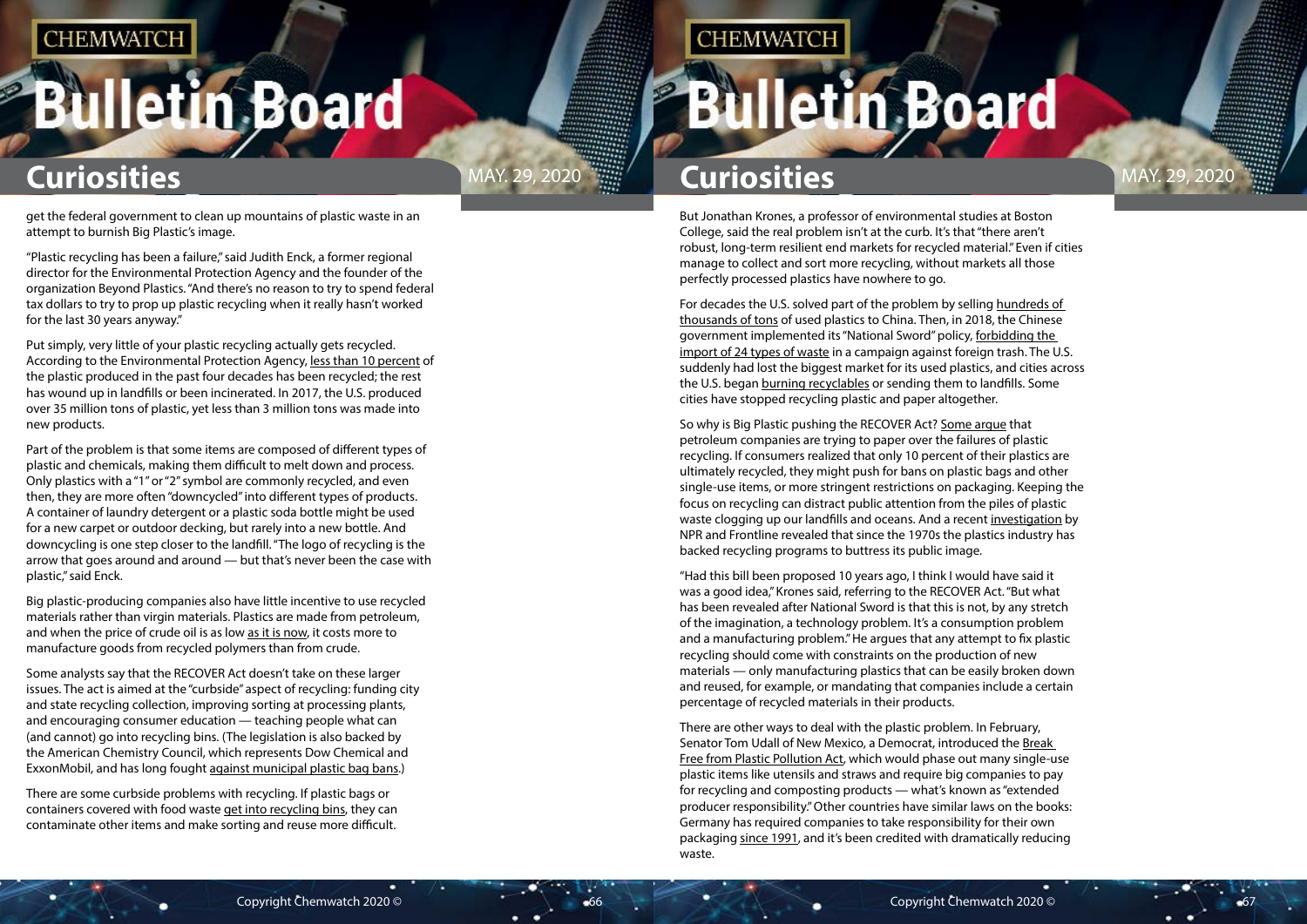get the federal government to clean up mountains of plastic waste in an attempt to burnish Big Plastic's image.

"Plastic recycling has been a failure," said Judith Enck, a former regional director for the Environmental Protection Agency and the founder of the organization Beyond Plastics. "And there's no reason to try to spend federal tax dollars to try to prop up plastic recycling when it really hasn't worked for the last 30 years anyway."

Put simply, very little of your plastic recycling actually gets recycled. According to the Environmental Protection Agency, less than 10 percent of the plastic produced in the past four decades has been recycled; the rest has wound up in landfills or been incinerated. In 2017, the U.S. produced over 35 million tons of plastic, yet less than 3 million tons was made into new products.

Part of the problem is that some items are composed of different types of plastic and chemicals, making them difficult to melt down and process. Only plastics with a "1" or "2" symbol are commonly recycled, and even then, they are more often "downcycled" into different types of products. A container of laundry detergent or a plastic soda bottle might be used for a new carpet or outdoor decking, but rarely into a new bottle. And downcycling is one step closer to the landfill. "The logo of recycling is the arrow that goes around and around — but that's never been the case with plastic," said Enck.

Big plastic-producing companies also have little incentive to use recycled materials rather than virgin materials. Plastics are made from petroleum, and when the price of crude oil is as low as it is now, it costs more to manufacture goods from recycled polymers than from crude.

Some analysts say that the RECOVER Act doesn't take on these larger issues. The act is aimed at the "curbside" aspect of recycling: funding city and state recycling collection, improving sorting at processing plants, and encouraging consumer education — teaching people what can (and cannot) go into recycling bins. (The legislation is also backed by the American Chemistry Council, which represents Dow Chemical and ExxonMobil, and has long fought against municipal plastic bag bans.)

There are some curbside problems with recycling. If plastic bags or containers covered with food waste get into recycling bins, they can contaminate other items and make sorting and reuse more difficult.

But Jonathan Krones, a professor of environmental studies at Boston College, said the real problem isn't at the curb. It's that "there aren't robust, long-term resilient end markets for recycled material." Even if cities manage to collect and sort more recycling, without markets all those perfectly processed plastics have nowhere to go.

For decades the U.S. solved part of the problem by selling hundreds of thousands of tons of used plastics to China. Then, in 2018, the Chinese government implemented its "National Sword" policy, forbidding the import of 24 types of waste in a campaign against foreign trash. The U.S. suddenly had lost the biggest market for its used plastics, and cities across the U.S. began burning recyclables or sending them to landfills. Some cities have stopped recycling plastic and paper altogether.

So why is Big Plastic pushing the RECOVER Act? Some argue that petroleum companies are trying to paper over the failures of plastic recycling. If consumers realized that only 10 percent of their plastics are ultimately recycled, they might push for bans on plastic bags and other single-use items, or more stringent restrictions on packaging. Keeping the focus on recycling can distract public attention from the piles of plastic waste clogging up our landfills and oceans. And a recent investigation by NPR and Frontline revealed that since the 1970s the plastics industry has backed recycling programs to buttress its public image.

"Had this bill been proposed 10 years ago, I think I would have said it was a good idea," Krones said, referring to the RECOVER Act. "But what has been revealed after National Sword is that this is not, by any stretch of the imagination, a technology problem. It's a consumption problem and a manufacturing problem." He argues that any attempt to fix plastic recycling should come with constraints on the production of new materials — only manufacturing plastics that can be easily broken down and reused, for example, or mandating that companies include a certain percentage of recycled materials in their products.

There are other ways to deal with the plastic problem. In February, Senator Tom Udall of New Mexico, a Democrat, introduced the Break Free from Plastic Pollution Act, which would phase out many single-use plastic items like utensils and straws and require big companies to pay for recycling and composting products — what's known as "extended producer responsibility." Other countries have similar laws on the books: Germany has required companies to take responsibility for their own packaging since 1991, and it's been credited with dramatically reducing waste.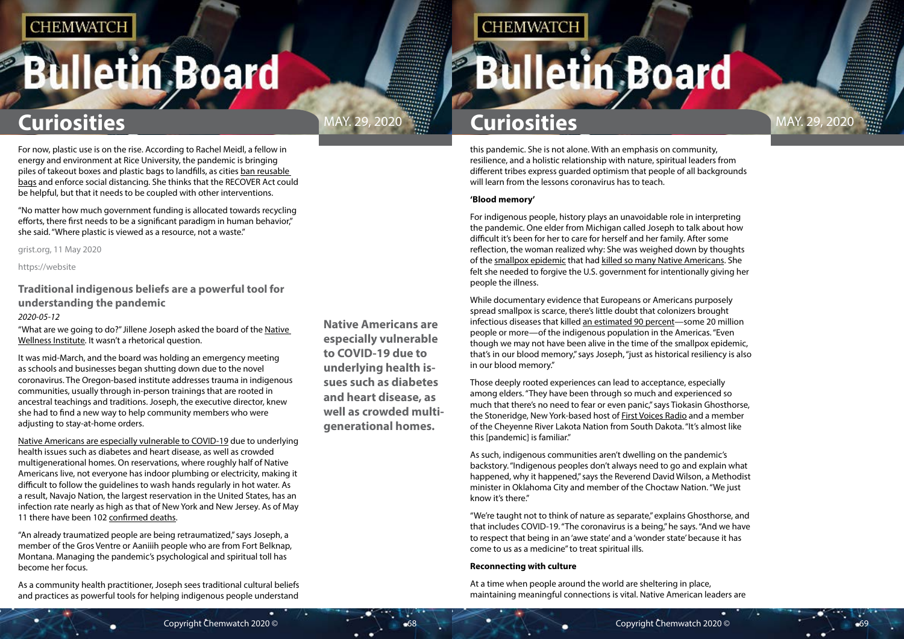For now, plastic use is on the rise. According to Rachel Meidl, a fellow in energy and environment at Rice University, the pandemic is bringing piles of takeout boxes and plastic bags to landfills, as cities ban reusable bags and enforce social distancing. She thinks that the RECOVER Act could be helpful, but that it needs to be coupled with other interventions.

"No matter how much government funding is allocated towards recycling efforts, there first needs to be a significant paradigm in human behavior," she said. "Where plastic is viewed as a resource, not a waste."

grist.org, 11 May 2020

https://website

### Traditional indigenous beliefs are a powerful tool for understanding the pandemic

*2020-05-12*

"What are we going to do?" Jillene Joseph asked the board of the Native Wellness Institute. It wasn't a rhetorical question.

It was mid-March, and the board was holding an emergency meeting as schools and businesses began shutting down due to the novel coronavirus. The Oregon-based institute addresses trauma in indigenous communities, usually through in-person trainings that are rooted in ancestral teachings and traditions. Joseph, the executive director, knew she had to find a new way to help community members who were adjusting to stay-at-home orders.

Native Americans are especially vulnerable to COVID-19 due to underlying health issues such as diabetes and heart disease, as well as crowded multigenerational homes. On reservations, where roughly half of Native Americans live, not everyone has indoor plumbing or electricity, making it difficult to follow the guidelines to wash hands regularly in hot water. As a result, Navajo Nation, the largest reservation in the United States, has an infection rate nearly as high as that of New York and New Jersey. As of May 11 there have been 102 confirmed deaths.

"An already traumatized people are being retraumatized," says Joseph, a member of the Gros Ventre or Aaniiih people who are from Fort Belknap, Montana. Managing the pandemic's psychological and spiritual toll has become her focus.

As a community health practitioner, Joseph sees traditional cultural beliefs and practices as powerful tools for helping indigenous people understand this pandemic. She is not alone. With an emphasis on community, resilience, and a holistic relationship with nature, spiritual leaders from different tribes express guarded optimism that people of all backgrounds will learn from the lessons coronavirus has to teach.

**Native Americans are especially vulnerable to COVID-19 due to underlying health issues such as diabetes and heart disease, as well as crowded multigenerational homes.**

**'Blood memory'**

For indigenous people, history plays an unavoidable role in interpreting the pandemic. One elder from Michigan called Joseph to talk about how difficult it's been for her to care for herself and her family. After some reflection, the woman realized why: She was weighed down by thoughts of the smallpox epidemic that had killed so many Native Americans. She felt she needed to forgive the U.S. government for intentionally giving her people the illness.

While documentary evidence that Europeans or Americans purposely spread smallpox is scarce, there's little doubt that colonizers brought infectious diseases that killed an estimated 90 percent—some 20 million people or more—of the indigenous population in the Americas. "Even though we may not have been alive in the time of the smallpox epidemic, that's in our blood memory," says Joseph, "just as historical resiliency is also in our blood memory."

Those deeply rooted experiences can lead to acceptance, especially among elders. "They have been through so much and experienced so much that there's no need to fear or even panic," says Tiokasin Ghosthorse, the Stoneridge, New York-based host of First Voices Radio and a member of the Cheyenne River Lakota Nation from South Dakota. "It's almost like this [pandemic] is familiar."

As such, indigenous communities aren't dwelling on the pandemic's backstory. "Indigenous peoples don't always need to go and explain what happened, why it happened," says the Reverend David Wilson, a Methodist minister in Oklahoma City and member of the Choctaw Nation. "We just know it's there."

"We're taught not to think of nature as separate," explains Ghosthorse, and that includes COVID-19. "The coronavirus is a being," he says. "And we have to respect that being in an 'awe state' and a 'wonder state' because it has come to us as a medicine" to treat spiritual ills.

**Reconnecting with culture**

At a time when people around the world are sheltering in place, maintaining meaningful connections is vital. Native American leaders are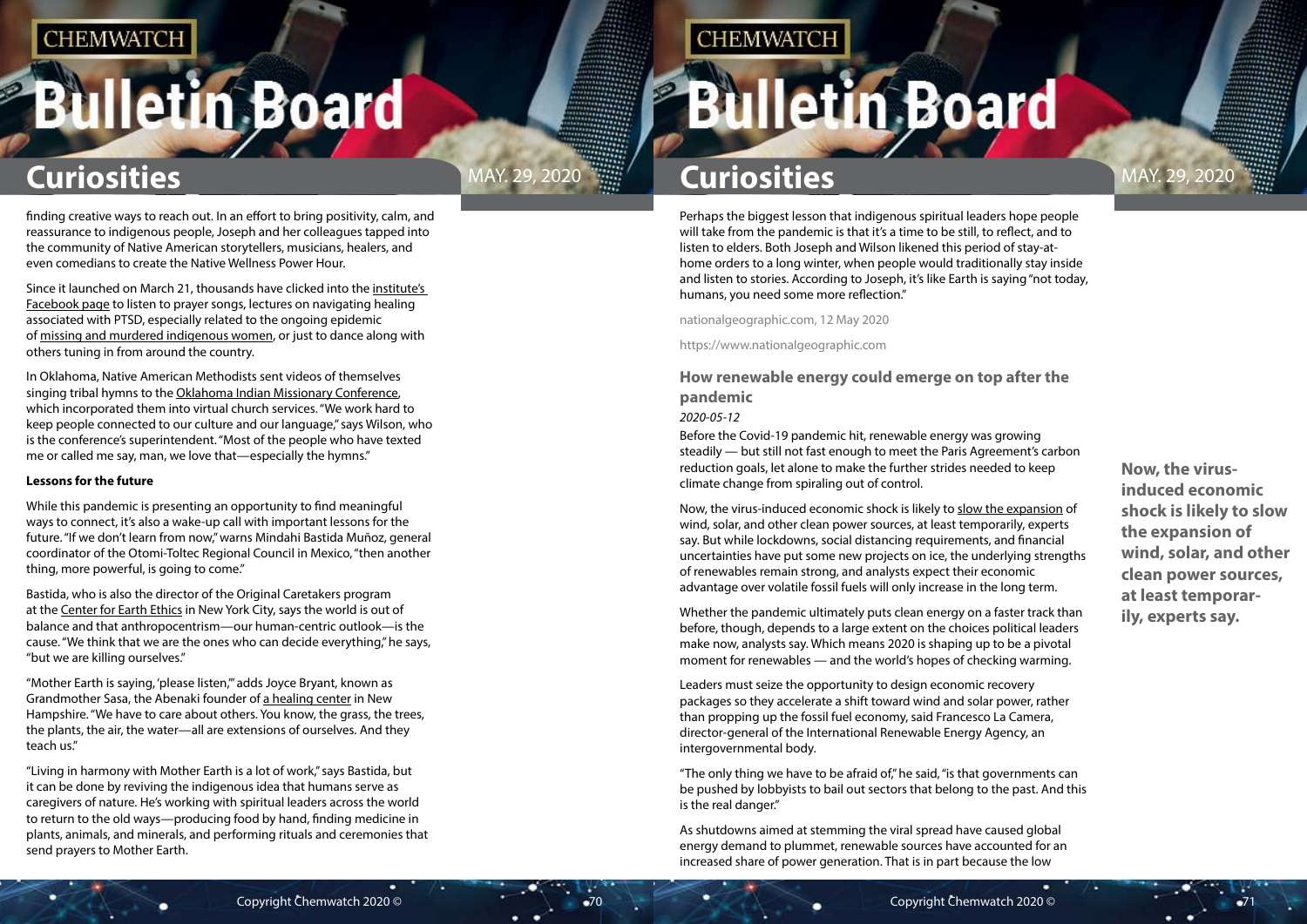finding creative ways to reach out. In an effort to bring positivity, calm, and reassurance to indigenous people, Joseph and her colleagues tapped into the community of Native American storytellers, musicians, healers, and even comedians to create the Native Wellness Power Hour.

Since it launched on March 21, thousands have clicked into the institute's Facebook page to listen to prayer songs, lectures on navigating healing associated with PTSD, especially related to the ongoing epidemic of missing and murdered indigenous women, or just to dance along with others tuning in from around the country.

In Oklahoma, Native American Methodists sent videos of themselves singing tribal hymns to the Oklahoma Indian Missionary Conference, which incorporated them into virtual church services. "We work hard to keep people connected to our culture and our language," says Wilson, who is the conference's superintendent. "Most of the people who have texted me or called me say, man, we love that—especially the hymns."

**Lessons for the future**

While this pandemic is presenting an opportunity to find meaningful ways to connect, it's also a wake-up call with important lessons for the future. "If we don't learn from now," warns Mindahi Bastida Muñoz, general coordinator of the Otomi-Toltec Regional Council in Mexico, "then another thing, more powerful, is going to come."

Bastida, who is also the director of the Original Caretakers program at the Center for Earth Ethics in New York City, says the world is out of balance and that anthropocentrism—our human-centric outlook—is the cause. "We think that we are the ones who can decide everything," he says, "but we are killing ourselves."

"Mother Earth is saying, 'please listen,'" adds Joyce Bryant, known as Grandmother Sasa, the Abenaki founder of a healing center in New Hampshire. "We have to care about others. You know, the grass, the trees, the plants, the air, the water—all are extensions of ourselves. And they teach us."

"Living in harmony with Mother Earth is a lot of work," says Bastida, but it can be done by reviving the indigenous idea that humans serve as caregivers of nature. He's working with spiritual leaders across the world to return to the old ways—producing food by hand, finding medicine in plants, animals, and minerals, and performing rituals and ceremonies that send prayers to Mother Earth.

Perhaps the biggest lesson that indigenous spiritual leaders hope people will take from the pandemic is that it's a time to be still, to reflect, and to listen to elders. Both Joseph and Wilson likened this period of stay-at-home orders to a long winter, when people would traditionally stay inside and listen to stories. According to Joseph, it's like Earth is saying "not today, humans, you need some more reflection."

nationalgeographic.com, 12 May 2020

https://www.nationalgeographic.com

### How renewable energy could emerge on top after the pandemic

*2020-05-12*

Before the Covid-19 pandemic hit, renewable energy was growing steadily — but still not fast enough to meet the Paris Agreement's carbon reduction goals, let alone to make the further strides needed to keep climate change from spiraling out of control.

Now, the virus-induced economic shock is likely to slow the expansion of wind, solar, and other clean power sources, at least temporarily, experts say. But while lockdowns, social distancing requirements, and financial uncertainties have put some new projects on ice, the underlying strengths of renewables remain strong, and analysts expect their economic advantage over volatile fossil fuels will only increase in the long term.

**Now, the virus-induced economic shock is likely to slow the expansion of wind, solar, and other clean power sources, at least temporarily, experts say.**

Whether the pandemic ultimately puts clean energy on a faster track than before, though, depends to a large extent on the choices political leaders make now, analysts say. Which means 2020 is shaping up to be a pivotal moment for renewables — and the world's hopes of checking warming.

Leaders must seize the opportunity to design economic recovery packages so they accelerate a shift toward wind and solar power, rather than propping up the fossil fuel economy, said Francesco La Camera, director-general of the International Renewable Energy Agency, an intergovernmental body.

"The only thing we have to be afraid of," he said, "is that governments can be pushed by lobbyists to bail out sectors that belong to the past. And this is the real danger."

As shutdowns aimed at stemming the viral spread have caused global energy demand to plummet, renewable sources have accounted for an increased share of power generation. That is in part because the low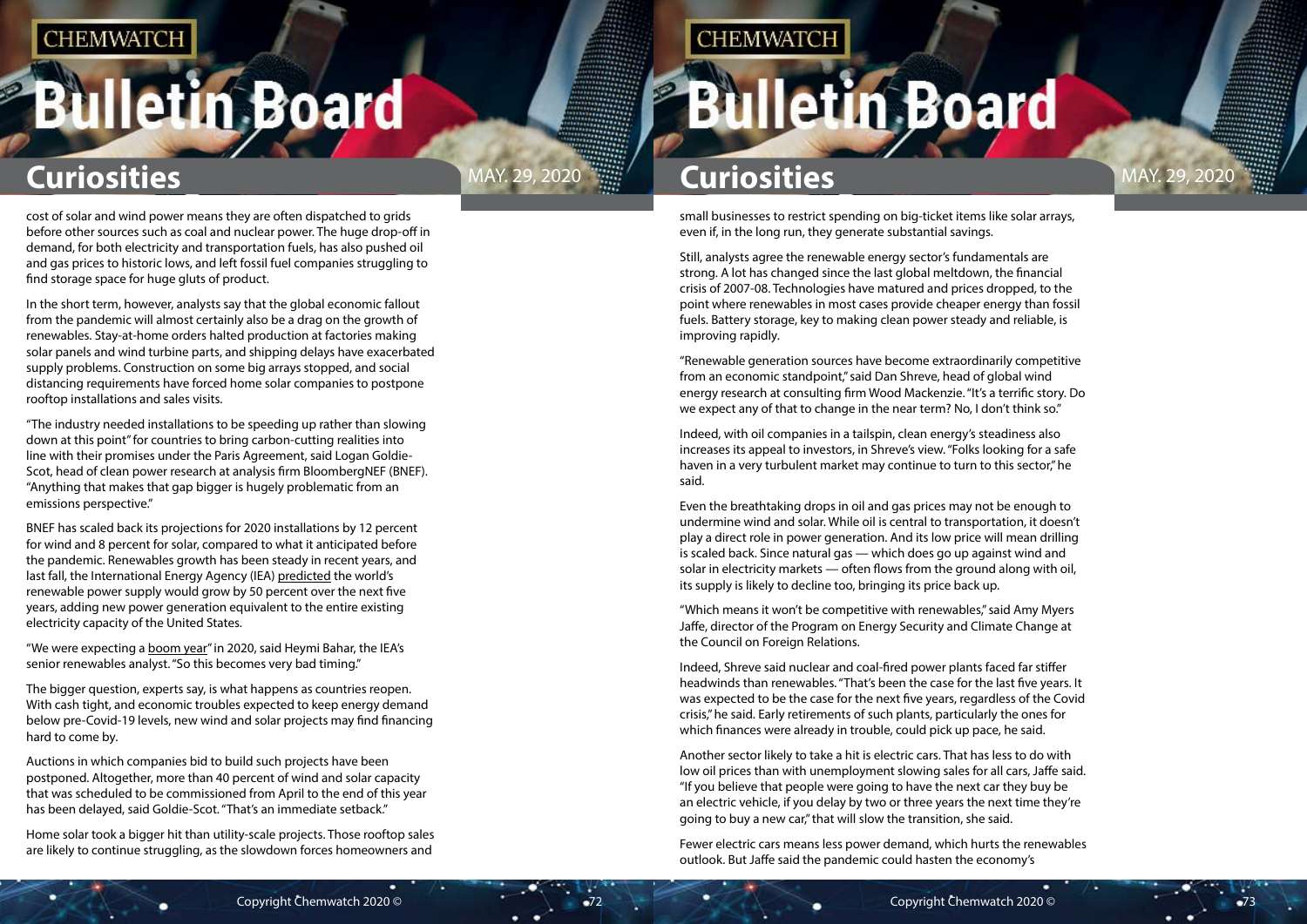cost of solar and wind power means they are often dispatched to grids before other sources such as coal and nuclear power. The huge drop-off in demand, for both electricity and transportation fuels, has also pushed oil and gas prices to historic lows, and left fossil fuel companies struggling to find storage space for huge gluts of product.

In the short term, however, analysts say that the global economic fallout from the pandemic will almost certainly also be a drag on the growth of renewables. Stay-at-home orders halted production at factories making solar panels and wind turbine parts, and shipping delays have exacerbated supply problems. Construction on some big arrays stopped, and social distancing requirements have forced home solar companies to postpone rooftop installations and sales visits.

"The industry needed installations to be speeding up rather than slowing down at this point" for countries to bring carbon-cutting realities into line with their promises under the Paris Agreement, said Logan Goldie-Scot, head of clean power research at analysis firm BloombergNEF (BNEF). "Anything that makes that gap bigger is hugely problematic from an emissions perspective."

BNEF has scaled back its projections for 2020 installations by 12 percent for wind and 8 percent for solar, compared to what it anticipated before the pandemic. Renewables growth has been steady in recent years, and last fall, the International Energy Agency (IEA) predicted the world's renewable power supply would grow by 50 percent over the next five years, adding new power generation equivalent to the entire existing electricity capacity of the United States.

"We were expecting a boom year" in 2020, said Heymi Bahar, the IEA's senior renewables analyst. "So this becomes very bad timing."

The bigger question, experts say, is what happens as countries reopen. With cash tight, and economic troubles expected to keep energy demand below pre-Covid-19 levels, new wind and solar projects may find financing hard to come by.

Auctions in which companies bid to build such projects have been postponed. Altogether, more than 40 percent of wind and solar capacity that was scheduled to be commissioned from April to the end of this year has been delayed, said Goldie-Scot. "That's an immediate setback."

Home solar took a bigger hit than utility-scale projects. Those rooftop sales are likely to continue struggling, as the slowdown forces homeowners and small businesses to restrict spending on big-ticket items like solar arrays, even if, in the long run, they generate substantial savings.

Still, analysts agree the renewable energy sector's fundamentals are strong. A lot has changed since the last global meltdown, the financial crisis of 2007-08. Technologies have matured and prices dropped, to the point where renewables in most cases provide cheaper energy than fossil fuels. Battery storage, key to making clean power steady and reliable, is improving rapidly.

"Renewable generation sources have become extraordinarily competitive from an economic standpoint," said Dan Shreve, head of global wind energy research at consulting firm Wood Mackenzie. "It's a terrific story. Do we expect any of that to change in the near term? No, I don't think so."

Indeed, with oil companies in a tailspin, clean energy's steadiness also increases its appeal to investors, in Shreve's view. "Folks looking for a safe haven in a very turbulent market may continue to turn to this sector," he said.

Even the breathtaking drops in oil and gas prices may not be enough to undermine wind and solar. While oil is central to transportation, it doesn't play a direct role in power generation. And its low price will mean drilling is scaled back. Since natural gas — which does go up against wind and solar in electricity markets — often flows from the ground along with oil, its supply is likely to decline too, bringing its price back up.

"Which means it won't be competitive with renewables," said Amy Myers Jaffe, director of the Program on Energy Security and Climate Change at the Council on Foreign Relations.

Indeed, Shreve said nuclear and coal-fired power plants faced far stiffer headwinds than renewables. "That's been the case for the last five years. It was expected to be the case for the next five years, regardless of the Covid crisis," he said. Early retirements of such plants, particularly the ones for which finances were already in trouble, could pick up pace, he said.

Another sector likely to take a hit is electric cars. That has less to do with low oil prices than with unemployment slowing sales for all cars, Jaffe said. "If you believe that people were going to have the next car they buy be an electric vehicle, if you delay by two or three years the next time they're going to buy a new car," that will slow the transition, she said.

Fewer electric cars means less power demand, which hurts the renewables outlook. But Jaffe said the pandemic could hasten the economy's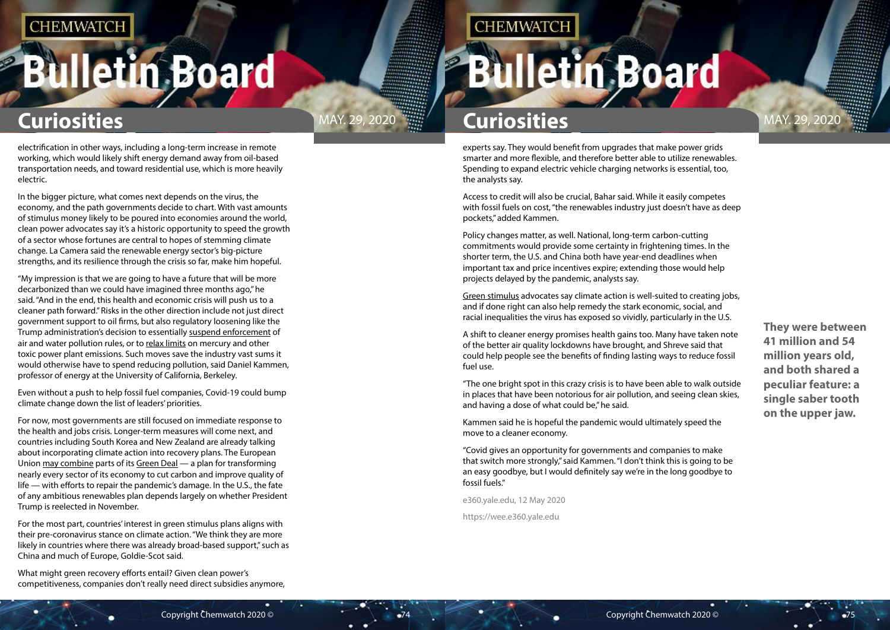electrification in other ways, including a long-term increase in remote working, which would likely shift energy demand away from oil-based transportation needs, and toward residential use, which is more heavily electric.

In the bigger picture, what comes next depends on the virus, the economy, and the path governments decide to chart. With vast amounts of stimulus money likely to be poured into economies around the world, clean power advocates say it's a historic opportunity to speed the growth of a sector whose fortunes are central to hopes of stemming climate change. La Camera said the renewable energy sector's big-picture strengths, and its resilience through the crisis so far, make him hopeful.

"My impression is that we are going to have a future that will be more decarbonized than we could have imagined three months ago," he said. "And in the end, this health and economic crisis will push us to a cleaner path forward." Risks in the other direction include not just direct government support to oil firms, but also regulatory loosening like the Trump administration's decision to essentially suspend enforcement of air and water pollution rules, or to relax limits on mercury and other toxic power plant emissions. Such moves save the industry vast sums it would otherwise have to spend reducing pollution, said Daniel Kammen, professor of energy at the University of California, Berkeley.

Even without a push to help fossil fuel companies, Covid-19 could bump climate change down the list of leaders' priorities.

For now, most governments are still focused on immediate response to the health and jobs crisis. Longer-term measures will come next, and countries including South Korea and New Zealand are already talking about incorporating climate action into recovery plans. The European Union may combine parts of its Green Deal — a plan for transforming nearly every sector of its economy to cut carbon and improve quality of life — with efforts to repair the pandemic's damage. In the U.S., the fate of any ambitious renewables plan depends largely on whether President Trump is reelected in November.

For the most part, countries' interest in green stimulus plans aligns with their pre-coronavirus stance on climate action. "We think they are more likely in countries where there was already broad-based support," such as China and much of Europe, Goldie-Scot said.

What might green recovery efforts entail? Given clean power's competitiveness, companies don't really need direct subsidies anymore, experts say. They would benefit from upgrades that make power grids smarter and more flexible, and therefore better able to utilize renewables. Spending to expand electric vehicle charging networks is essential, too, the analysts say.

Access to credit will also be crucial, Bahar said. While it easily competes with fossil fuels on cost, "the renewables industry just doesn't have as deep pockets," added Kammen.

Policy changes matter, as well. National, long-term carbon-cutting commitments would provide some certainty in frightening times. In the shorter term, the U.S. and China both have year-end deadlines when important tax and price incentives expire; extending those would help projects delayed by the pandemic, analysts say.

Green stimulus advocates say climate action is well-suited to creating jobs, and if done right can also help remedy the stark economic, social, and racial inequalities the virus has exposed so vividly, particularly in the U.S.

A shift to cleaner energy promises health gains too. Many have taken note of the better air quality lockdowns have brought, and Shreve said that could help people see the benefits of finding lasting ways to reduce fossil fuel use.

"The one bright spot in this crazy crisis is to have been able to walk outside in places that have been notorious for air pollution, and seeing clean skies, and having a dose of what could be," he said.

Kammen said he is hopeful the pandemic would ultimately speed the move to a cleaner economy.

"Covid gives an opportunity for governments and companies to make that switch more strongly," said Kammen. "I don't think this is going to be an easy goodbye, but I would definitely say we're in the long goodbye to fossil fuels."

e360.yale.edu, 12 May 2020

https://wee.e360.yale.edu

**They were between 41 million and 54 million years old, and both shared a peculiar feature: a single saber tooth on the upper jaw.**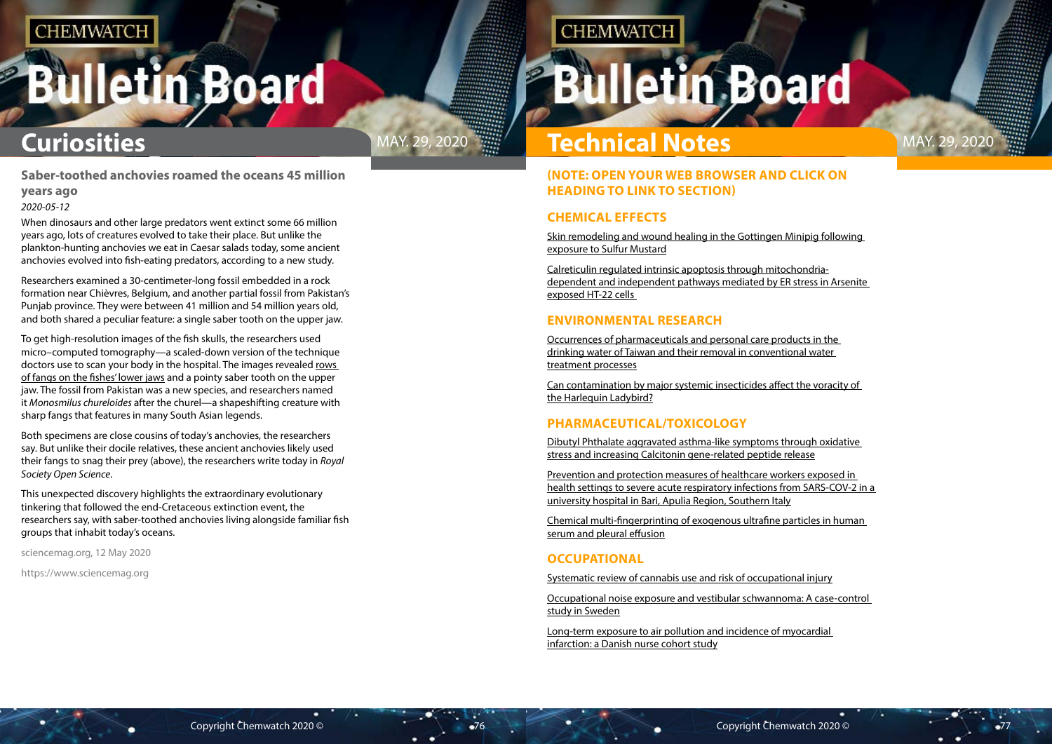## Curiosities

### Saber-toothed anchovies roamed the oceans 45 million years ago

*2020-05-12*

When dinosaurs and other large predators went extinct some 66 million years ago, lots of creatures evolved to take their place. But unlike the plankton-hunting anchovies we eat in Caesar salads today, some ancient anchovies evolved into fish-eating predators, according to a new study.

Researchers examined a 30-centimeter-long fossil embedded in a rock formation near Chièvres, Belgium, and another partial fossil from Pakistan's Punjab province. They were between 41 million and 54 million years old, and both shared a peculiar feature: a single saber tooth on the upper jaw.

To get high-resolution images of the fish skulls, the researchers used micro–computed tomography—a scaled-down version of the technique doctors use to scan your body in the hospital. The images revealed rows of fangs on the fishes' lower jaws and a pointy saber tooth on the upper jaw. The fossil from Pakistan was a new species, and researchers named it *Monosmilus chureloides* after the churel—a shapeshifting creature with sharp fangs that features in many South Asian legends.

Both specimens are close cousins of today's anchovies, the researchers say. But unlike their docile relatives, these ancient anchovies likely used their fangs to snag their prey (above), the researchers write today in *Royal Society Open Science*.

This unexpected discovery highlights the extraordinary evolutionary tinkering that followed the end-Cretaceous extinction event, the researchers say, with saber-toothed anchovies living alongside familiar fish groups that inhabit today's oceans.

sciencemag.org, 12 May 2020

https://www.sciencemag.org

## Technical Notes

### (NOTE: OPEN YOUR WEB BROWSER AND CLICK ON HEADING TO LINK TO SECTION)

### CHEMICAL EFFECTS

Skin remodeling and wound healing in the Gottingen Minipig following exposure to Sulfur Mustard

Calreticulin regulated intrinsic apoptosis through mitochondria-dependent and independent pathways mediated by ER stress in Arsenite exposed HT-22 cells

### ENVIRONMENTAL RESEARCH

Occurrences of pharmaceuticals and personal care products in the drinking water of Taiwan and their removal in conventional water treatment processes

Can contamination by major systemic insecticides affect the voracity of the Harlequin Ladybird?

### PHARMACEUTICAL/TOXICOLOGY

Dibutyl Phthalate aggravated asthma-like symptoms through oxidative stress and increasing Calcitonin gene-related peptide release

Prevention and protection measures of healthcare workers exposed in health settings to severe acute respiratory infections from SARS-COV-2 in a university hospital in Bari, Apulia Region, Southern Italy

Chemical multi-fingerprinting of exogenous ultrafine particles in human serum and pleural effusion

### OCCUPATIONAL

Systematic review of cannabis use and risk of occupational injury

Occupational noise exposure and vestibular schwannoma: A case-control study in Sweden

Long-term exposure to air pollution and incidence of myocardial infarction: a Danish nurse cohort study